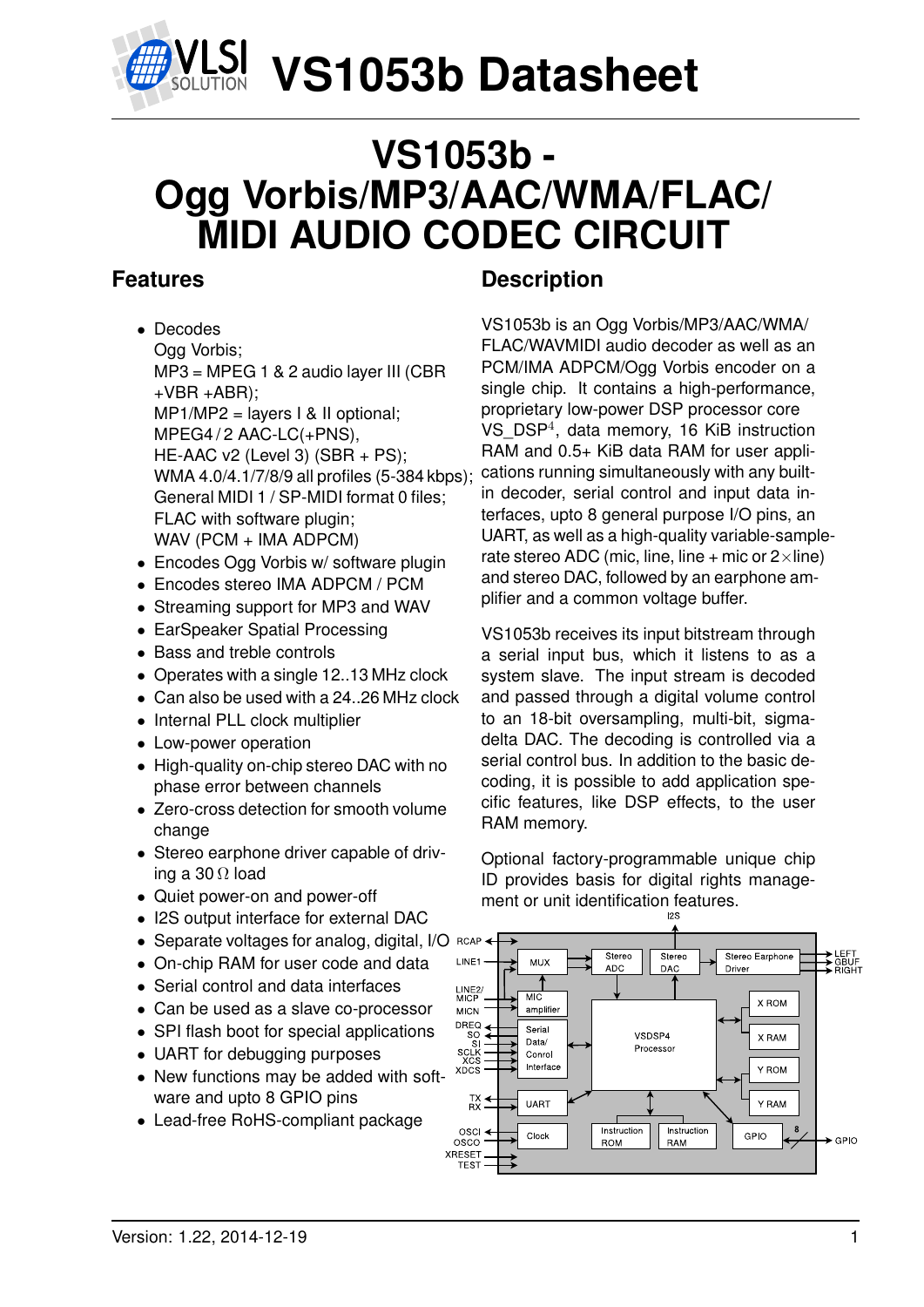# VS1053b Datasheet

# VS1053b - Ogg Vorbis/MP3/AAC/WMA/FLAC/ MIDI AUDIO CODEC CIRCUIT

## Features

- Decodes
  Ogg Vorbis;
  MP3 = MPEG 1 & 2 audio layer III (CBR +VBR +ABR);
  MP1/MP2 = layers I & II optional;
  MPEG4 / 2 AAC-LC(+PNS),
  HE-AAC v2 (Level 3) (SBR + PS);
  WMA 4.0/4.1/7/8/9 all profiles (5-384 kbps);
  General MIDI 1 / SP-MIDI format 0 files;
  FLAC with software plugin;
  WAV (PCM + IMA ADPCM)
- Encodes Ogg Vorbis w/ software plugin
- Encodes stereo IMA ADPCM / PCM
- Streaming support for MP3 and WAV
- EarSpeaker Spatial Processing
- Bass and treble controls
- Operates with a single 12..13 MHz clock
- Can also be used with a 24..26 MHz clock
- Internal PLL clock multiplier
- Low-power operation
- High-quality on-chip stereo DAC with no phase error between channels
- Zero-cross detection for smooth volume change
- Stereo earphone driver capable of driving a 30 Ω load
- Quiet power-on and power-off
- I2S output interface for external DAC
- Separate voltages for analog, digital, I/O
- On-chip RAM for user code and data
- Serial control and data interfaces
- Can be used as a slave co-processor
- SPI flash boot for special applications
- UART for debugging purposes
- New functions may be added with software and upto 8 GPIO pins
- Lead-free RoHS-compliant package

## Description

VS1053b is an Ogg Vorbis/MP3/AAC/WMA/FLAC/WAVMIDI audio decoder as well as an PCM/IMA ADPCM/Ogg Vorbis encoder on a single chip. It contains a high-performance, proprietary low-power DSP processor core VS_DSP[4], data memory, 16 KiB instruction RAM and 0.5+ KiB data RAM for user applications running simultaneously with any built-in decoder, serial control and input data interfaces, upto 8 general purpose I/O pins, an UART, as well as a high-quality variable-sample-rate stereo ADC (mic, line, line + mic or 2×line) and stereo DAC, followed by an earphone amplifier and a common voltage buffer.

VS1053b receives its input bitstream through a serial input bus, which it listens to as a system slave. The input stream is decoded and passed through a digital volume control to an 18-bit oversampling, multi-bit, sigma-delta DAC. The decoding is controlled via a serial control bus. In addition to the basic decoding, it is possible to add application specific features, like DSP effects, to the user RAM memory.

Optional factory-programmable unique chip ID provides basis for digital rights management or unit identification features.

I2S, RCAP, LINE1, LINE2/MICP, MICN, DREQ, SO, SI, SCLK, XCS, XDCS, TX, RX, OSCI, OSCO, XRESET, TEST, MUX, Stereo ADC, Stereo DAC, Stereo Earphone Driver, LEFT, GBUF, RIGHT, MIC amplifier, X ROM, X RAM, Serial Data/ Control Interface, VSDSP4 Processor, Y ROM, Y RAM, UART, Clock, Instruction ROM, Instruction RAM, GPIO, 8, GPIO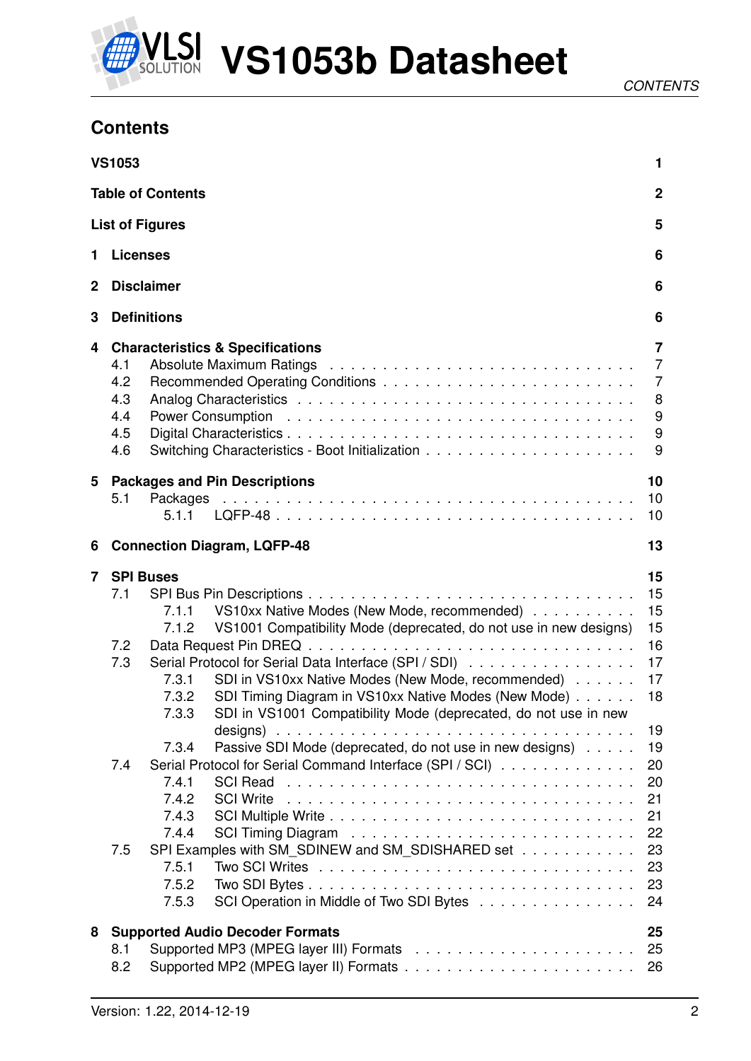## Contents

| | | |
|---|---|---|
| **VS1053** | | **1** |
| **Table of Contents** | | **2** |
| **List of Figures** | | **5** |
| **1** | **Licenses** | **6** |
| **2** | **Disclaimer** | **6** |
| **3** | **Definitions** | **6** |
| **4** | **Characteristics & Specifications** | **7** |
| 4.1 | Absolute Maximum Ratings | 7 |
| 4.2 | Recommended Operating Conditions | 7 |
| 4.3 | Analog Characteristics | 8 |
| 4.4 | Power Consumption | 9 |
| 4.5 | Digital Characteristics | 9 |
| 4.6 | Switching Characteristics - Boot Initialization | 9 |
| **5** | **Packages and Pin Descriptions** | **10** |
| 5.1 | Packages | 10 |
| 5.1.1 | LQFP-48 | 10 |
| **6** | **Connection Diagram, LQFP-48** | **13** |
| **7** | **SPI Buses** | **15** |
| 7.1 | SPI Bus Pin Descriptions | 15 |
| 7.1.1 | VS10xx Native Modes (New Mode, recommended) | 15 |
| 7.1.2 | VS1001 Compatibility Mode (deprecated, do not use in new designs) | 15 |
| 7.2 | Data Request Pin DREQ | 16 |
| 7.3 | Serial Protocol for Serial Data Interface (SPI / SDI) | 17 |
| 7.3.1 | SDI in VS10xx Native Modes (New Mode, recommended) | 17 |
| 7.3.2 | SDI Timing Diagram in VS10xx Native Modes (New Mode) | 18 |
| 7.3.3 | SDI in VS1001 Compatibility Mode (deprecated, do not use in new designs) | 19 |
| 7.3.4 | Passive SDI Mode (deprecated, do not use in new designs) | 19 |
| 7.4 | Serial Protocol for Serial Command Interface (SPI / SCI) | 20 |
| 7.4.1 | SCI Read | 20 |
| 7.4.2 | SCI Write | 21 |
| 7.4.3 | SCI Multiple Write | 21 |
| 7.4.4 | SCI Timing Diagram | 22 |
| 7.5 | SPI Examples with SM_SDINEW and SM_SDISHARED set | 23 |
| 7.5.1 | Two SCI Writes | 23 |
| 7.5.2 | Two SDI Bytes | 23 |
| 7.5.3 | SCI Operation in Middle of Two SDI Bytes | 24 |
| **8** | **Supported Audio Decoder Formats** | **25** |
| 8.1 | Supported MP3 (MPEG layer III) Formats | 25 |
| 8.2 | Supported MP2 (MPEG layer II) Formats | 26 |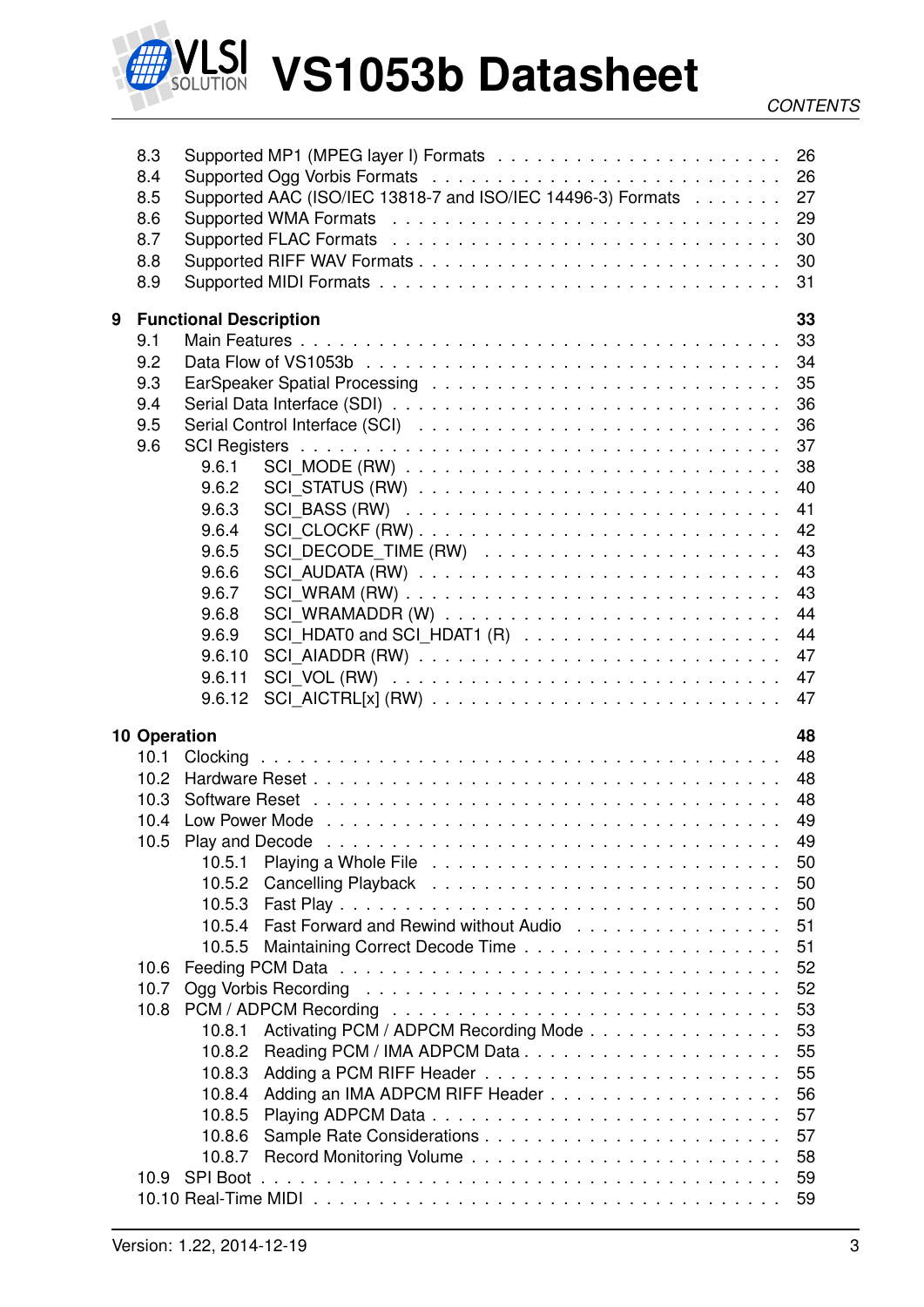8.3 Supported MP1 (MPEG layer I) Formats . . . . . . . . . . . . . . . . . . . . . 26
8.4 Supported Ogg Vorbis Formats . . . . . . . . . . . . . . . . . . . . . . . . . 26
8.5 Supported AAC (ISO/IEC 13818-7 and ISO/IEC 14496-3) Formats . . . . . . . 27
8.6 Supported WMA Formats . . . . . . . . . . . . . . . . . . . . . . . . . . . . 29
8.7 Supported FLAC Formats . . . . . . . . . . . . . . . . . . . . . . . . . . . . 30
8.8 Supported RIFF WAV Formats . . . . . . . . . . . . . . . . . . . . . . . . . . 30
8.9 Supported MIDI Formats . . . . . . . . . . . . . . . . . . . . . . . . . . . . 31

**9 Functional Description** **33**

9.1 Main Features . . . . . . . . . . . . . . . . . . . . . . . . . . . . . . . . . 33
9.2 Data Flow of VS1053b . . . . . . . . . . . . . . . . . . . . . . . . . . . . . 34
9.3 EarSpeaker Spatial Processing . . . . . . . . . . . . . . . . . . . . . . . . 35
9.4 Serial Data Interface (SDI) . . . . . . . . . . . . . . . . . . . . . . . . . . 36
9.5 Serial Control Interface (SCI) . . . . . . . . . . . . . . . . . . . . . . . . . 36
9.6 SCI Registers . . . . . . . . . . . . . . . . . . . . . . . . . . . . . . . . . 37
- 9.6.1 SCI_MODE (RW) . . . . . . . . . . . . . . . . . . . . . . . . . . . . 38
- 9.6.2 SCI_STATUS (RW) . . . . . . . . . . . . . . . . . . . . . . . . . . . 40
- 9.6.3 SCI_BASS (RW) . . . . . . . . . . . . . . . . . . . . . . . . . . . . 41
- 9.6.4 SCI_CLOCKF (RW) . . . . . . . . . . . . . . . . . . . . . . . . . . . 42
- 9.6.5 SCI_DECODE_TIME (RW) . . . . . . . . . . . . . . . . . . . . . . . 43
- 9.6.6 SCI_AUDATA (RW) . . . . . . . . . . . . . . . . . . . . . . . . . . . 43
- 9.6.7 SCI_WRAM (RW) . . . . . . . . . . . . . . . . . . . . . . . . . . . . 43
- 9.6.8 SCI_WRAMADDR (W) . . . . . . . . . . . . . . . . . . . . . . . . . 44
- 9.6.9 SCI_HDAT0 and SCI_HDAT1 (R) . . . . . . . . . . . . . . . . . . . 44
- 9.6.10 SCI_AIADDR (RW) . . . . . . . . . . . . . . . . . . . . . . . . . . . 47
- 9.6.11 SCI_VOL (RW) . . . . . . . . . . . . . . . . . . . . . . . . . . . . . 47
- 9.6.12 SCI_AICTRL[x] (RW) . . . . . . . . . . . . . . . . . . . . . . . . . . 47

**10 Operation** **48**

10.1 Clocking . . . . . . . . . . . . . . . . . . . . . . . . . . . . . . . . . . . . 48
10.2 Hardware Reset . . . . . . . . . . . . . . . . . . . . . . . . . . . . . . . . 48
10.3 Software Reset . . . . . . . . . . . . . . . . . . . . . . . . . . . . . . . . 48
10.4 Low Power Mode . . . . . . . . . . . . . . . . . . . . . . . . . . . . . . . 49
10.5 Play and Decode . . . . . . . . . . . . . . . . . . . . . . . . . . . . . . . 49
- 10.5.1 Playing a Whole File . . . . . . . . . . . . . . . . . . . . . . . . . . 50
- 10.5.2 Cancelling Playback . . . . . . . . . . . . . . . . . . . . . . . . . . 50
- 10.5.3 Fast Play . . . . . . . . . . . . . . . . . . . . . . . . . . . . . . . . 50
- 10.5.4 Fast Forward and Rewind without Audio . . . . . . . . . . . . . . . 51
- 10.5.5 Maintaining Correct Decode Time . . . . . . . . . . . . . . . . . . . 51

10.6 Feeding PCM Data . . . . . . . . . . . . . . . . . . . . . . . . . . . . . . 52
10.7 Ogg Vorbis Recording . . . . . . . . . . . . . . . . . . . . . . . . . . . . 52
10.8 PCM / ADPCM Recording . . . . . . . . . . . . . . . . . . . . . . . . . . 53
- 10.8.1 Activating PCM / ADPCM Recording Mode . . . . . . . . . . . . . . 53
- 10.8.2 Reading PCM / IMA ADPCM Data . . . . . . . . . . . . . . . . . . . 55
- 10.8.3 Adding a PCM RIFF Header . . . . . . . . . . . . . . . . . . . . . . 55
- 10.8.4 Adding an IMA ADPCM RIFF Header . . . . . . . . . . . . . . . . . 56
- 10.8.5 Playing ADPCM Data . . . . . . . . . . . . . . . . . . . . . . . . . . 57
- 10.8.6 Sample Rate Considerations . . . . . . . . . . . . . . . . . . . . . . 57
- 10.8.7 Record Monitoring Volume . . . . . . . . . . . . . . . . . . . . . . . 58

10.9 SPI Boot . . . . . . . . . . . . . . . . . . . . . . . . . . . . . . . . . . . . 59
10.10 Real-Time MIDI . . . . . . . . . . . . . . . . . . . . . . . . . . . . . . . 59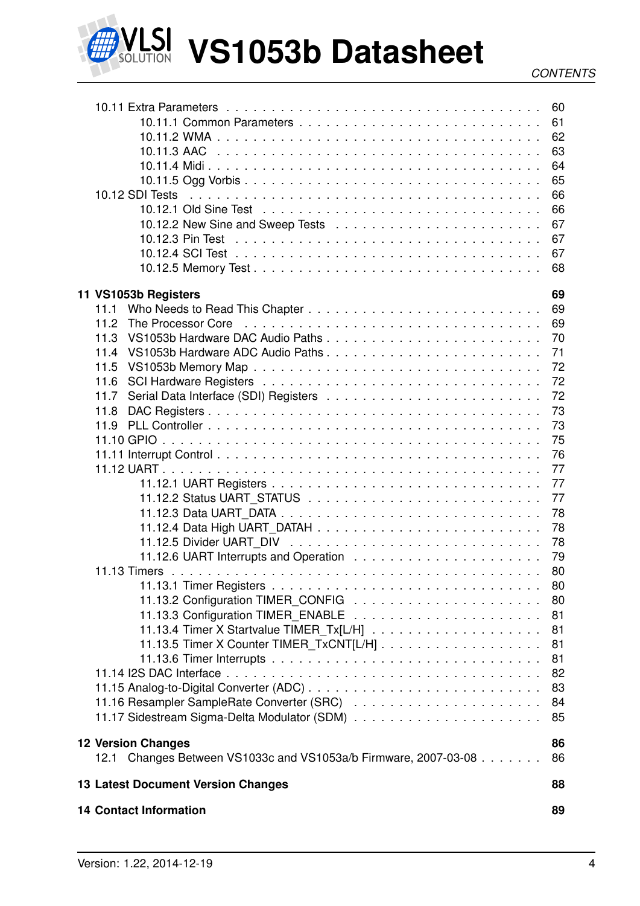10.11 Extra Parameters . . . . . . . . . . . . . . . . . . . . . . . . . . . . . . . 60
    10.11.1 Common Parameters . . . . . . . . . . . . . . . . . . . . . . . . 61
    10.11.2 WMA . . . . . . . . . . . . . . . . . . . . . . . . . . . . . . . 62
    10.11.3 AAC . . . . . . . . . . . . . . . . . . . . . . . . . . . . . . . 63
    10.11.4 Midi . . . . . . . . . . . . . . . . . . . . . . . . . . . . . . . 64
    10.11.5 Ogg Vorbis . . . . . . . . . . . . . . . . . . . . . . . . . . . 65
10.12 SDI Tests . . . . . . . . . . . . . . . . . . . . . . . . . . . . . . . . . 66
    10.12.1 Old Sine Test . . . . . . . . . . . . . . . . . . . . . . . . . . . 66
    10.12.2 New Sine and Sweep Tests . . . . . . . . . . . . . . . . . . . . . 67
    10.12.3 Pin Test . . . . . . . . . . . . . . . . . . . . . . . . . . . . . 67
    10.12.4 SCI Test . . . . . . . . . . . . . . . . . . . . . . . . . . . . . 67
    10.12.5 Memory Test . . . . . . . . . . . . . . . . . . . . . . . . . . . 68

**11 VS1053b Registers** **69**
11.1 Who Needs to Read This Chapter . . . . . . . . . . . . . . . . . . . . . . 69
11.2 The Processor Core . . . . . . . . . . . . . . . . . . . . . . . . . . . . 69
11.3 VS1053b Hardware DAC Audio Paths . . . . . . . . . . . . . . . . . . . . 70
11.4 VS1053b Hardware ADC Audio Paths . . . . . . . . . . . . . . . . . . . . 71
11.5 VS1053b Memory Map . . . . . . . . . . . . . . . . . . . . . . . . . . . 72
11.6 SCI Hardware Registers . . . . . . . . . . . . . . . . . . . . . . . . . . 72
11.7 Serial Data Interface (SDI) Registers . . . . . . . . . . . . . . . . . . . 72
11.8 DAC Registers . . . . . . . . . . . . . . . . . . . . . . . . . . . . . . . 73
11.9 PLL Controller . . . . . . . . . . . . . . . . . . . . . . . . . . . . . . 73
11.10 GPIO . . . . . . . . . . . . . . . . . . . . . . . . . . . . . . . . . . . 75
11.11 Interrupt Control . . . . . . . . . . . . . . . . . . . . . . . . . . . . . 76
11.12 UART . . . . . . . . . . . . . . . . . . . . . . . . . . . . . . . . . . . 77
    11.12.1 UART Registers . . . . . . . . . . . . . . . . . . . . . . . . . . 77
    11.12.2 Status UART_STATUS . . . . . . . . . . . . . . . . . . . . . . . 77
    11.12.3 Data UART_DATA . . . . . . . . . . . . . . . . . . . . . . . . . 78
    11.12.4 Data High UART_DATAH . . . . . . . . . . . . . . . . . . . . . . 78
    11.12.5 Divider UART_DIV . . . . . . . . . . . . . . . . . . . . . . . . 78
    11.12.6 UART Interrupts and Operation . . . . . . . . . . . . . . . . . . 79
11.13 Timers . . . . . . . . . . . . . . . . . . . . . . . . . . . . . . . . . . 80
    11.13.1 Timer Registers . . . . . . . . . . . . . . . . . . . . . . . . . . 80
    11.13.2 Configuration TIMER_CONFIG . . . . . . . . . . . . . . . . . . . 80
    11.13.3 Configuration TIMER_ENABLE . . . . . . . . . . . . . . . . . . . 81
    11.13.4 Timer X Startvalue TIMER_Tx[L/H] . . . . . . . . . . . . . . . . . 81
    11.13.5 Timer X Counter TIMER_TxCNT[L/H] . . . . . . . . . . . . . . . . 81
    11.13.6 Timer Interrupts . . . . . . . . . . . . . . . . . . . . . . . . . 81
11.14 I2S DAC Interface . . . . . . . . . . . . . . . . . . . . . . . . . . . . 82
11.15 Analog-to-Digital Converter (ADC) . . . . . . . . . . . . . . . . . . . . 83
11.16 Resampler SampleRate Converter (SRC) . . . . . . . . . . . . . . . . . . 84
11.17 Sidestream Sigma-Delta Modulator (SDM) . . . . . . . . . . . . . . . . . 85

**12 Version Changes** **86**
12.1 Changes Between VS1033c and VS1053a/b Firmware, 2007-03-08 . . . . . . . 86

**13 Latest Document Version Changes** **88**

**14 Contact Information** **89**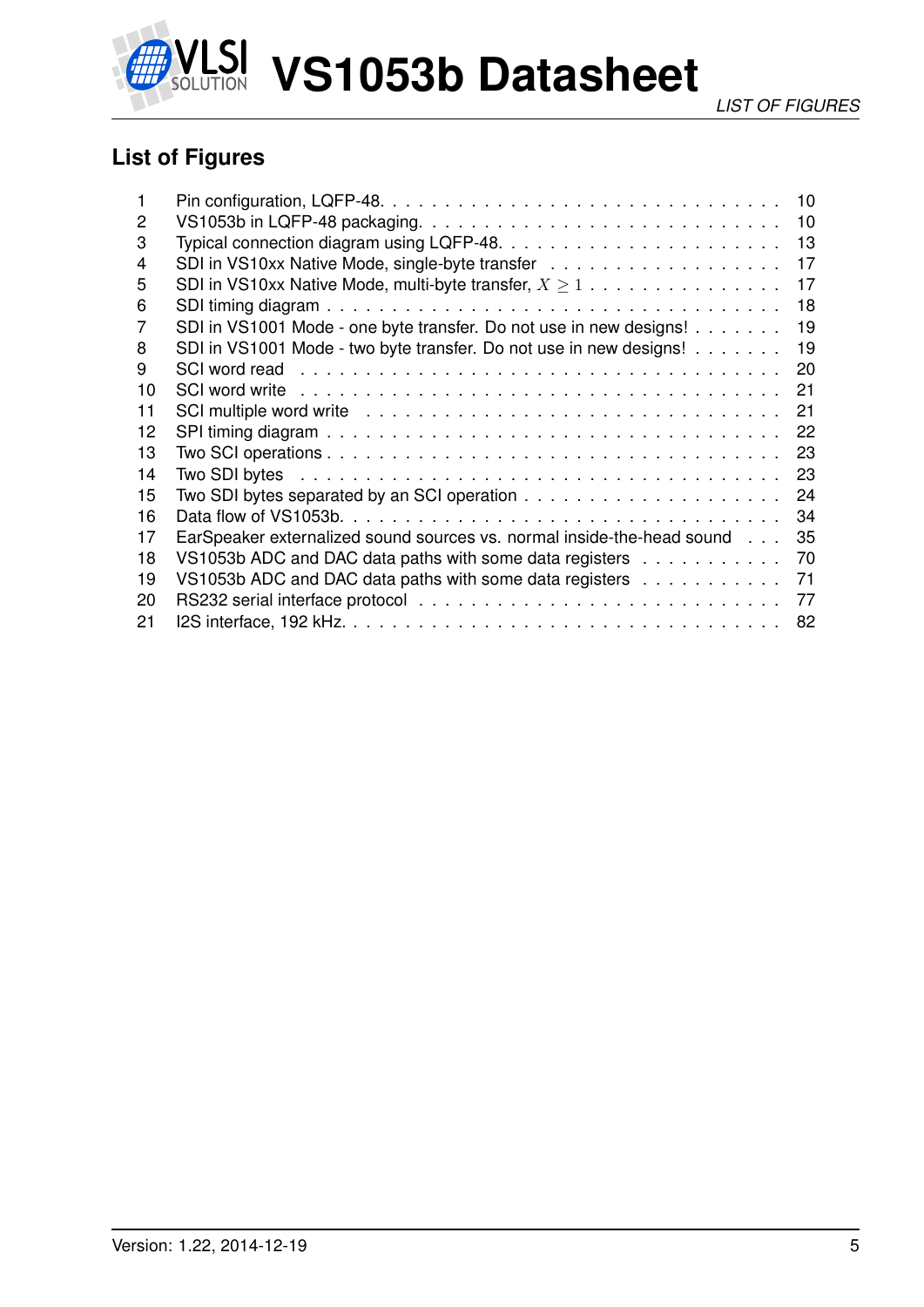## List of Figures

| | | |
|---|---|---|
| 1 | Pin configuration, LQFP-48. | 10 |
| 2 | VS1053b in LQFP-48 packaging. | 10 |
| 3 | Typical connection diagram using LQFP-48. | 13 |
| 4 | SDI in VS10xx Native Mode, single-byte transfer | 17 |
| 5 | SDI in VS10xx Native Mode, multi-byte transfer, $X \geq 1$ | 17 |
| 6 | SDI timing diagram | 18 |
| 7 | SDI in VS1001 Mode - one byte transfer. Do not use in new designs! | 19 |
| 8 | SDI in VS1001 Mode - two byte transfer. Do not use in new designs! | 19 |
| 9 | SCI word read | 20 |
| 10 | SCI word write | 21 |
| 11 | SCI multiple word write | 21 |
| 12 | SPI timing diagram | 22 |
| 13 | Two SCI operations | 23 |
| 14 | Two SDI bytes | 23 |
| 15 | Two SDI bytes separated by an SCI operation | 24 |
| 16 | Data flow of VS1053b. | 34 |
| 17 | EarSpeaker externalized sound sources vs. normal inside-the-head sound | 35 |
| 18 | VS1053b ADC and DAC data paths with some data registers | 70 |
| 19 | VS1053b ADC and DAC data paths with some data registers | 71 |
| 20 | RS232 serial interface protocol | 77 |
| 21 | I2S interface, 192 kHz. | 82 |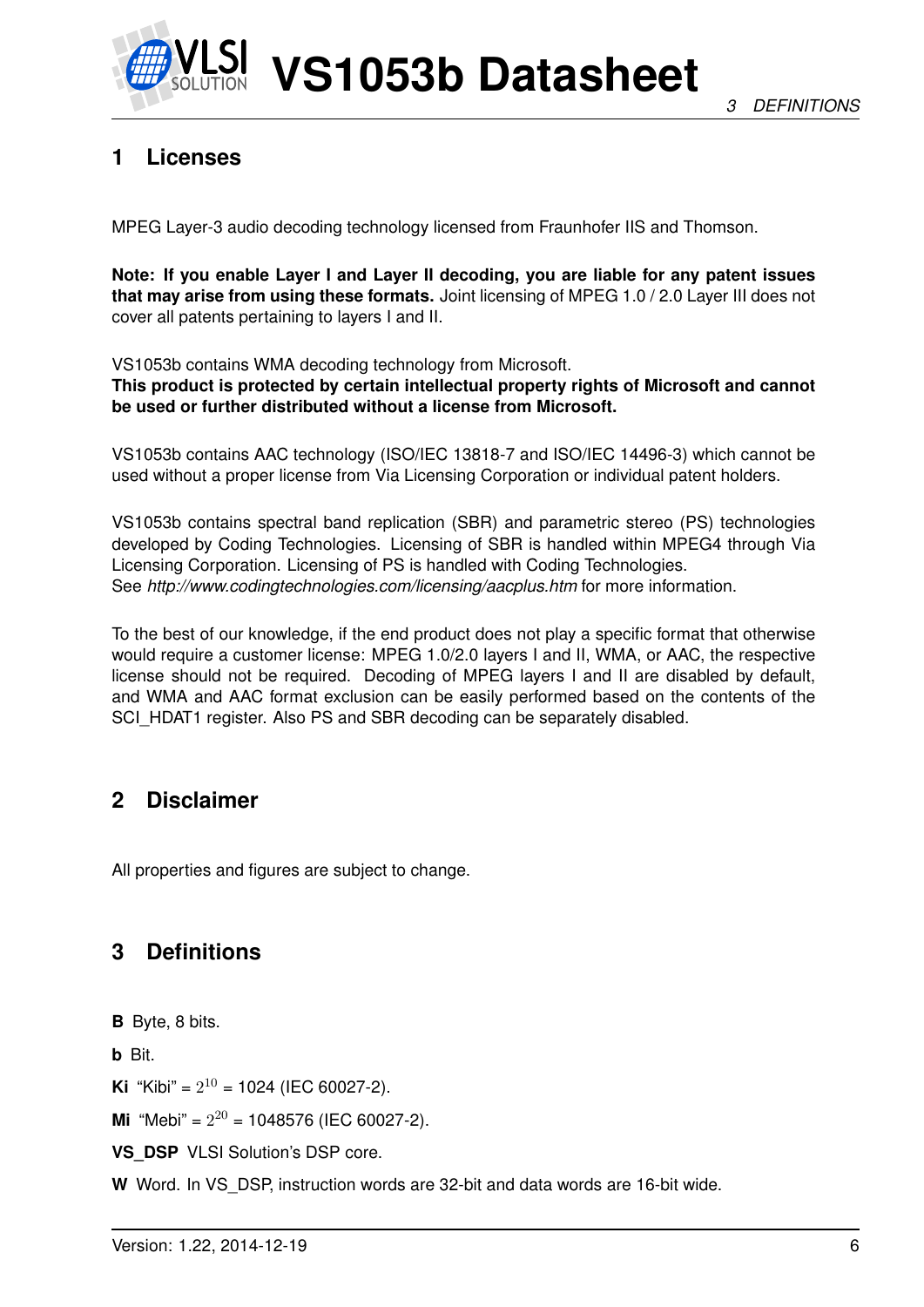# 1 Licenses

MPEG Layer-3 audio decoding technology licensed from Fraunhofer IIS and Thomson.

**Note: If you enable Layer I and Layer II decoding, you are liable for any patent issues that may arise from using these formats.** Joint licensing of MPEG 1.0 / 2.0 Layer III does not cover all patents pertaining to layers I and II.

VS1053b contains WMA decoding technology from Microsoft.
**This product is protected by certain intellectual property rights of Microsoft and cannot be used or further distributed without a license from Microsoft.**

VS1053b contains AAC technology (ISO/IEC 13818-7 and ISO/IEC 14496-3) which cannot be used without a proper license from Via Licensing Corporation or individual patent holders.

VS1053b contains spectral band replication (SBR) and parametric stereo (PS) technologies developed by Coding Technologies. Licensing of SBR is handled within MPEG4 through Via Licensing Corporation. Licensing of PS is handled with Coding Technologies.
See *http://www.codingtechnologies.com/licensing/aacplus.htm* for more information.

To the best of our knowledge, if the end product does not play a specific format that otherwise would require a customer license: MPEG 1.0/2.0 layers I and II, WMA, or AAC, the respective license should not be required. Decoding of MPEG layers I and II are disabled by default, and WMA and AAC format exclusion can be easily performed based on the contents of the SCI_HDAT1 register. Also PS and SBR decoding can be separately disabled.

# 2 Disclaimer

All properties and figures are subject to change.

# 3 Definitions

**B** Byte, 8 bits.

**b** Bit.

**Ki** "Kibi" = $2^{10}$ = 1024 (IEC 60027-2).

**Mi** "Mebi" = $2^{20}$ = 1048576 (IEC 60027-2).

**VS_DSP** VLSI Solution's DSP core.

**W** Word. In VS_DSP, instruction words are 32-bit and data words are 16-bit wide.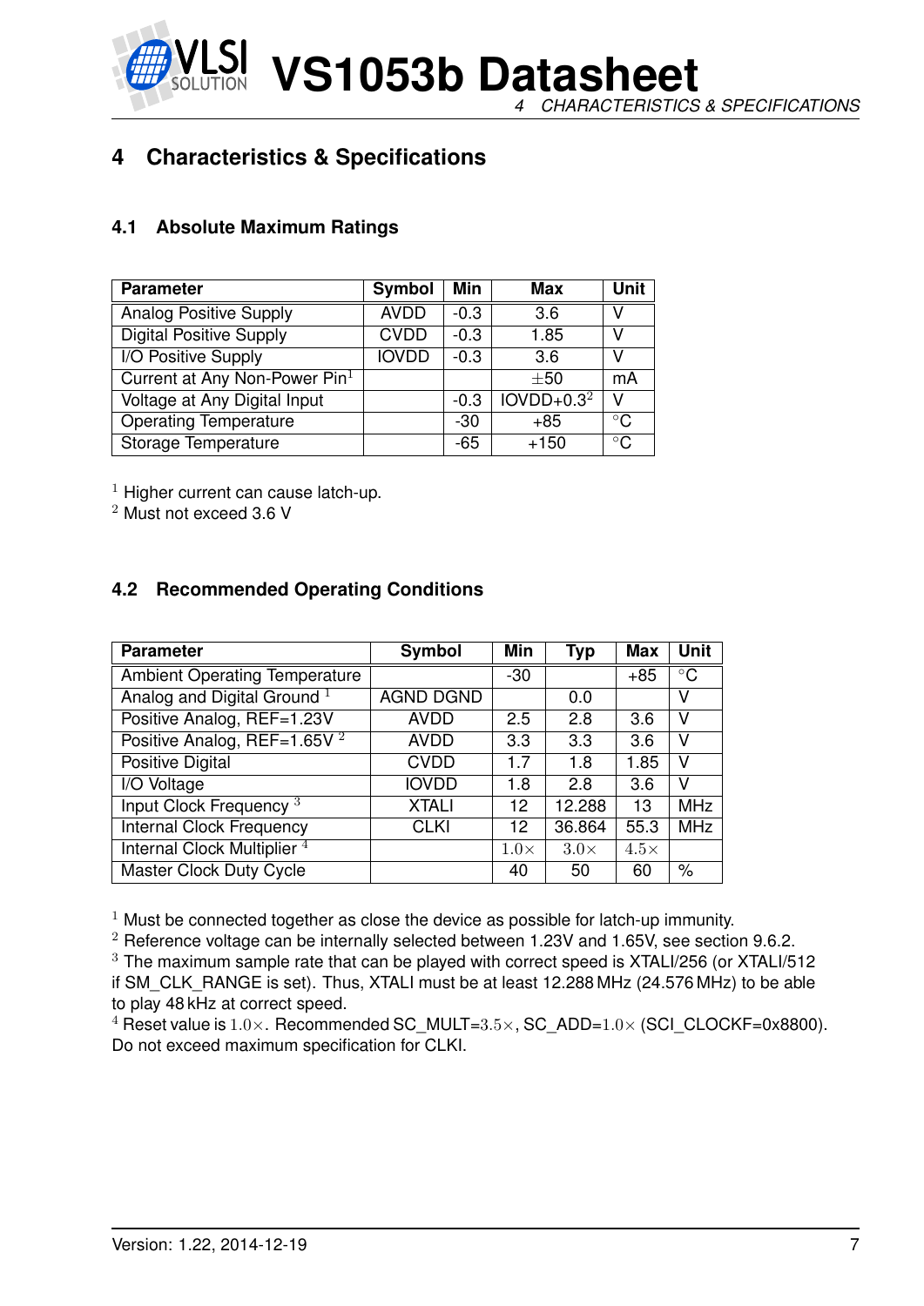# 4 Characteristics & Specifications

## 4.1 Absolute Maximum Ratings

| Parameter | Symbol | Min | Max | Unit |
|---|---|---|---|---|
| Analog Positive Supply | AVDD | -0.3 | 3.6 | V |
| Digital Positive Supply | CVDD | -0.3 | 1.85 | V |
| I/O Positive Supply | IOVDD | -0.3 | 3.6 | V |
| Current at Any Non-Power Pin[1] | | | ±50 | mA |
| Voltage at Any Digital Input | | -0.3 | IOVDD+0.3[2] | V |
| Operating Temperature | | -30 | +85 | °C |
| Storage Temperature | | -65 | +150 | °C |

[1] Higher current can cause latch-up.
[2] Must not exceed 3.6 V

## 4.2 Recommended Operating Conditions

| Parameter | Symbol | Min | Typ | Max | Unit |
|---|---|---|---|---|---|
| Ambient Operating Temperature | | -30 | | +85 | °C |
| Analog and Digital Ground [1] | AGND DGND | | 0.0 | | V |
| Positive Analog, REF=1.23V | AVDD | 2.5 | 2.8 | 3.6 | V |
| Positive Analog, REF=1.65V [2] | AVDD | 3.3 | 3.3 | 3.6 | V |
| Positive Digital | CVDD | 1.7 | 1.8 | 1.85 | V |
| I/O Voltage | IOVDD | 1.8 | 2.8 | 3.6 | V |
| Input Clock Frequency [3] | XTALI | 12 | 12.288 | 13 | MHz |
| Internal Clock Frequency | CLKI | 12 | 36.864 | 55.3 | MHz |
| Internal Clock Multiplier [4] | | $1.0\times$ | $3.0\times$ | $4.5\times$ | |
| Master Clock Duty Cycle | | 40 | 50 | 60 | % |

[1] Must be connected together as close the device as possible for latch-up immunity.
[2] Reference voltage can be internally selected between 1.23V and 1.65V, see section 9.6.2.
[3] The maximum sample rate that can be played with correct speed is XTALI/256 (or XTALI/512 if SM_CLK_RANGE is set). Thus, XTALI must be at least 12.288 MHz (24.576 MHz) to be able to play 48 kHz at correct speed.
[4] Reset value is $1.0\times$. Recommended SC_MULT=$3.5\times$, SC_ADD=$1.0\times$ (SCI_CLOCKF=0x8800). Do not exceed maximum specification for CLKI.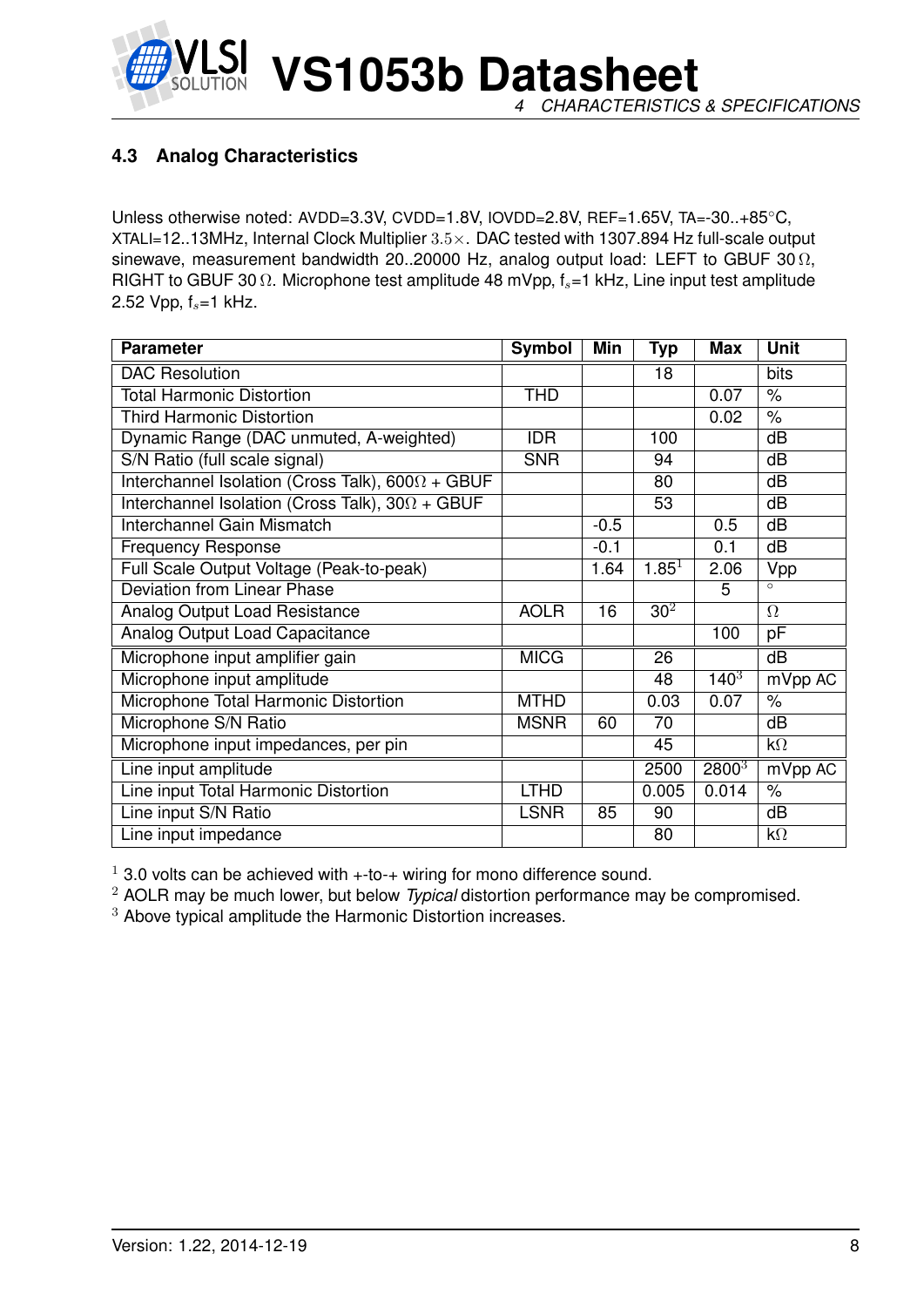### 4.3 Analog Characteristics

Unless otherwise noted: AVDD=3.3V, CVDD=1.8V, IOVDD=2.8V, REF=1.65V, TA=-30..+85°C, XTALI=12..13MHz, Internal Clock Multiplier $3.5\times$. DAC tested with 1307.894 Hz full-scale output sinewave, measurement bandwidth 20..20000 Hz, analog output load: LEFT to GBUF 30 Ω, RIGHT to GBUF 30 Ω. Microphone test amplitude 48 mVpp, $f_s$=1 kHz, Line input test amplitude 2.52 Vpp, $f_s$=1 kHz.

| Parameter | Symbol | Min | Typ | Max | Unit |
|---|---|---|---|---|---|
| DAC Resolution | | | 18 | | bits |
| Total Harmonic Distortion | THD | | | 0.07 | % |
| Third Harmonic Distortion | | | | 0.02 | % |
| Dynamic Range (DAC unmuted, A-weighted) | IDR | | 100 | | dB |
| S/N Ratio (full scale signal) | SNR | | 94 | | dB |
| Interchannel Isolation (Cross Talk), 600Ω + GBUF | | | 80 | | dB |
| Interchannel Isolation (Cross Talk), 30Ω + GBUF | | | 53 | | dB |
| Interchannel Gain Mismatch | | -0.5 | | 0.5 | dB |
| Frequency Response | | -0.1 | | 0.1 | dB |
| Full Scale Output Voltage (Peak-to-peak) | | 1.64 | 1.85[1] | 2.06 | Vpp |
| Deviation from Linear Phase | | | | 5 | ° |
| Analog Output Load Resistance | AOLR | 16 | 30[2] | | Ω |
| Analog Output Load Capacitance | | | | 100 | pF |
| Microphone input amplifier gain | MICG | | 26 | | dB |
| Microphone input amplitude | | | 48 | 140[3] | mVpp AC |
| Microphone Total Harmonic Distortion | MTHD | | 0.03 | 0.07 | % |
| Microphone S/N Ratio | MSNR | 60 | 70 | | dB |
| Microphone input impedances, per pin | | | 45 | | kΩ |
| Line input amplitude | | | 2500 | 2800[3] | mVpp AC |
| Line input Total Harmonic Distortion | LTHD | | 0.005 | 0.014 | % |
| Line input S/N Ratio | LSNR | 85 | 90 | | dB |
| Line input impedance | | | 80 | | kΩ |

[1] 3.0 volts can be achieved with +-to-+ wiring for mono difference sound.
[2] AOLR may be much lower, but below *Typical* distortion performance may be compromised.
[3] Above typical amplitude the Harmonic Distortion increases.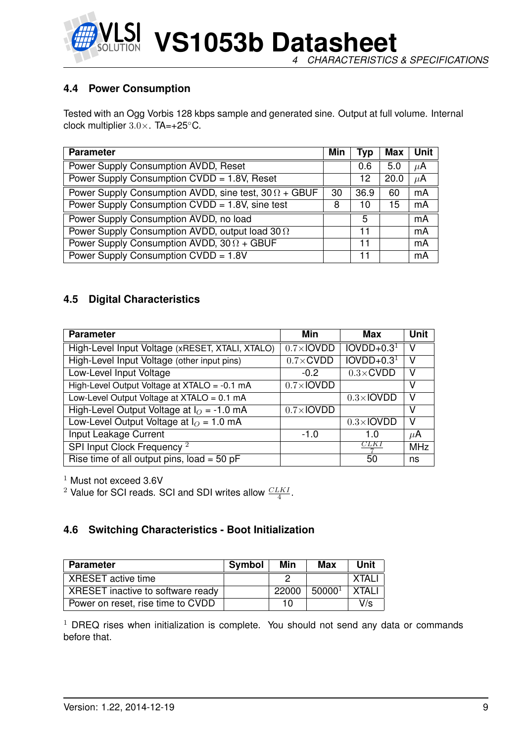### 4.4 Power Consumption

Tested with an Ogg Vorbis 128 kbps sample and generated sine. Output at full volume. Internal clock multiplier $3.0\times$. TA=+25°C.

| Parameter | Min | Typ | Max | Unit |
|---|---|---|---|---|
| Power Supply Consumption AVDD, Reset | | 0.6 | 5.0 | $\mu$A |
| Power Supply Consumption CVDD = 1.8V, Reset | | 12 | 20.0 | $\mu$A |
| Power Supply Consumption AVDD, sine test, 30 $\Omega$ + GBUF | 30 | 36.9 | 60 | mA |
| Power Supply Consumption CVDD = 1.8V, sine test | 8 | 10 | 15 | mA |
| Power Supply Consumption AVDD, no load | | 5 | | mA |
| Power Supply Consumption AVDD, output load 30 $\Omega$ | | 11 | | mA |
| Power Supply Consumption AVDD, 30 $\Omega$ + GBUF | | 11 | | mA |
| Power Supply Consumption CVDD = 1.8V | | 11 | | mA |

### 4.5 Digital Characteristics

| Parameter | Min | Max | Unit |
|---|---|---|---|
| High-Level Input Voltage (xRESET, XTALI, XTALO) | $0.7\times$IOVDD | IOVDD+0.3[1] | V |
| High-Level Input Voltage (other input pins) | $0.7\times$CVDD | IOVDD+0.3[1] | V |
| Low-Level Input Voltage | -0.2 | $0.3\times$CVDD | V |
| High-Level Output Voltage at XTALO = -0.1 mA | $0.7\times$IOVDD | | V |
| Low-Level Output Voltage at XTALO = 0.1 mA | | $0.3\times$IOVDD | V |
| High-Level Output Voltage at $I_O$ = -1.0 mA | $0.7\times$IOVDD | | V |
| Low-Level Output Voltage at $I_O$ = 1.0 mA | | $0.3\times$IOVDD | V |
| Input Leakage Current | -1.0 | 1.0 | $\mu$A |
| SPI Input Clock Frequency [2] | | $\frac{CLKI}{7}$ | MHz |
| Rise time of all output pins, load = 50 pF | | 50 | ns |

[1] Must not exceed 3.6V
[2] Value for SCI reads. SCI and SDI writes allow $\frac{CLKI}{4}$.

### 4.6 Switching Characteristics - Boot Initialization

| Parameter | Symbol | Min | Max | Unit |
|---|---|---|---|---|
| XRESET active time | | 2 | | XTALI |
| XRESET inactive to software ready | | 22000 | 50000[1] | XTALI |
| Power on reset, rise time to CVDD | | 10 | | V/s |

[1] DREQ rises when initialization is complete. You should not send any data or commands before that.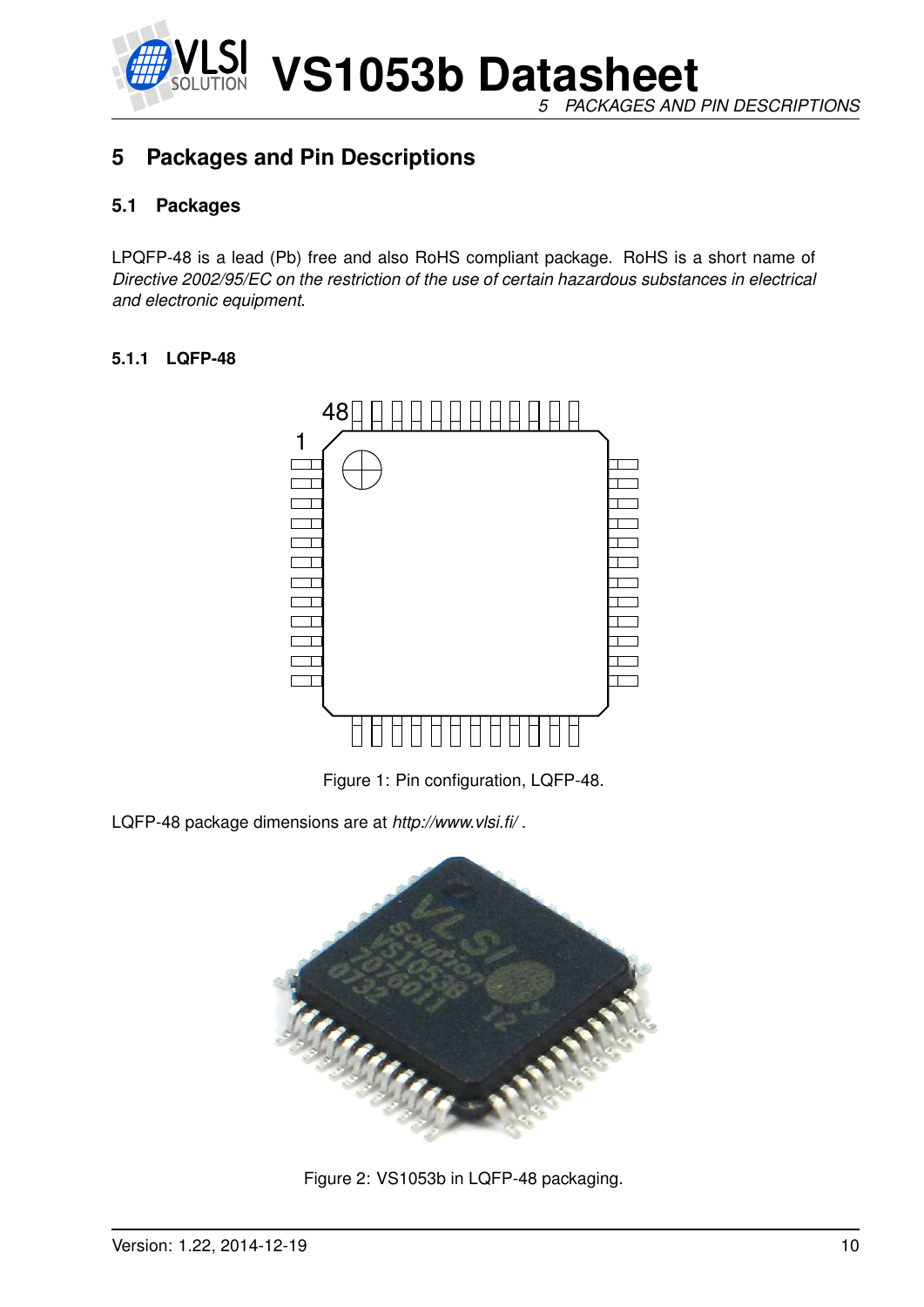# 5 Packages and Pin Descriptions

## 5.1 Packages

LPQFP-48 is a lead (Pb) free and also RoHS compliant package. RoHS is a short name of *Directive 2002/95/EC on the restriction of the use of certain hazardous substances in electrical and electronic equipment*.

### 5.1.1 LQFP-48

Figure 1: Pin configuration, LQFP-48.

LQFP-48 package dimensions are at *http://www.vlsi.fi/* .

Figure 2: VS1053b in LQFP-48 packaging.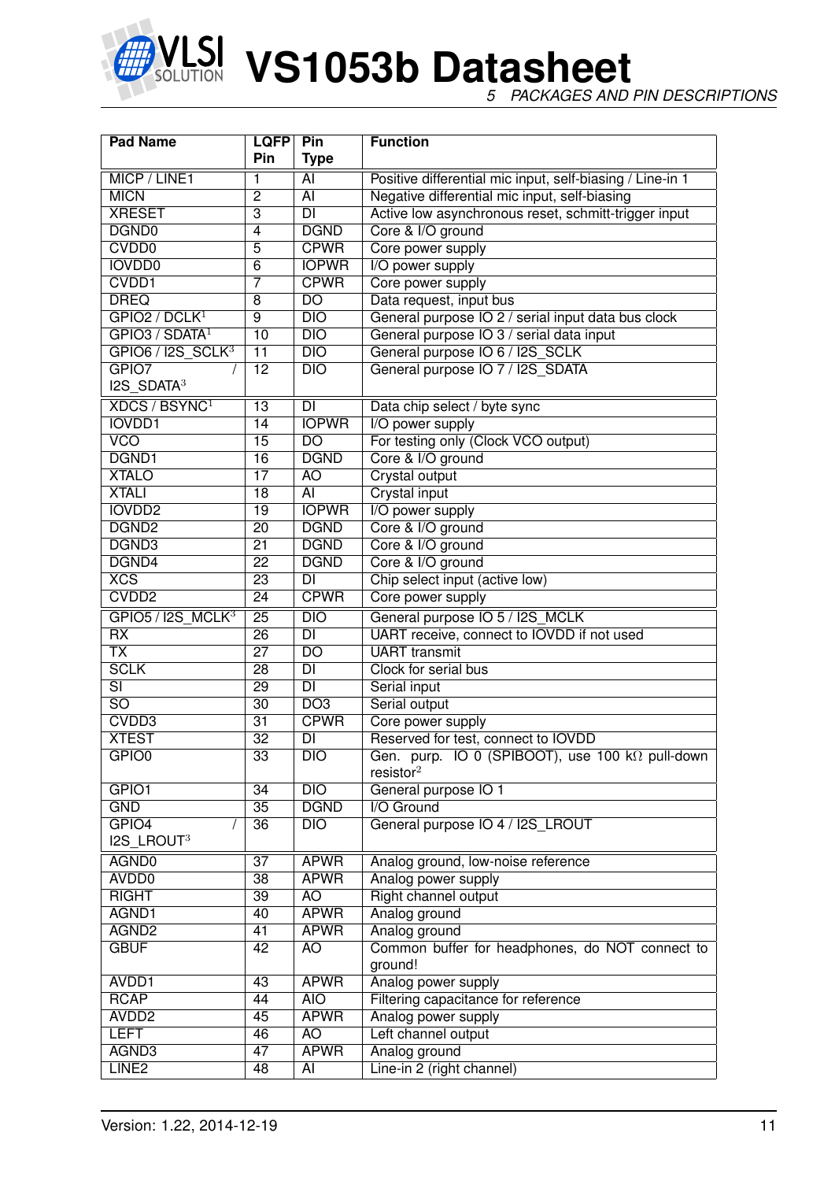| Pad Name | LQFP Pin | Pin Type | Function |
|---|---|---|---|
| MICP / LINE1 | 1 | AI | Positive differential mic input, self-biasing / Line-in 1 |
| MICN | 2 | AI | Negative differential mic input, self-biasing |
| XRESET | 3 | DI | Active low asynchronous reset, schmitt-trigger input |
| DGND0 | 4 | DGND | Core & I/O ground |
| CVDD0 | 5 | CPWR | Core power supply |
| IOVDD0 | 6 | IOPWR | I/O power supply |
| CVDD1 | 7 | CPWR | Core power supply |
| DREQ | 8 | DO | Data request, input bus |
| GPIO2 / DCLK[1] | 9 | DIO | General purpose IO 2 / serial input data bus clock |
| GPIO3 / SDATA[1] | 10 | DIO | General purpose IO 3 / serial data input |
| GPIO6 / I2S_SCLK[3] | 11 | DIO | General purpose IO 6 / I2S_SCLK |
| GPIO7 / I2S_SDATA[3] | 12 | DIO | General purpose IO 7 / I2S_SDATA |
| XDCS / BSYNC[1] | 13 | DI | Data chip select / byte sync |
| IOVDD1 | 14 | IOPWR | I/O power supply |
| VCO | 15 | DO | For testing only (Clock VCO output) |
| DGND1 | 16 | DGND | Core & I/O ground |
| XTALO | 17 | AO | Crystal output |
| XTALI | 18 | AI | Crystal input |
| IOVDD2 | 19 | IOPWR | I/O power supply |
| DGND2 | 20 | DGND | Core & I/O ground |
| DGND3 | 21 | DGND | Core & I/O ground |
| DGND4 | 22 | DGND | Core & I/O ground |
| XCS | 23 | DI | Chip select input (active low) |
| CVDD2 | 24 | CPWR | Core power supply |
| GPIO5 / I2S_MCLK[3] | 25 | DIO | General purpose IO 5 / I2S_MCLK |
| RX | 26 | DI | UART receive, connect to IOVDD if not used |
| TX | 27 | DO | UART transmit |
| SCLK | 28 | DI | Clock for serial bus |
| SI | 29 | DI | Serial input |
| SO | 30 | DO3 | Serial output |
| CVDD3 | 31 | CPWR | Core power supply |
| XTEST | 32 | DI | Reserved for test, connect to IOVDD |
| GPIO0 | 33 | DIO | Gen. purp. IO 0 (SPIBOOT), use 100 kΩ pull-down resistor[2] |
| GPIO1 | 34 | DIO | General purpose IO 1 |
| GND | 35 | DGND | I/O Ground |
| GPIO4 / I2S_LROUT[3] | 36 | DIO | General purpose IO 4 / I2S_LROUT |
| AGND0 | 37 | APWR | Analog ground, low-noise reference |
| AVDD0 | 38 | APWR | Analog power supply |
| RIGHT | 39 | AO | Right channel output |
| AGND1 | 40 | APWR | Analog ground |
| AGND2 | 41 | APWR | Analog ground |
| GBUF | 42 | AO | Common buffer for headphones, do NOT connect to ground! |
| AVDD1 | 43 | APWR | Analog power supply |
| RCAP | 44 | AIO | Filtering capacitance for reference |
| AVDD2 | 45 | APWR | Analog power supply |
| LEFT | 46 | AO | Left channel output |
| AGND3 | 47 | APWR | Analog ground |
| LINE2 | 48 | AI | Line-in 2 (right channel) |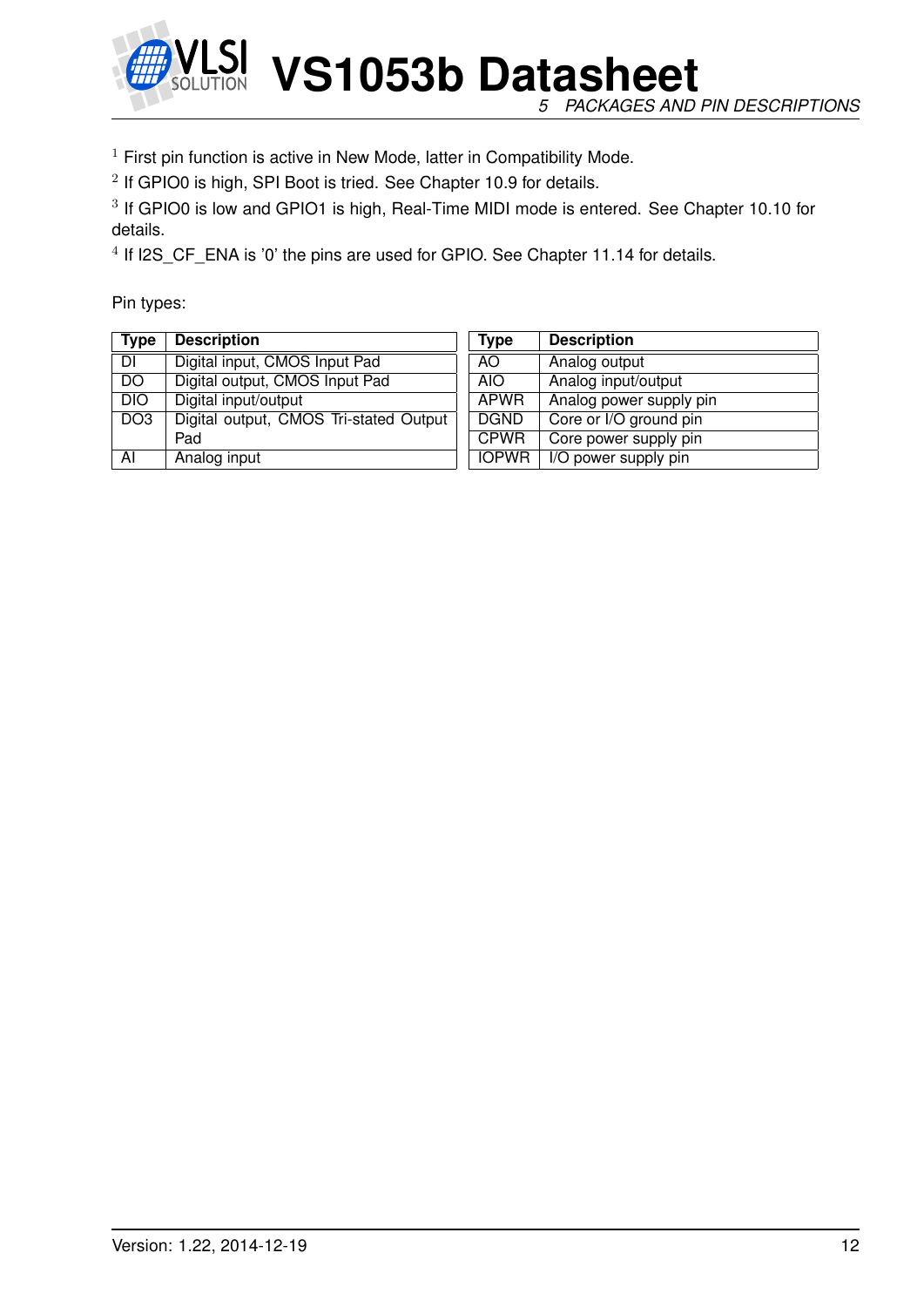[1] First pin function is active in New Mode, latter in Compatibility Mode.

[2] If GPIO0 is high, SPI Boot is tried. See Chapter 10.9 for details.

[3] If GPIO0 is low and GPIO1 is high, Real-Time MIDI mode is entered. See Chapter 10.10 for details.

[4] If I2S_CF_ENA is '0' the pins are used for GPIO. See Chapter 11.14 for details.

Pin types:

| Type | Description |
|---|---|
| DI | Digital input, CMOS Input Pad |
| DO | Digital output, CMOS Input Pad |
| DIO | Digital input/output |
| DO3 | Digital output, CMOS Tri-stated Output Pad |
| AI | Analog input |

| Type | Description |
|---|---|
| AO | Analog output |
| AIO | Analog input/output |
| APWR | Analog power supply pin |
| DGND | Core or I/O ground pin |
| CPWR | Core power supply pin |
| IOPWR | I/O power supply pin |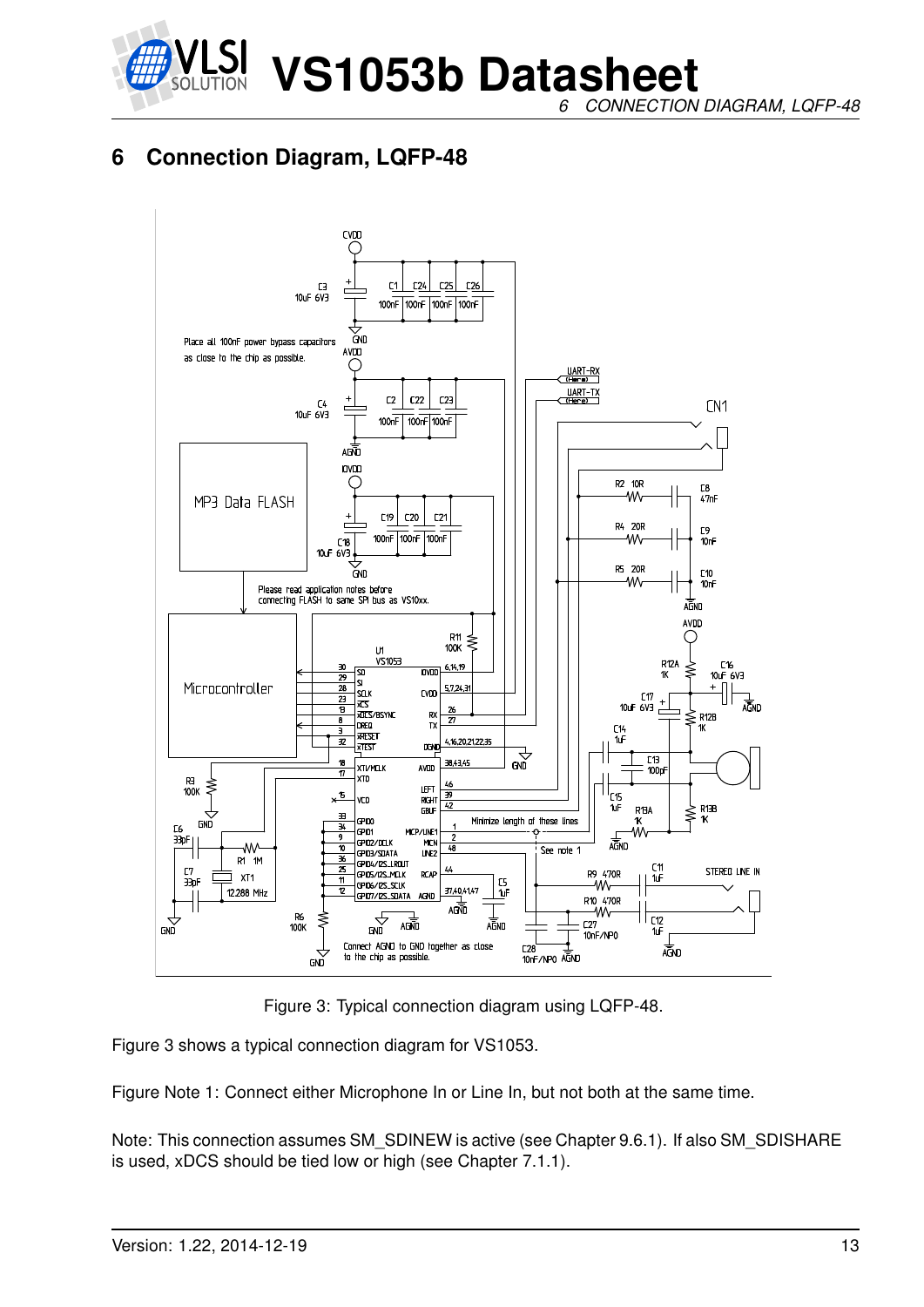# 6 Connection Diagram, LQFP-48

Figure 3: Typical connection diagram using LQFP-48.

Figure 3 shows a typical connection diagram for VS1053.

Figure Note 1: Connect either Microphone In or Line In, but not both at the same time.

Note: This connection assumes SM_SDINEW is active (see Chapter 9.6.1). If also SM_SDISHARE is used, xDCS should be tied low or high (see Chapter 7.1.1).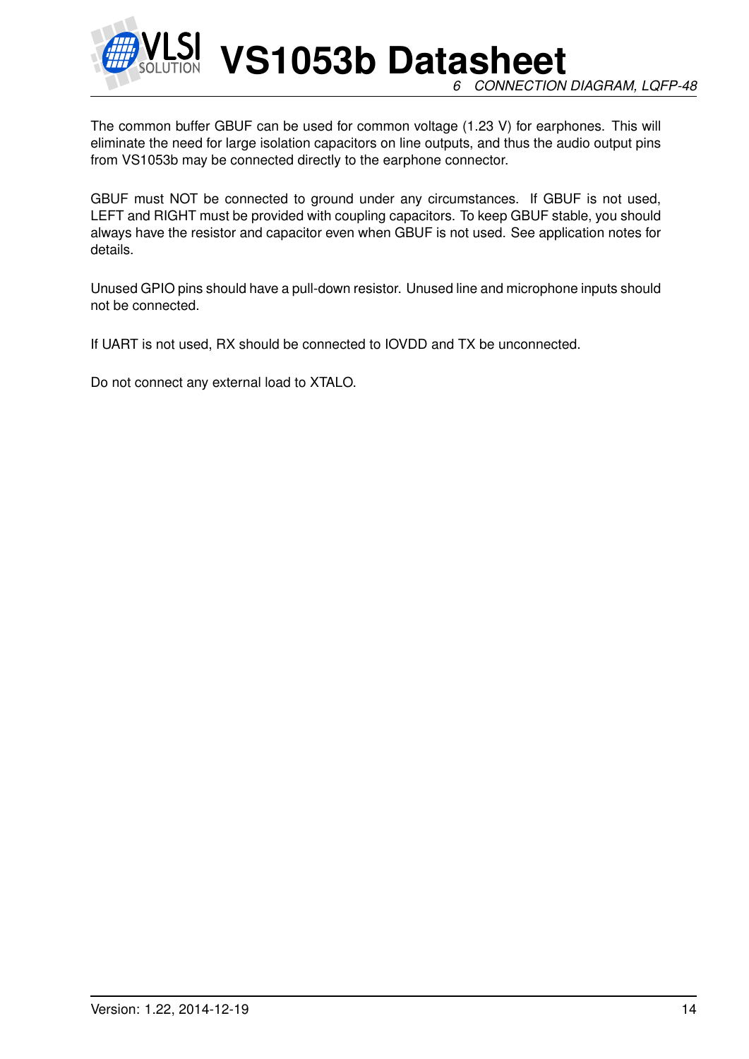The common buffer GBUF can be used for common voltage (1.23 V) for earphones. This will eliminate the need for large isolation capacitors on line outputs, and thus the audio output pins from VS1053b may be connected directly to the earphone connector.

GBUF must NOT be connected to ground under any circumstances. If GBUF is not used, LEFT and RIGHT must be provided with coupling capacitors. To keep GBUF stable, you should always have the resistor and capacitor even when GBUF is not used. See application notes for details.

Unused GPIO pins should have a pull-down resistor. Unused line and microphone inputs should not be connected.

If UART is not used, RX should be connected to IOVDD and TX be unconnected.

Do not connect any external load to XTALO.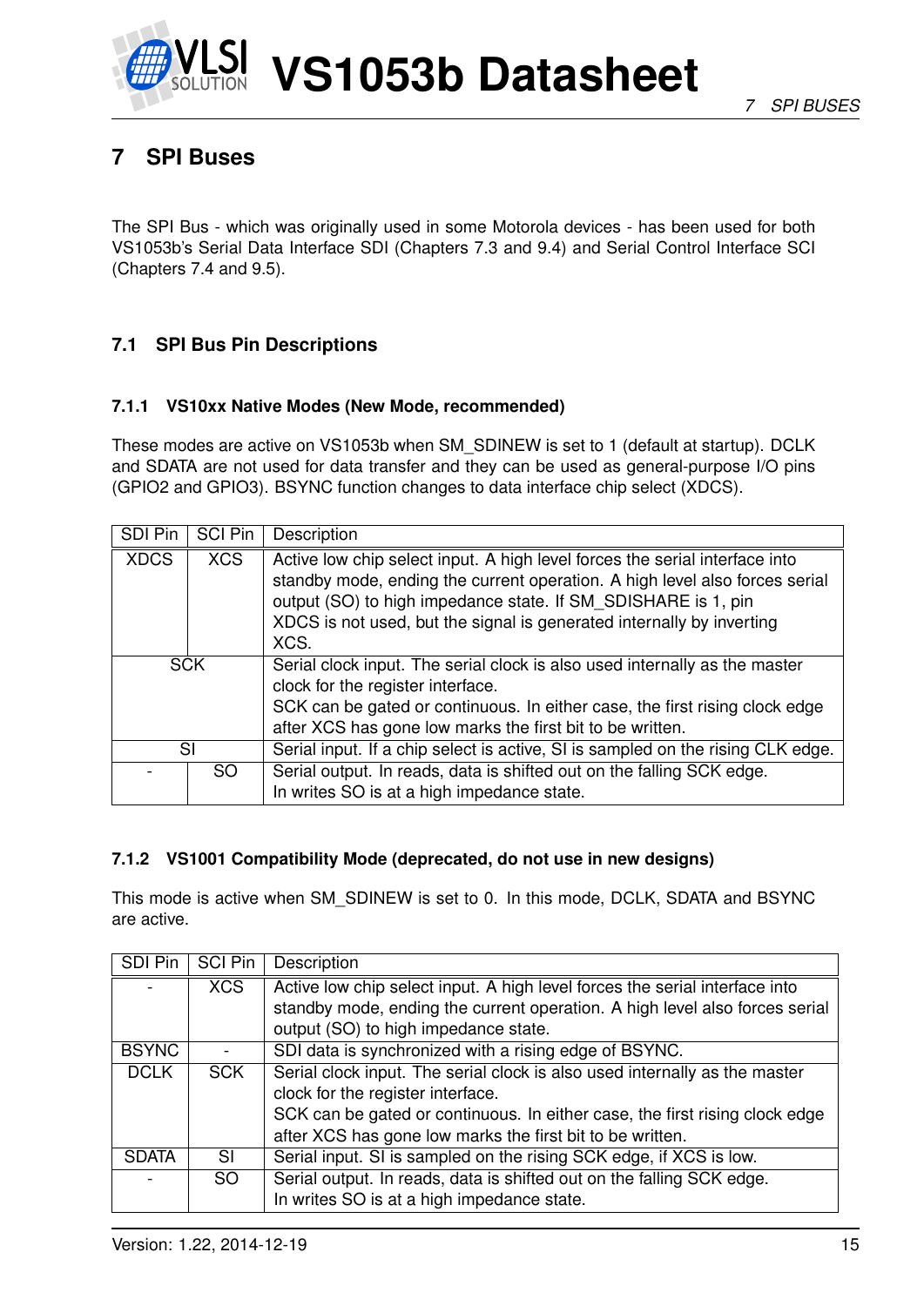# 7 SPI Buses

The SPI Bus - which was originally used in some Motorola devices - has been used for both VS1053b's Serial Data Interface SDI (Chapters 7.3 and 9.4) and Serial Control Interface SCI (Chapters 7.4 and 9.5).

## 7.1 SPI Bus Pin Descriptions

### 7.1.1 VS10xx Native Modes (New Mode, recommended)

These modes are active on VS1053b when SM_SDINEW is set to 1 (default at startup). DCLK and SDATA are not used for data transfer and they can be used as general-purpose I/O pins (GPIO2 and GPIO3). BSYNC function changes to data interface chip select (XDCS).

| SDI Pin | SCI Pin | Description |
|---|---|---|
| XDCS | XCS | Active low chip select input. A high level forces the serial interface into standby mode, ending the current operation. A high level also forces serial output (SO) to high impedance state. If SM_SDISHARE is 1, pin XDCS is not used, but the signal is generated internally by inverting XCS. |
| SCK | | Serial clock input. The serial clock is also used internally as the master clock for the register interface.<br>SCK can be gated or continuous. In either case, the first rising clock edge after XCS has gone low marks the first bit to be written. |
| SI | | Serial input. If a chip select is active, SI is sampled on the rising CLK edge. |
| - | SO | Serial output. In reads, data is shifted out on the falling SCK edge.<br>In writes SO is at a high impedance state. |

### 7.1.2 VS1001 Compatibility Mode (deprecated, do not use in new designs)

This mode is active when SM_SDINEW is set to 0. In this mode, DCLK, SDATA and BSYNC are active.

| SDI Pin | SCI Pin | Description |
|---|---|---|
| - | XCS | Active low chip select input. A high level forces the serial interface into standby mode, ending the current operation. A high level also forces serial output (SO) to high impedance state. |
| BSYNC | - | SDI data is synchronized with a rising edge of BSYNC. |
| DCLK | SCK | Serial clock input. The serial clock is also used internally as the master clock for the register interface.<br>SCK can be gated or continuous. In either case, the first rising clock edge after XCS has gone low marks the first bit to be written. |
| SDATA | SI | Serial input. SI is sampled on the rising SCK edge, if XCS is low. |
| - | SO | Serial output. In reads, data is shifted out on the falling SCK edge.<br>In writes SO is at a high impedance state. |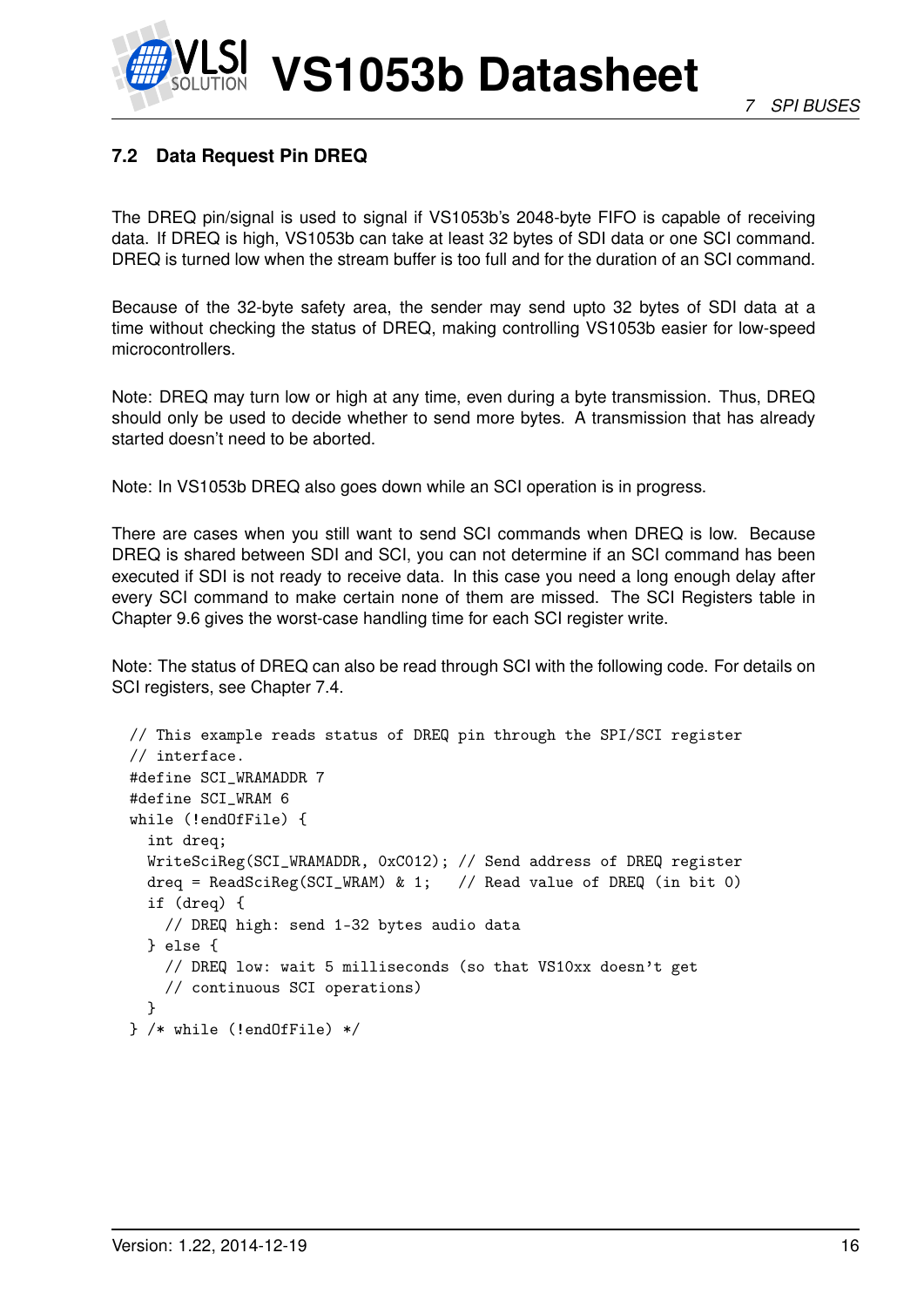## 7.2 Data Request Pin DREQ

The DREQ pin/signal is used to signal if VS1053b's 2048-byte FIFO is capable of receiving data. If DREQ is high, VS1053b can take at least 32 bytes of SDI data or one SCI command. DREQ is turned low when the stream buffer is too full and for the duration of an SCI command.

Because of the 32-byte safety area, the sender may send upto 32 bytes of SDI data at a time without checking the status of DREQ, making controlling VS1053b easier for low-speed microcontrollers.

Note: DREQ may turn low or high at any time, even during a byte transmission. Thus, DREQ should only be used to decide whether to send more bytes. A transmission that has already started doesn't need to be aborted.

Note: In VS1053b DREQ also goes down while an SCI operation is in progress.

There are cases when you still want to send SCI commands when DREQ is low. Because DREQ is shared between SDI and SCI, you can not determine if an SCI command has been executed if SDI is not ready to receive data. In this case you need a long enough delay after every SCI command to make certain none of them are missed. The SCI Registers table in Chapter 9.6 gives the worst-case handling time for each SCI register write.

Note: The status of DREQ can also be read through SCI with the following code. For details on SCI registers, see Chapter 7.4.

```
// This example reads status of DREQ pin through the SPI/SCI register
// interface.
#define SCI_WRAMADDR 7
#define SCI_WRAM 6
while (!endOfFile) {
  int dreq;
  WriteSciReg(SCI_WRAMADDR, 0xC012); // Send address of DREQ register
  dreq = ReadSciReg(SCI_WRAM) & 1;   // Read value of DREQ (in bit 0)
  if (dreq) {
    // DREQ high: send 1-32 bytes audio data
  } else {
    // DREQ low: wait 5 milliseconds (so that VS10xx doesn't get
    // continuous SCI operations)
  }
} /* while (!endOfFile) */
```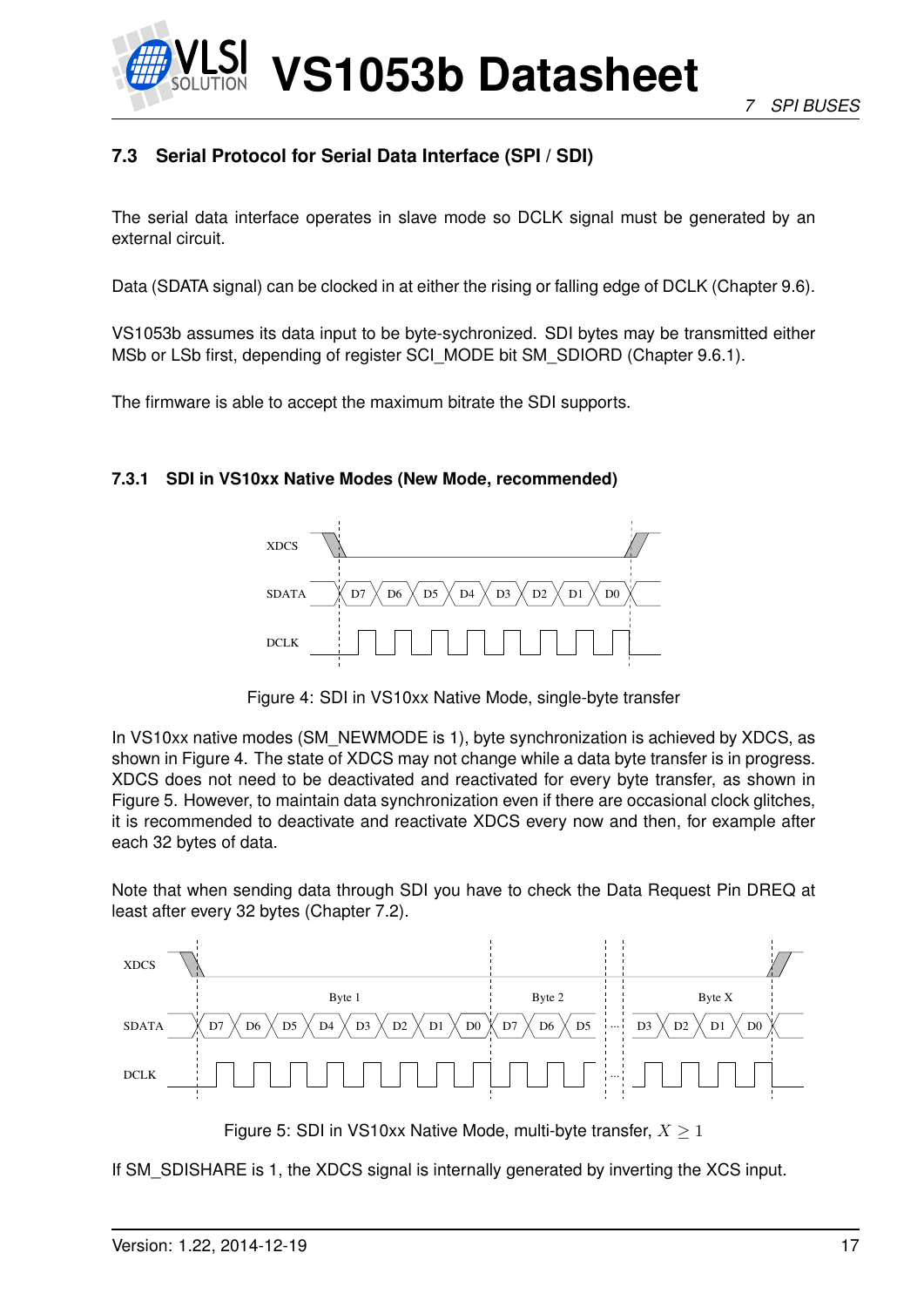## 7.3 Serial Protocol for Serial Data Interface (SPI / SDI)

The serial data interface operates in slave mode so DCLK signal must be generated by an external circuit.

Data (SDATA signal) can be clocked in at either the rising or falling edge of DCLK (Chapter 9.6).

VS1053b assumes its data input to be byte-sychronized. SDI bytes may be transmitted either MSb or LSb first, depending of register SCI_MODE bit SM_SDIORD (Chapter 9.6.1).

The firmware is able to accept the maximum bitrate the SDI supports.

### 7.3.1 SDI in VS10xx Native Modes (New Mode, recommended)

Figure 4: SDI in VS10xx Native Mode, single-byte transfer

In VS10xx native modes (SM_NEWMODE is 1), byte synchronization is achieved by XDCS, as shown in Figure 4. The state of XDCS may not change while a data byte transfer is in progress. XDCS does not need to be deactivated and reactivated for every byte transfer, as shown in Figure 5. However, to maintain data synchronization even if there are occasional clock glitches, it is recommended to deactivate and reactivate XDCS every now and then, for example after each 32 bytes of data.

Note that when sending data through SDI you have to check the Data Request Pin DREQ at least after every 32 bytes (Chapter 7.2).

Figure 5: SDI in VS10xx Native Mode, multi-byte transfer, $X \geq 1$

If SM_SDISHARE is 1, the XDCS signal is internally generated by inverting the XCS input.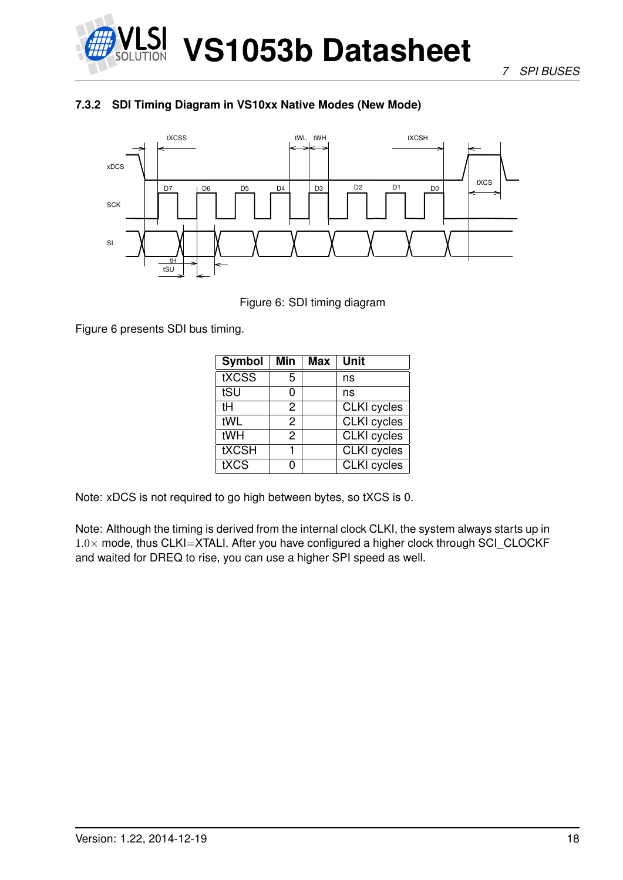### 7.3.2 SDI Timing Diagram in VS10xx Native Modes (New Mode)

Figure 6: SDI timing diagram

Figure 6 presents SDI bus timing.

| Symbol | Min | Max | Unit |
|---|---|---|---|
| tXCSS | 5 | | ns |
| tSU | 0 | | ns |
| tH | 2 | | CLKI cycles |
| tWL | 2 | | CLKI cycles |
| tWH | 2 | | CLKI cycles |
| tXCSH | 1 | | CLKI cycles |
| tXCS | 0 | | CLKI cycles |

Note: xDCS is not required to go high between bytes, so tXCS is 0.

Note: Although the timing is derived from the internal clock CLKI, the system always starts up in $1.0\times$ mode, thus CLKI=XTALI. After you have configured a higher clock through SCI_CLOCKF and waited for DREQ to rise, you can use a higher SPI speed as well.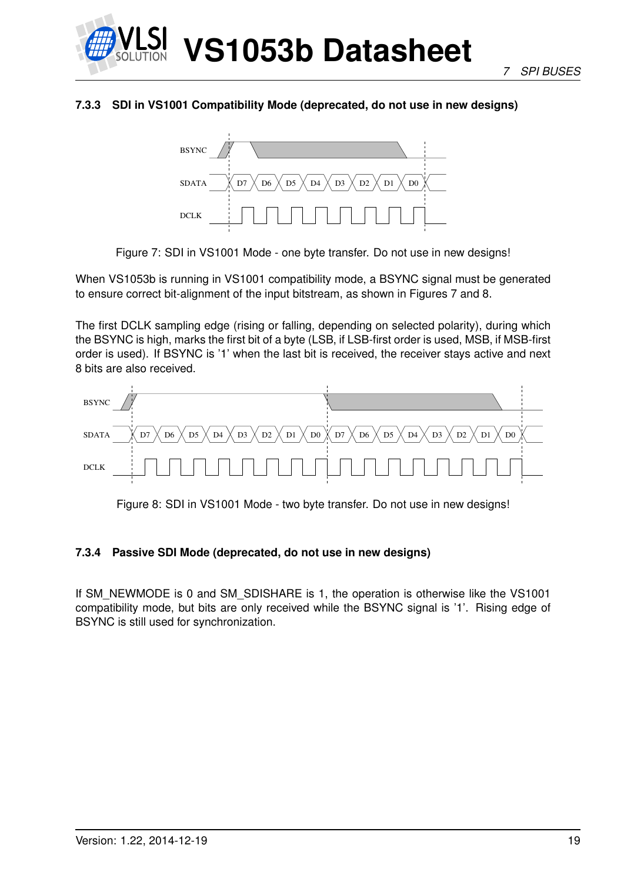### 7.3.3 SDI in VS1001 Compatibility Mode (deprecated, do not use in new designs)

Figure 7: SDI in VS1001 Mode - one byte transfer. Do not use in new designs!

When VS1053b is running in VS1001 compatibility mode, a BSYNC signal must be generated to ensure correct bit-alignment of the input bitstream, as shown in Figures 7 and 8.

The first DCLK sampling edge (rising or falling, depending on selected polarity), during which the BSYNC is high, marks the first bit of a byte (LSB, if LSB-first order is used, MSB, if MSB-first order is used). If BSYNC is '1' when the last bit is received, the receiver stays active and next 8 bits are also received.

Figure 8: SDI in VS1001 Mode - two byte transfer. Do not use in new designs!

### 7.3.4 Passive SDI Mode (deprecated, do not use in new designs)

If SM_NEWMODE is 0 and SM_SDISHARE is 1, the operation is otherwise like the VS1001 compatibility mode, but bits are only received while the BSYNC signal is '1'. Rising edge of BSYNC is still used for synchronization.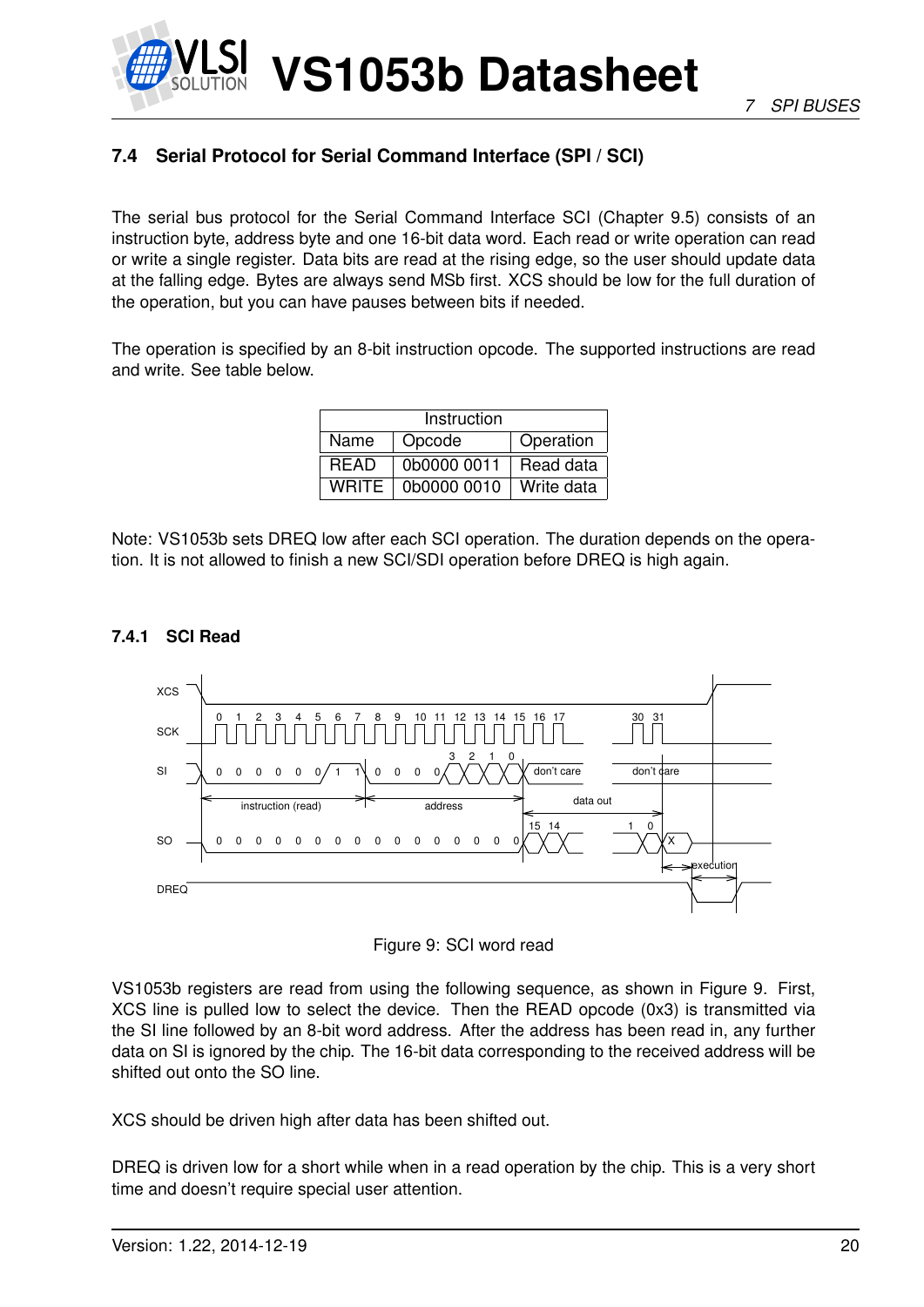### 7.4 Serial Protocol for Serial Command Interface (SPI / SCI)

The serial bus protocol for the Serial Command Interface SCI (Chapter 9.5) consists of an instruction byte, address byte and one 16-bit data word. Each read or write operation can read or write a single register. Data bits are read at the rising edge, so the user should update data at the falling edge. Bytes are always send MSb first. XCS should be low for the full duration of the operation, but you can have pauses between bits if needed.

The operation is specified by an 8-bit instruction opcode. The supported instructions are read and write. See table below.

| Instruction | | |
|---|---|---|
| Name | Opcode | Operation |
| READ | 0b0000 0011 | Read data |
| WRITE | 0b0000 0010 | Write data |

Note: VS1053b sets DREQ low after each SCI operation. The duration depends on the operation. It is not allowed to finish a new SCI/SDI operation before DREQ is high again.

#### 7.4.1 SCI Read

Figure 9: SCI word read

VS1053b registers are read from using the following sequence, as shown in Figure 9. First, XCS line is pulled low to select the device. Then the READ opcode (0x3) is transmitted via the SI line followed by an 8-bit word address. After the address has been read in, any further data on SI is ignored by the chip. The 16-bit data corresponding to the received address will be shifted out onto the SO line.

XCS should be driven high after data has been shifted out.

DREQ is driven low for a short while when in a read operation by the chip. This is a very short time and doesn't require special user attention.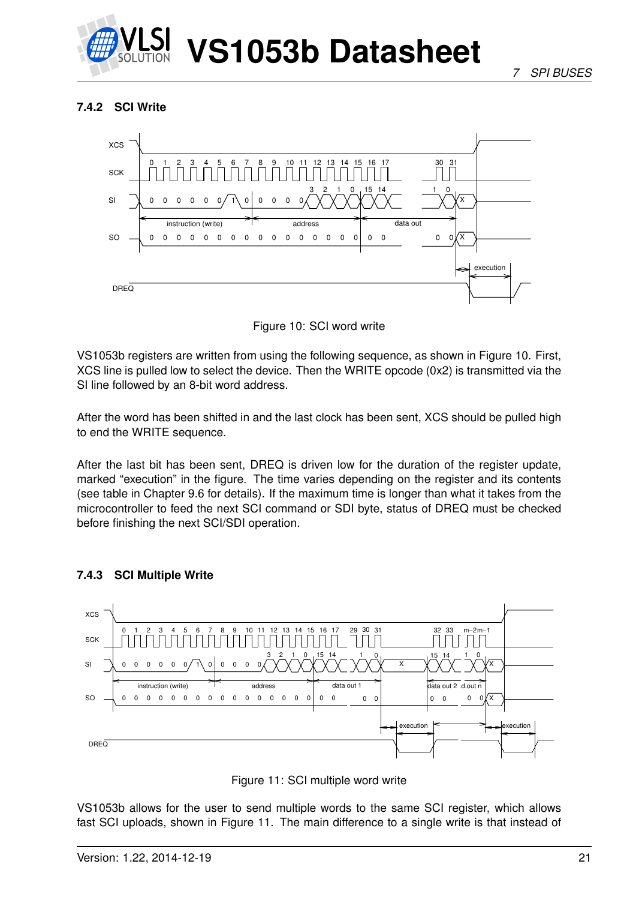#### 7.4.2 SCI Write

Figure 10: SCI word write

VS1053b registers are written from using the following sequence, as shown in Figure 10. First, XCS line is pulled low to select the device. Then the WRITE opcode (0x2) is transmitted via the SI line followed by an 8-bit word address.

After the word has been shifted in and the last clock has been sent, XCS should be pulled high to end the WRITE sequence.

After the last bit has been sent, DREQ is driven low for the duration of the register update, marked "execution" in the figure. The time varies depending on the register and its contents (see table in Chapter 9.6 for details). If the maximum time is longer than what it takes from the microcontroller to feed the next SCI command or SDI byte, status of DREQ must be checked before finishing the next SCI/SDI operation.

#### 7.4.3 SCI Multiple Write

Figure 11: SCI multiple word write

VS1053b allows for the user to send multiple words to the same SCI register, which allows fast SCI uploads, shown in Figure 11. The main difference to a single write is that instead of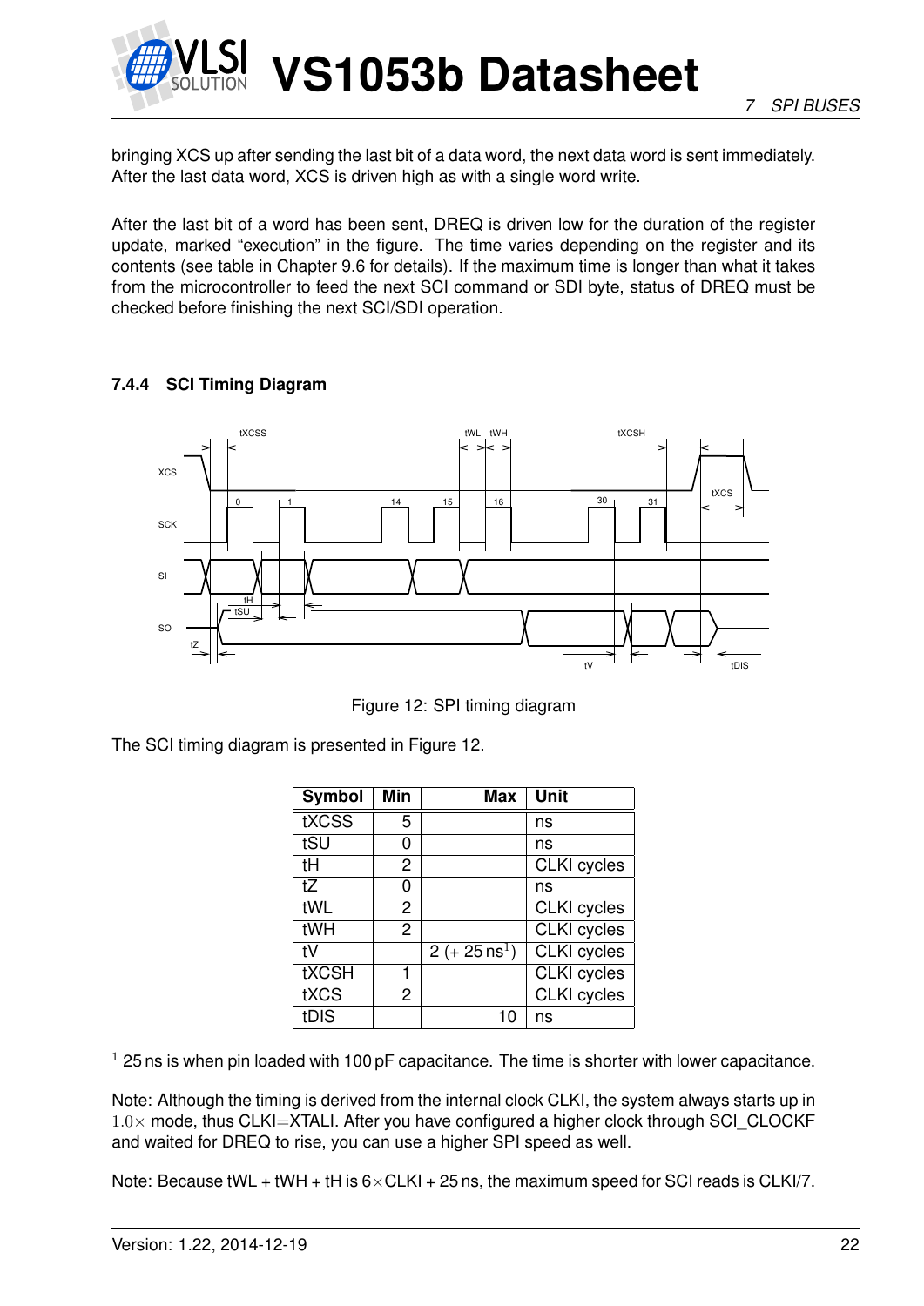bringing XCS up after sending the last bit of a data word, the next data word is sent immediately. After the last data word, XCS is driven high as with a single word write.

After the last bit of a word has been sent, DREQ is driven low for the duration of the register update, marked "execution" in the figure. The time varies depending on the register and its contents (see table in Chapter 9.6 for details). If the maximum time is longer than what it takes from the microcontroller to feed the next SCI command or SDI byte, status of DREQ must be checked before finishing the next SCI/SDI operation.

### 7.4.4 SCI Timing Diagram

Figure 12: SPI timing diagram

The SCI timing diagram is presented in Figure 12.

| Symbol | Min | Max | Unit |
|---|---|---|---|
| tXCSS | 5 | | ns |
| tSU | 0 | | ns |
| tH | 2 | | CLKI cycles |
| tZ | 0 | | ns |
| tWL | 2 | | CLKI cycles |
| tWH | 2 | | CLKI cycles |
| tV | | 2 (+ 25 ns[1]) | CLKI cycles |
| tXCSH | 1 | | CLKI cycles |
| tXCS | 2 | | CLKI cycles |
| tDIS | | 10 | ns |

[1] 25 ns is when pin loaded with 100 pF capacitance. The time is shorter with lower capacitance.

Note: Although the timing is derived from the internal clock CLKI, the system always starts up in $1.0\times$ mode, thus CLKI=XTALI. After you have configured a higher clock through SCI_CLOCKF and waited for DREQ to rise, you can use a higher SPI speed as well.

Note: Because tWL + tWH + tH is $6\times$CLKI + 25 ns, the maximum speed for SCI reads is CLKI/7.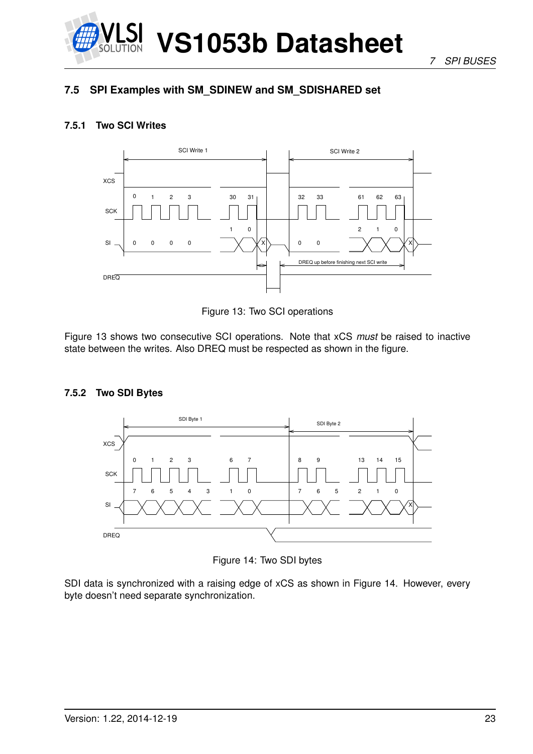## 7.5 SPI Examples with SM_SDINEW and SM_SDISHARED set

### 7.5.1 Two SCI Writes

Figure 13: Two SCI operations

Figure 13 shows two consecutive SCI operations. Note that xCS *must* be raised to inactive state between the writes. Also DREQ must be respected as shown in the figure.

### 7.5.2 Two SDI Bytes

Figure 14: Two SDI bytes

SDI data is synchronized with a raising edge of xCS as shown in Figure 14. However, every byte doesn't need separate synchronization.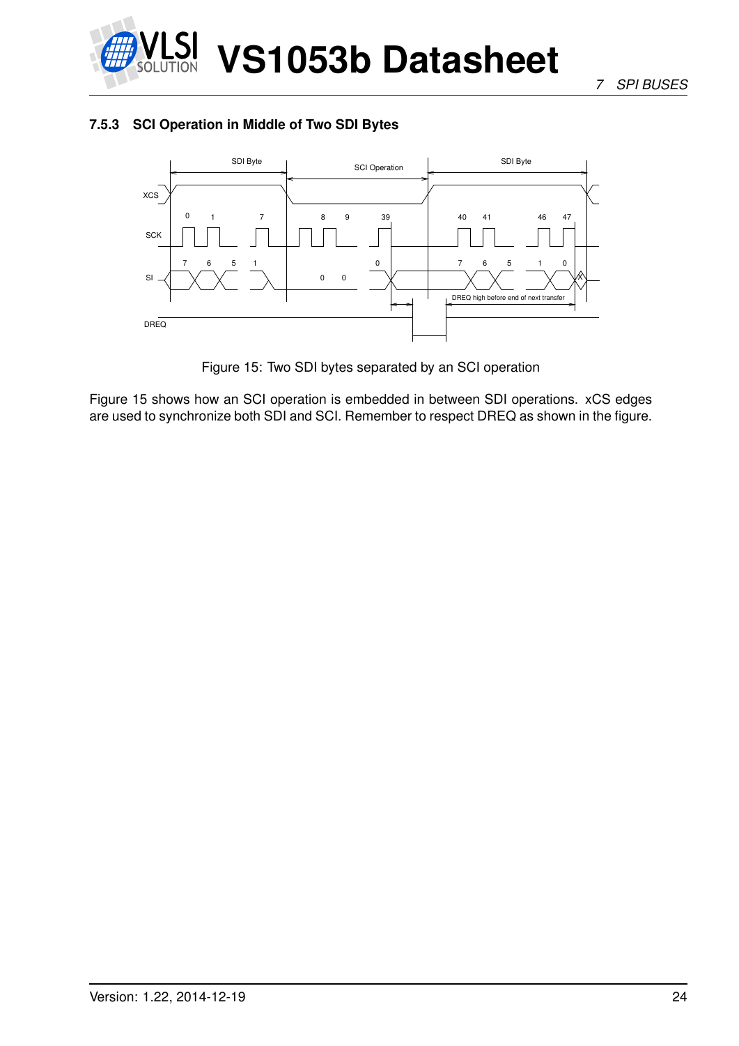### 7.5.3 SCI Operation in Middle of Two SDI Bytes

Figure 15: Two SDI bytes separated by an SCI operation

Figure 15 shows how an SCI operation is embedded in between SDI operations. xCS edges are used to synchronize both SDI and SCI. Remember to respect DREQ as shown in the figure.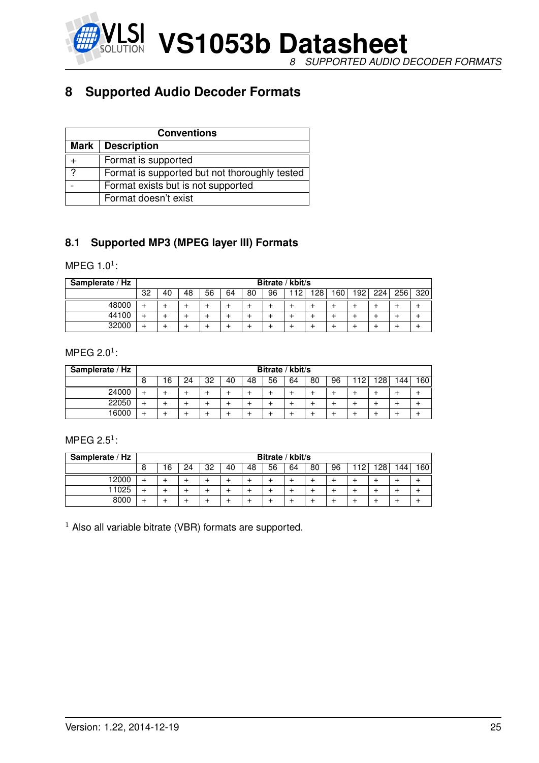# 8 Supported Audio Decoder Formats

| Conventions | |
|---|---|
| **Mark** | **Description** |
| + | Format is supported |
| ? | Format is supported but not thoroughly tested |
| - | Format exists but is not supported |
| | Format doesn't exist |

## 8.1 Supported MP3 (MPEG layer III) Formats

MPEG 1.0[1]:

| Samplerate / Hz | Bitrate / kbit/s | | | | | | | | | | | | | |
|---|---|---|---|---|---|---|---|---|---|---|---|---|---|---|
| | 32 | 40 | 48 | 56 | 64 | 80 | 96 | 112 | 128 | 160 | 192 | 224 | 256 | 320 |
| 48000 | + | + | + | + | + | + | + | + | + | + | + | + | + | + |
| 44100 | + | + | + | + | + | + | + | + | + | + | + | + | + | + |
| 32000 | + | + | + | + | + | + | + | + | + | + | + | + | + | + |

MPEG 2.0[1]:

| Samplerate / Hz | Bitrate / kbit/s | | | | | | | | | | | | | |
|---|---|---|---|---|---|---|---|---|---|---|---|---|---|---|
| | 8 | 16 | 24 | 32 | 40 | 48 | 56 | 64 | 80 | 96 | 112 | 128 | 144 | 160 |
| 24000 | + | + | + | + | + | + | + | + | + | + | + | + | + | + |
| 22050 | + | + | + | + | + | + | + | + | + | + | + | + | + | + |
| 16000 | + | + | + | + | + | + | + | + | + | + | + | + | + | + |

MPEG 2.5[1]:

| Samplerate / Hz | Bitrate / kbit/s | | | | | | | | | | | | | |
|---|---|---|---|---|---|---|---|---|---|---|---|---|---|---|
| | 8 | 16 | 24 | 32 | 40 | 48 | 56 | 64 | 80 | 96 | 112 | 128 | 144 | 160 |
| 12000 | + | + | + | + | + | + | + | + | + | + | + | + | + | + |
| 11025 | + | + | + | + | + | + | + | + | + | + | + | + | + | + |
| 8000 | + | + | + | + | + | + | + | + | + | + | + | + | + | + |

[1] Also all variable bitrate (VBR) formats are supported.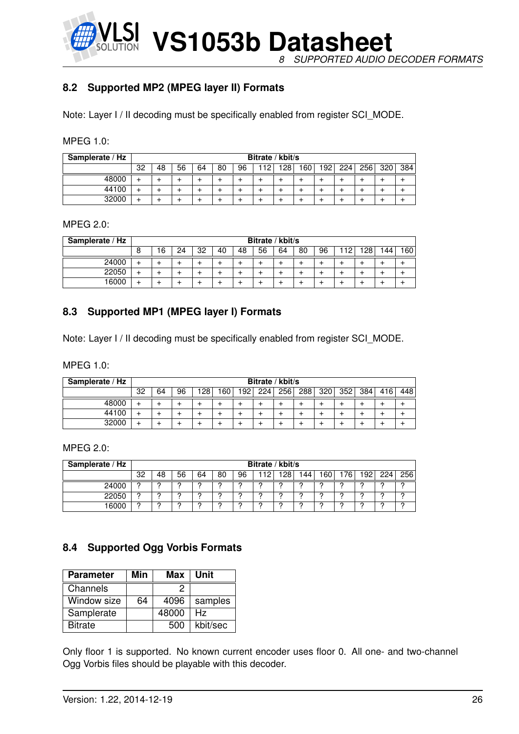## 8.2 Supported MP2 (MPEG layer II) Formats

Note: Layer I / II decoding must be specifically enabled from register SCI_MODE.

MPEG 1.0:

| Samplerate / Hz | Bitrate / kbit/s | | | | | | | | | | | | | |
|---|---|---|---|---|---|---|---|---|---|---|---|---|---|---|
| | 32 | 48 | 56 | 64 | 80 | 96 | 112 | 128 | 160 | 192 | 224 | 256 | 320 | 384 |
| 48000 | + | + | + | + | + | + | + | + | + | + | + | + | + | + |
| 44100 | + | + | + | + | + | + | + | + | + | + | + | + | + | + |
| 32000 | + | + | + | + | + | + | + | + | + | + | + | + | + | + |

MPEG 2.0:

| Samplerate / Hz | Bitrate / kbit/s | | | | | | | | | | | | | |
|---|---|---|---|---|---|---|---|---|---|---|---|---|---|---|
| | 8 | 16 | 24 | 32 | 40 | 48 | 56 | 64 | 80 | 96 | 112 | 128 | 144 | 160 |
| 24000 | + | + | + | + | + | + | + | + | + | + | + | + | + | + |
| 22050 | + | + | + | + | + | + | + | + | + | + | + | + | + | + |
| 16000 | + | + | + | + | + | + | + | + | + | + | + | + | + | + |

## 8.3 Supported MP1 (MPEG layer I) Formats

Note: Layer I / II decoding must be specifically enabled from register SCI_MODE.

MPEG 1.0:

| Samplerate / Hz | Bitrate / kbit/s | | | | | | | | | | | | | |
|---|---|---|---|---|---|---|---|---|---|---|---|---|---|---|
| | 32 | 64 | 96 | 128 | 160 | 192 | 224 | 256 | 288 | 320 | 352 | 384 | 416 | 448 |
| 48000 | + | + | + | + | + | + | + | + | + | + | + | + | + | + |
| 44100 | + | + | + | + | + | + | + | + | + | + | + | + | + | + |
| 32000 | + | + | + | + | + | + | + | + | + | + | + | + | + | + |

MPEG 2.0:

| Samplerate / Hz | Bitrate / kbit/s | | | | | | | | | | | | | |
|---|---|---|---|---|---|---|---|---|---|---|---|---|---|---|
| | 32 | 48 | 56 | 64 | 80 | 96 | 112 | 128 | 144 | 160 | 176 | 192 | 224 | 256 |
| 24000 | ? | ? | ? | ? | ? | ? | ? | ? | ? | ? | ? | ? | ? | ? |
| 22050 | ? | ? | ? | ? | ? | ? | ? | ? | ? | ? | ? | ? | ? | ? |
| 16000 | ? | ? | ? | ? | ? | ? | ? | ? | ? | ? | ? | ? | ? | ? |

## 8.4 Supported Ogg Vorbis Formats

| Parameter | Min | Max | Unit |
|---|---|---|---|
| Channels | | 2 | |
| Window size | 64 | 4096 | samples |
| Samplerate | | 48000 | Hz |
| Bitrate | | 500 | kbit/sec |

Only floor 1 is supported. No known current encoder uses floor 0. All one- and two-channel Ogg Vorbis files should be playable with this decoder.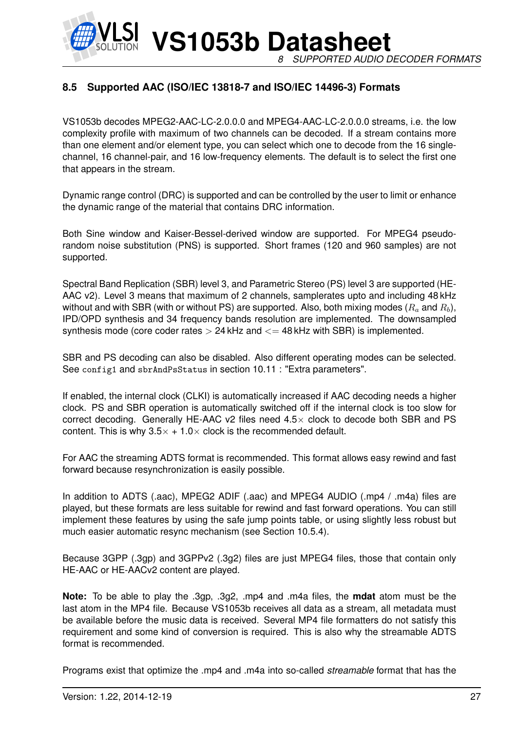## 8.5 Supported AAC (ISO/IEC 13818-7 and ISO/IEC 14496-3) Formats

VS1053b decodes MPEG2-AAC-LC-2.0.0.0 and MPEG4-AAC-LC-2.0.0.0 streams, i.e. the low complexity profile with maximum of two channels can be decoded. If a stream contains more than one element and/or element type, you can select which one to decode from the 16 single-channel, 16 channel-pair, and 16 low-frequency elements. The default is to select the first one that appears in the stream.

Dynamic range control (DRC) is supported and can be controlled by the user to limit or enhance the dynamic range of the material that contains DRC information.

Both Sine window and Kaiser-Bessel-derived window are supported. For MPEG4 pseudo-random noise substitution (PNS) is supported. Short frames (120 and 960 samples) are not supported.

Spectral Band Replication (SBR) level 3, and Parametric Stereo (PS) level 3 are supported (HE-AAC v2). Level 3 means that maximum of 2 channels, samplerates upto and including 48 kHz without and with SBR (with or without PS) are supported. Also, both mixing modes ($R_a$ and $R_b$), IPD/OPD synthesis and 34 frequency bands resolution are implemented. The downsampled synthesis mode (core coder rates $>$ 24 kHz and $<=$ 48 kHz with SBR) is implemented.

SBR and PS decoding can also be disabled. Also different operating modes can be selected. See `config1` and `sbrAndPsStatus` in section 10.11 : "Extra parameters".

If enabled, the internal clock (CLKI) is automatically increased if AAC decoding needs a higher clock. PS and SBR operation is automatically switched off if the internal clock is too slow for correct decoding. Generally HE-AAC v2 files need 4.5$\times$ clock to decode both SBR and PS content. This is why 3.5$\times$ + 1.0$\times$ clock is the recommended default.

For AAC the streaming ADTS format is recommended. This format allows easy rewind and fast forward because resynchronization is easily possible.

In addition to ADTS (.aac), MPEG2 ADIF (.aac) and MPEG4 AUDIO (.mp4 / .m4a) files are played, but these formats are less suitable for rewind and fast forward operations. You can still implement these features by using the safe jump points table, or using slightly less robust but much easier automatic resync mechanism (see Section 10.5.4).

Because 3GPP (.3gp) and 3GPPv2 (.3g2) files are just MPEG4 files, those that contain only HE-AAC or HE-AACv2 content are played.

**Note:** To be able to play the .3gp, .3g2, .mp4 and .m4a files, the **mdat** atom must be the last atom in the MP4 file. Because VS1053b receives all data as a stream, all metadata must be available before the music data is received. Several MP4 file formatters do not satisfy this requirement and some kind of conversion is required. This is also why the streamable ADTS format is recommended.

Programs exist that optimize the .mp4 and .m4a into so-called *streamable* format that has the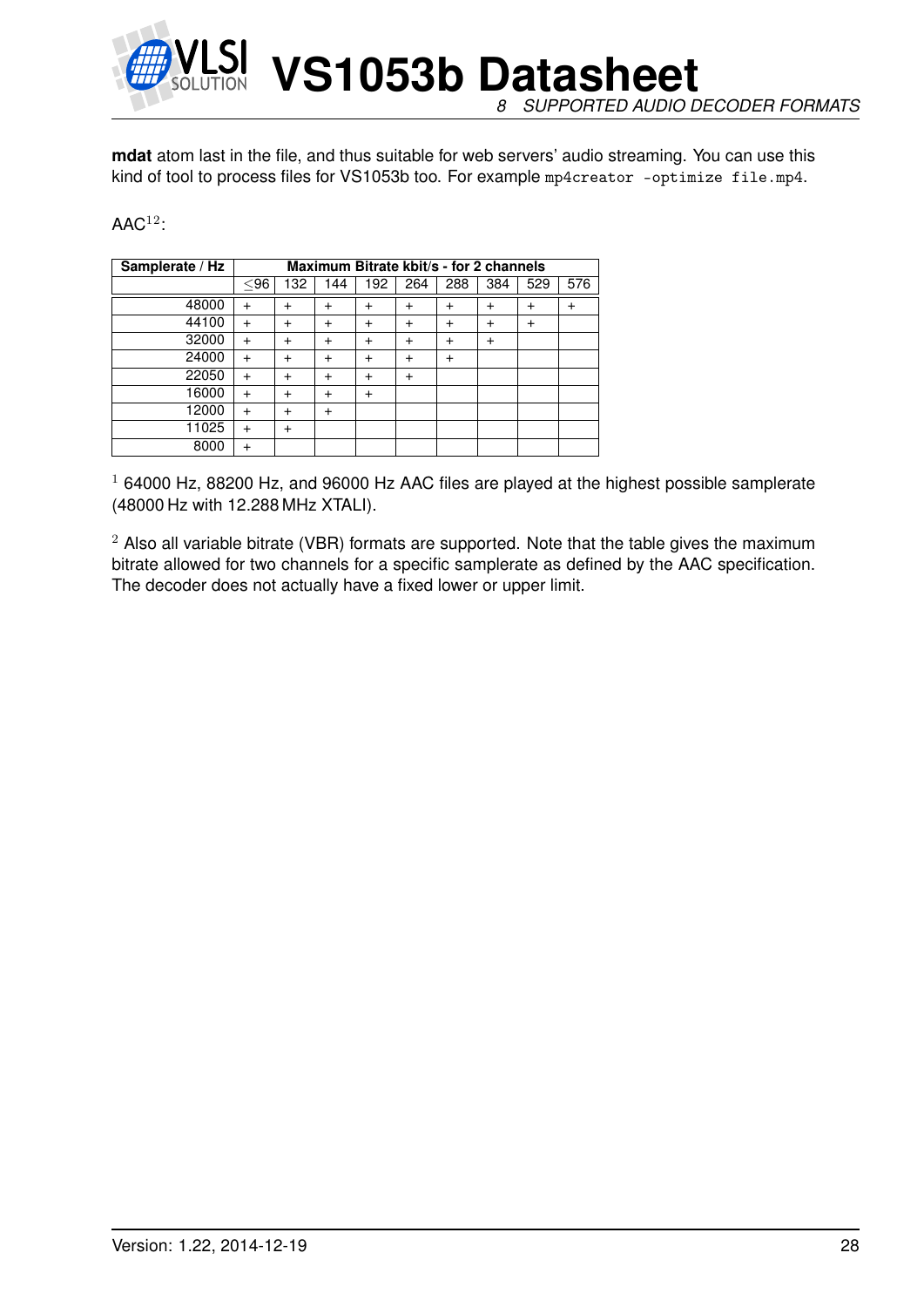**mdat** atom last in the file, and thus suitable for web servers' audio streaming. You can use this kind of tool to process files for VS1053b too. For example `mp4creator -optimize file.mp4`.

AAC[1,2]:

| Samplerate / Hz | Maximum Bitrate kbit/s - for 2 channels | | | | | | | | |
|---|---|---|---|---|---|---|---|---|---|
| | ≤96 | 132 | 144 | 192 | 264 | 288 | 384 | 529 | 576 |
| 48000 | + | + | + | + | + | + | + | + | + |
| 44100 | + | + | + | + | + | + | + | + | |
| 32000 | + | + | + | + | + | + | + | | |
| 24000 | + | + | + | + | + | + | | | |
| 22050 | + | + | + | + | + | | | | |
| 16000 | + | + | + | + | | | | | |
| 12000 | + | + | + | | | | | | |
| 11025 | + | + | | | | | | | |
| 8000 | + | | | | | | | | |

[1] 64000 Hz, 88200 Hz, and 96000 Hz AAC files are played at the highest possible samplerate (48000 Hz with 12.288 MHz XTALI).

[2] Also all variable bitrate (VBR) formats are supported. Note that the table gives the maximum bitrate allowed for two channels for a specific samplerate as defined by the AAC specification. The decoder does not actually have a fixed lower or upper limit.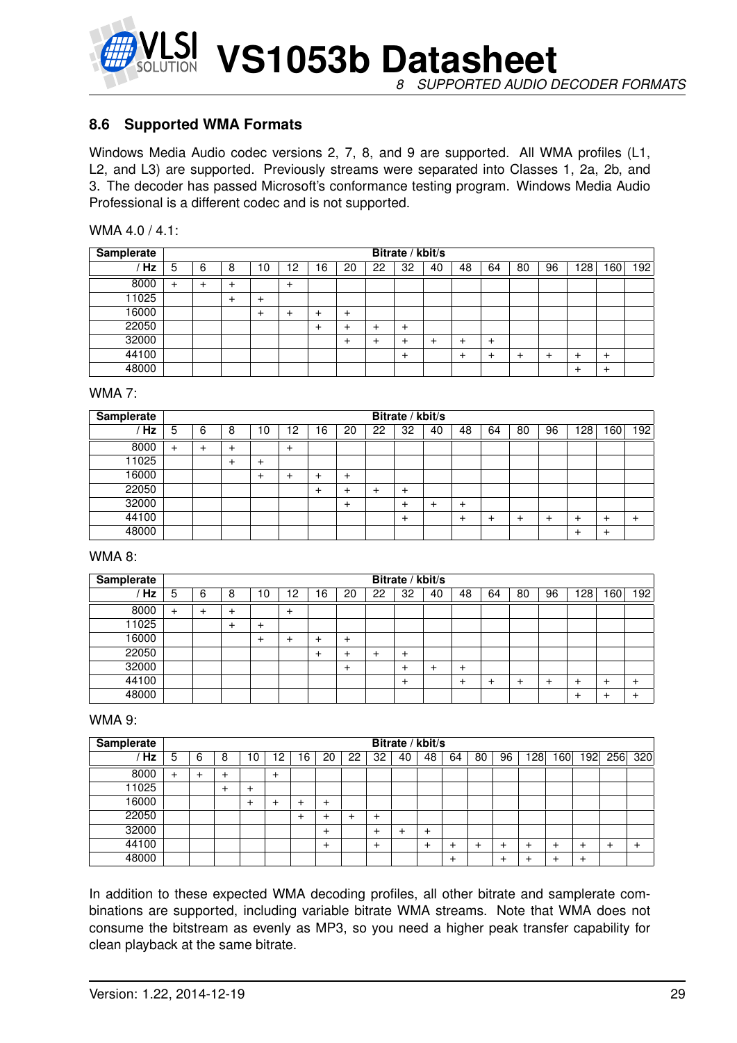## 8.6 Supported WMA Formats

Windows Media Audio codec versions 2, 7, 8, and 9 are supported. All WMA profiles (L1, L2, and L3) are supported. Previously streams were separated into Classes 1, 2a, 2b, and 3. The decoder has passed Microsoft's conformance testing program. Windows Media Audio Professional is a different codec and is not supported.

WMA 4.0 / 4.1:

| Samplerate | Bitrate / kbit/s | | | | | | | | | | | | | | | | |
|---|---|---|---|---|---|---|---|---|---|---|---|---|---|---|---|---|---|
| / Hz | 5 | 6 | 8 | 10 | 12 | 16 | 20 | 22 | 32 | 40 | 48 | 64 | 80 | 96 | 128 | 160 | 192 |
| 8000 | + | + | + | | + | | | | | | | | | | | | |
| 11025 | | | + | + | | | | | | | | | | | | | |
| 16000 | | | | + | + | + | + | | | | | | | | | | |
| 22050 | | | | | | + | + | + | + | | | | | | | | |
| 32000 | | | | | | | + | + | + | + | + | + | | | | | |
| 44100 | | | | | | | | | + | | + | + | + | + | + | + | |
| 48000 | | | | | | | | | | | | | | | + | + | |

WMA 7:

| Samplerate | Bitrate / kbit/s | | | | | | | | | | | | | | | | |
|---|---|---|---|---|---|---|---|---|---|---|---|---|---|---|---|---|---|
| / Hz | 5 | 6 | 8 | 10 | 12 | 16 | 20 | 22 | 32 | 40 | 48 | 64 | 80 | 96 | 128 | 160 | 192 |
| 8000 | + | + | + | | + | | | | | | | | | | | | |
| 11025 | | | + | + | | | | | | | | | | | | | |
| 16000 | | | | + | + | + | + | | | | | | | | | | |
| 22050 | | | | | | + | + | + | + | | | | | | | | |
| 32000 | | | | | | | + | | + | + | + | | | | | | |
| 44100 | | | | | | | | | + | | + | + | + | + | + | + | + |
| 48000 | | | | | | | | | | | | | | | + | + | |

WMA 8:

| Samplerate | Bitrate / kbit/s | | | | | | | | | | | | | | | | |
|---|---|---|---|---|---|---|---|---|---|---|---|---|---|---|---|---|---|
| / Hz | 5 | 6 | 8 | 10 | 12 | 16 | 20 | 22 | 32 | 40 | 48 | 64 | 80 | 96 | 128 | 160 | 192 |
| 8000 | + | + | + | | + | | | | | | | | | | | | |
| 11025 | | | + | + | | | | | | | | | | | | | |
| 16000 | | | | + | + | + | + | | | | | | | | | | |
| 22050 | | | | | | + | + | + | + | | | | | | | | |
| 32000 | | | | | | | + | | + | + | + | | | | | | |
| 44100 | | | | | | | | | + | | + | + | + | + | + | + | + |
| 48000 | | | | | | | | | | | | | | | + | + | + |

WMA 9:

| Samplerate | Bitrate / kbit/s | | | | | | | | | | | | | | | | | | |
|---|---|---|---|---|---|---|---|---|---|---|---|---|---|---|---|---|---|---|---|
| / Hz | 5 | 6 | 8 | 10 | 12 | 16 | 20 | 22 | 32 | 40 | 48 | 64 | 80 | 96 | 128 | 160 | 192 | 256 | 320 |
| 8000 | + | + | + | | + | | | | | | | | | | | | | | |
| 11025 | | | + | + | | | | | | | | | | | | | | | |
| 16000 | | | | + | + | + | + | | | | | | | | | | | | |
| 22050 | | | | | | + | + | + | + | | | | | | | | | | |
| 32000 | | | | | | | + | | + | + | + | | | | | | | | |
| 44100 | | | | | | | + | | + | | + | + | + | + | + | + | + | + | + |
| 48000 | | | | | | | | | | | | + | | + | + | + | + | | |

In addition to these expected WMA decoding profiles, all other bitrate and samplerate combinations are supported, including variable bitrate WMA streams. Note that WMA does not consume the bitstream as evenly as MP3, so you need a higher peak transfer capability for clean playback at the same bitrate.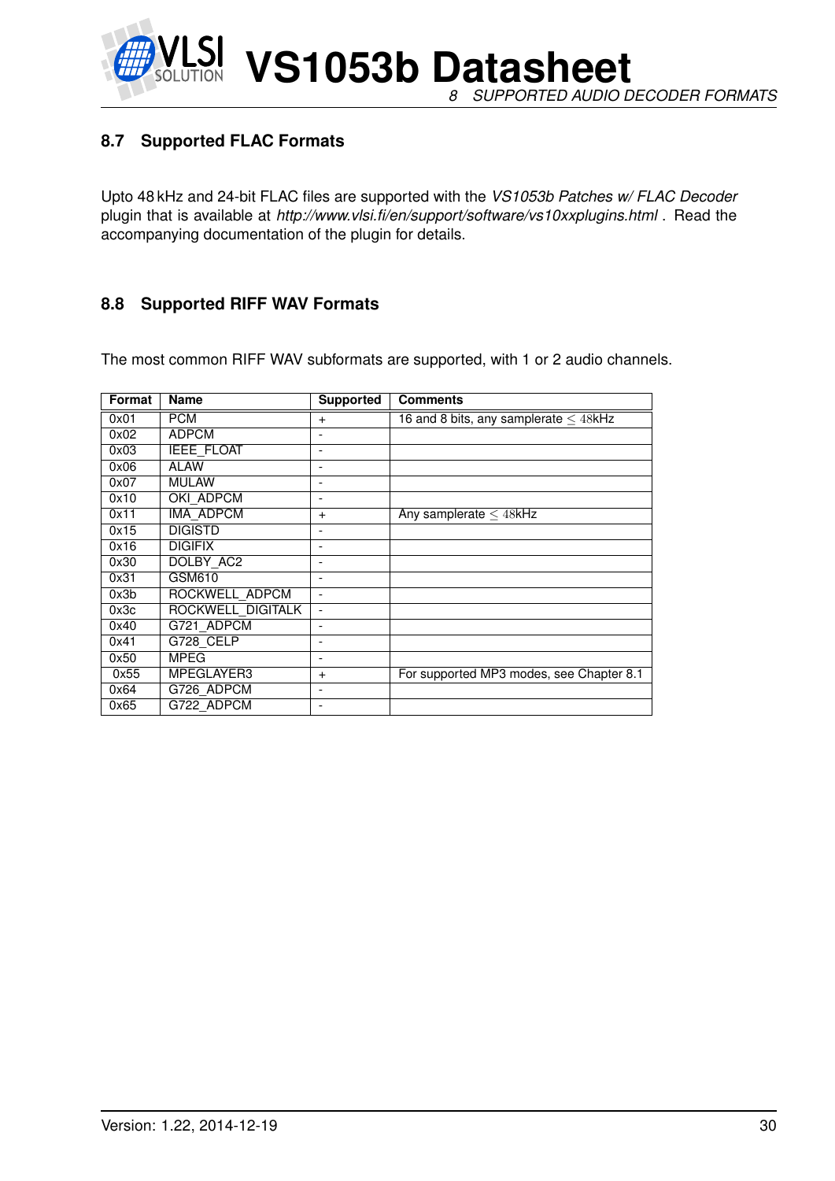## 8.7 Supported FLAC Formats

Upto 48 kHz and 24-bit FLAC files are supported with the *VS1053b Patches w/ FLAC Decoder* plugin that is available at *http://www.vlsi.fi/en/support/software/vs10xxplugins.html* . Read the accompanying documentation of the plugin for details.

## 8.8 Supported RIFF WAV Formats

The most common RIFF WAV subformats are supported, with 1 or 2 audio channels.

| Format | Name | Supported | Comments |
|---|---|---|---|
| 0x01 | PCM | + | 16 and 8 bits, any samplerate $\leq 48$kHz |
| 0x02 | ADPCM | - | |
| 0x03 | IEEE_FLOAT | - | |
| 0x06 | ALAW | - | |
| 0x07 | MULAW | - | |
| 0x10 | OKI_ADPCM | - | |
| 0x11 | IMA_ADPCM | + | Any samplerate $\leq 48$kHz |
| 0x15 | DIGISTD | - | |
| 0x16 | DIGIFIX | - | |
| 0x30 | DOLBY_AC2 | - | |
| 0x31 | GSM610 | - | |
| 0x3b | ROCKWELL_ADPCM | - | |
| 0x3c | ROCKWELL_DIGITALK | - | |
| 0x40 | G721_ADPCM | - | |
| 0x41 | G728_CELP | - | |
| 0x50 | MPEG | - | |
| 0x55 | MPEGLAYER3 | + | For supported MP3 modes, see Chapter 8.1 |
| 0x64 | G726_ADPCM | - | |
| 0x65 | G722_ADPCM | - | |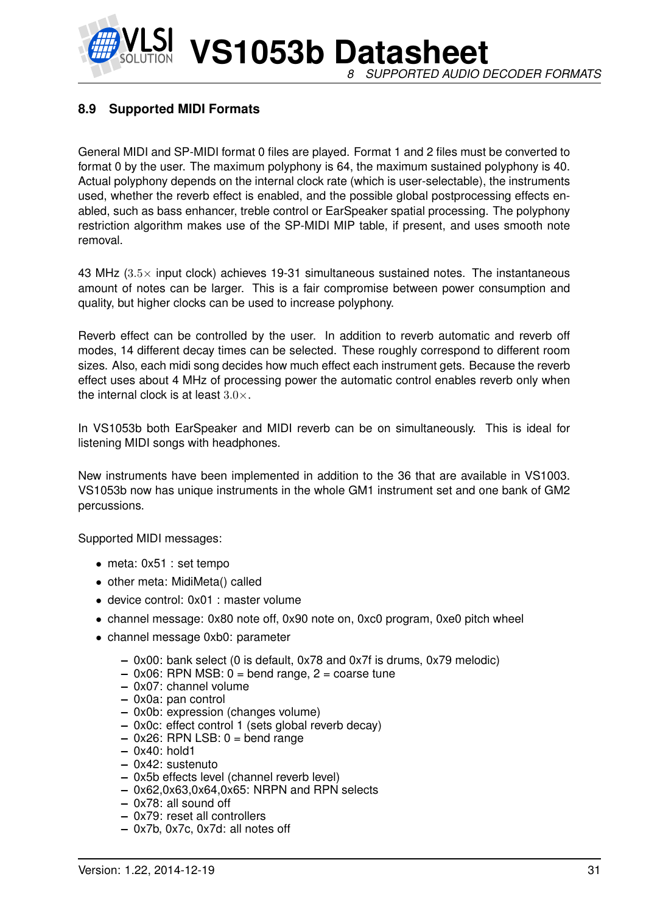### 8.9 Supported MIDI Formats

General MIDI and SP-MIDI format 0 files are played. Format 1 and 2 files must be converted to format 0 by the user. The maximum polyphony is 64, the maximum sustained polyphony is 40. Actual polyphony depends on the internal clock rate (which is user-selectable), the instruments used, whether the reverb effect is enabled, and the possible global postprocessing effects enabled, such as bass enhancer, treble control or EarSpeaker spatial processing. The polyphony restriction algorithm makes use of the SP-MIDI MIP table, if present, and uses smooth note removal.

43 MHz ($3.5\times$ input clock) achieves 19-31 simultaneous sustained notes. The instantaneous amount of notes can be larger. This is a fair compromise between power consumption and quality, but higher clocks can be used to increase polyphony.

Reverb effect can be controlled by the user. In addition to reverb automatic and reverb off modes, 14 different decay times can be selected. These roughly correspond to different room sizes. Also, each midi song decides how much effect each instrument gets. Because the reverb effect uses about 4 MHz of processing power the automatic control enables reverb only when the internal clock is at least $3.0\times$.

In VS1053b both EarSpeaker and MIDI reverb can be on simultaneously. This is ideal for listening MIDI songs with headphones.

New instruments have been implemented in addition to the 36 that are available in VS1003. VS1053b now has unique instruments in the whole GM1 instrument set and one bank of GM2 percussions.

Supported MIDI messages:

- meta: 0x51 : set tempo
- other meta: MidiMeta() called
- device control: 0x01 : master volume
- channel message: 0x80 note off, 0x90 note on, 0xc0 program, 0xe0 pitch wheel
- channel message 0xb0: parameter
  - 0x00: bank select (0 is default, 0x78 and 0x7f is drums, 0x79 melodic)
  - 0x06: RPN MSB: 0 = bend range, 2 = coarse tune
  - 0x07: channel volume
  - 0x0a: pan control
  - 0x0b: expression (changes volume)
  - 0x0c: effect control 1 (sets global reverb decay)
  - 0x26: RPN LSB: 0 = bend range
  - 0x40: hold1
  - 0x42: sustenuto
  - 0x5b effects level (channel reverb level)
  - 0x62,0x63,0x64,0x65: NRPN and RPN selects
  - 0x78: all sound off
  - 0x79: reset all controllers
  - 0x7b, 0x7c, 0x7d: all notes off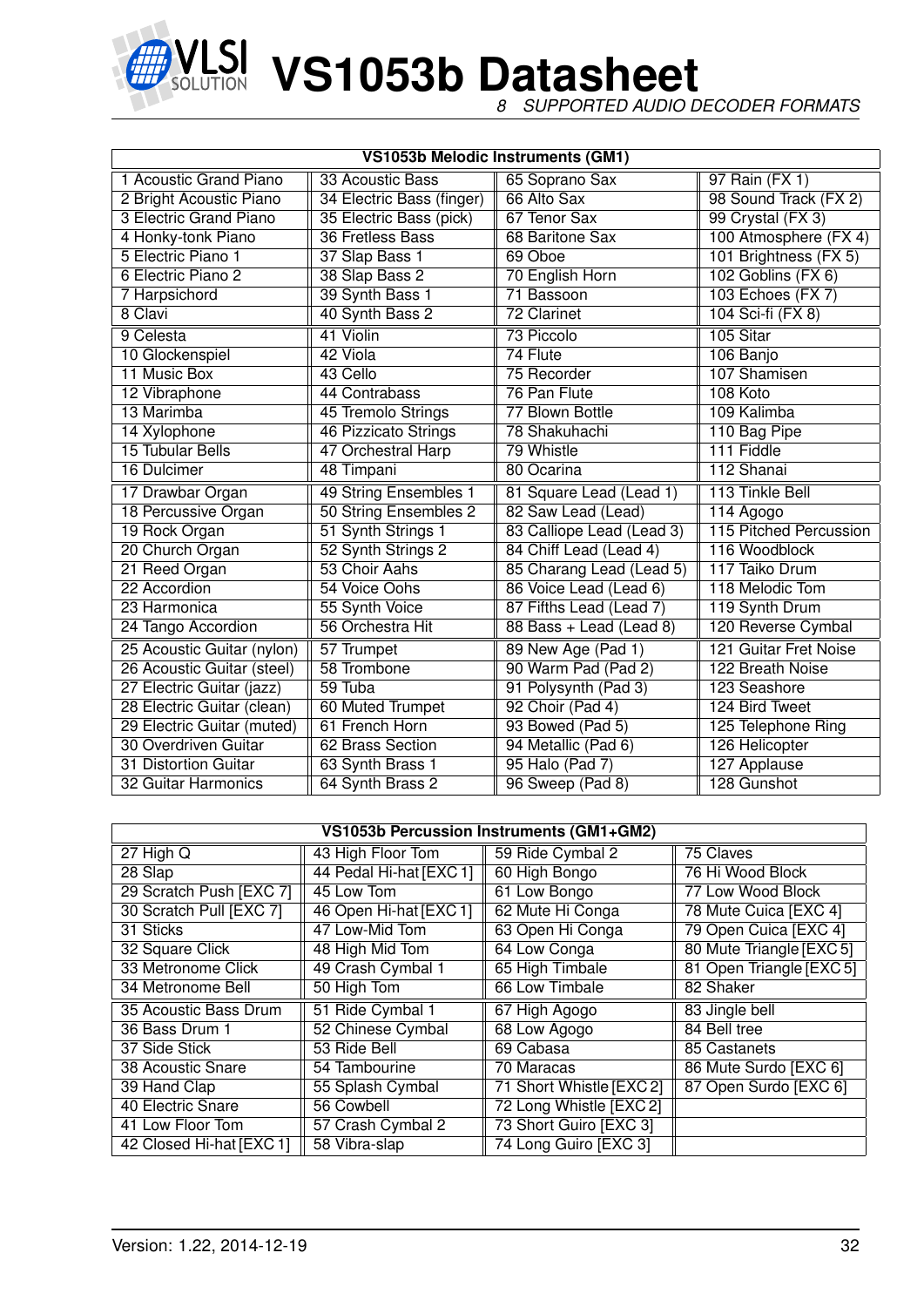| VS1053b Melodic Instruments (GM1) | | | |
|---|---|---|---|
| 1 Acoustic Grand Piano | 33 Acoustic Bass | 65 Soprano Sax | 97 Rain (FX 1) |
| 2 Bright Acoustic Piano | 34 Electric Bass (finger) | 66 Alto Sax | 98 Sound Track (FX 2) |
| 3 Electric Grand Piano | 35 Electric Bass (pick) | 67 Tenor Sax | 99 Crystal (FX 3) |
| 4 Honky-tonk Piano | 36 Fretless Bass | 68 Baritone Sax | 100 Atmosphere (FX 4) |
| 5 Electric Piano 1 | 37 Slap Bass 1 | 69 Oboe | 101 Brightness (FX 5) |
| 6 Electric Piano 2 | 38 Slap Bass 2 | 70 English Horn | 102 Goblins (FX 6) |
| 7 Harpsichord | 39 Synth Bass 1 | 71 Bassoon | 103 Echoes (FX 7) |
| 8 Clavi | 40 Synth Bass 2 | 72 Clarinet | 104 Sci-fi (FX 8) |
| 9 Celesta | 41 Violin | 73 Piccolo | 105 Sitar |
| 10 Glockenspiel | 42 Viola | 74 Flute | 106 Banjo |
| 11 Music Box | 43 Cello | 75 Recorder | 107 Shamisen |
| 12 Vibraphone | 44 Contrabass | 76 Pan Flute | 108 Koto |
| 13 Marimba | 45 Tremolo Strings | 77 Blown Bottle | 109 Kalimba |
| 14 Xylophone | 46 Pizzicato Strings | 78 Shakuhachi | 110 Bag Pipe |
| 15 Tubular Bells | 47 Orchestral Harp | 79 Whistle | 111 Fiddle |
| 16 Dulcimer | 48 Timpani | 80 Ocarina | 112 Shanai |
| 17 Drawbar Organ | 49 String Ensembles 1 | 81 Square Lead (Lead 1) | 113 Tinkle Bell |
| 18 Percussive Organ | 50 String Ensembles 2 | 82 Saw Lead (Lead) | 114 Agogo |
| 19 Rock Organ | 51 Synth Strings 1 | 83 Calliope Lead (Lead 3) | 115 Pitched Percussion |
| 20 Church Organ | 52 Synth Strings 2 | 84 Chiff Lead (Lead 4) | 116 Woodblock |
| 21 Reed Organ | 53 Choir Aahs | 85 Charang Lead (Lead 5) | 117 Taiko Drum |
| 22 Accordion | 54 Voice Oohs | 86 Voice Lead (Lead 6) | 118 Melodic Tom |
| 23 Harmonica | 55 Synth Voice | 87 Fifths Lead (Lead 7) | 119 Synth Drum |
| 24 Tango Accordion | 56 Orchestra Hit | 88 Bass + Lead (Lead 8) | 120 Reverse Cymbal |
| 25 Acoustic Guitar (nylon) | 57 Trumpet | 89 New Age (Pad 1) | 121 Guitar Fret Noise |
| 26 Acoustic Guitar (steel) | 58 Trombone | 90 Warm Pad (Pad 2) | 122 Breath Noise |
| 27 Electric Guitar (jazz) | 59 Tuba | 91 Polysynth (Pad 3) | 123 Seashore |
| 28 Electric Guitar (clean) | 60 Muted Trumpet | 92 Choir (Pad 4) | 124 Bird Tweet |
| 29 Electric Guitar (muted) | 61 French Horn | 93 Bowed (Pad 5) | 125 Telephone Ring |
| 30 Overdriven Guitar | 62 Brass Section | 94 Metallic (Pad 6) | 126 Helicopter |
| 31 Distortion Guitar | 63 Synth Brass 1 | 95 Halo (Pad 7) | 127 Applause |
| 32 Guitar Harmonics | 64 Synth Brass 2 | 96 Sweep (Pad 8) | 128 Gunshot |

| VS1053b Percussion Instruments (GM1+GM2) | | | |
|---|---|---|---|
| 27 High Q | 43 High Floor Tom | 59 Ride Cymbal 2 | 75 Claves |
| 28 Slap | 44 Pedal Hi-hat [EXC 1] | 60 High Bongo | 76 Hi Wood Block |
| 29 Scratch Push [EXC 7] | 45 Low Tom | 61 Low Bongo | 77 Low Wood Block |
| 30 Scratch Pull [EXC 7] | 46 Open Hi-hat [EXC 1] | 62 Mute Hi Conga | 78 Mute Cuica [EXC 4] |
| 31 Sticks | 47 Low-Mid Tom | 63 Open Hi Conga | 79 Open Cuica [EXC 4] |
| 32 Square Click | 48 High Mid Tom | 64 Low Conga | 80 Mute Triangle [EXC 5] |
| 33 Metronome Click | 49 Crash Cymbal 1 | 65 High Timbale | 81 Open Triangle [EXC 5] |
| 34 Metronome Bell | 50 High Tom | 66 Low Timbale | 82 Shaker |
| 35 Acoustic Bass Drum | 51 Ride Cymbal 1 | 67 High Agogo | 83 Jingle bell |
| 36 Bass Drum 1 | 52 Chinese Cymbal | 68 Low Agogo | 84 Bell tree |
| 37 Side Stick | 53 Ride Bell | 69 Cabasa | 85 Castanets |
| 38 Acoustic Snare | 54 Tambourine | 70 Maracas | 86 Mute Surdo [EXC 6] |
| 39 Hand Clap | 55 Splash Cymbal | 71 Short Whistle [EXC 2] | 87 Open Surdo [EXC 6] |
| 40 Electric Snare | 56 Cowbell | 72 Long Whistle [EXC 2] | |
| 41 Low Floor Tom | 57 Crash Cymbal 2 | 73 Short Guiro [EXC 3] | |
| 42 Closed Hi-hat [EXC 1] | 58 Vibra-slap | 74 Long Guiro [EXC 3] | |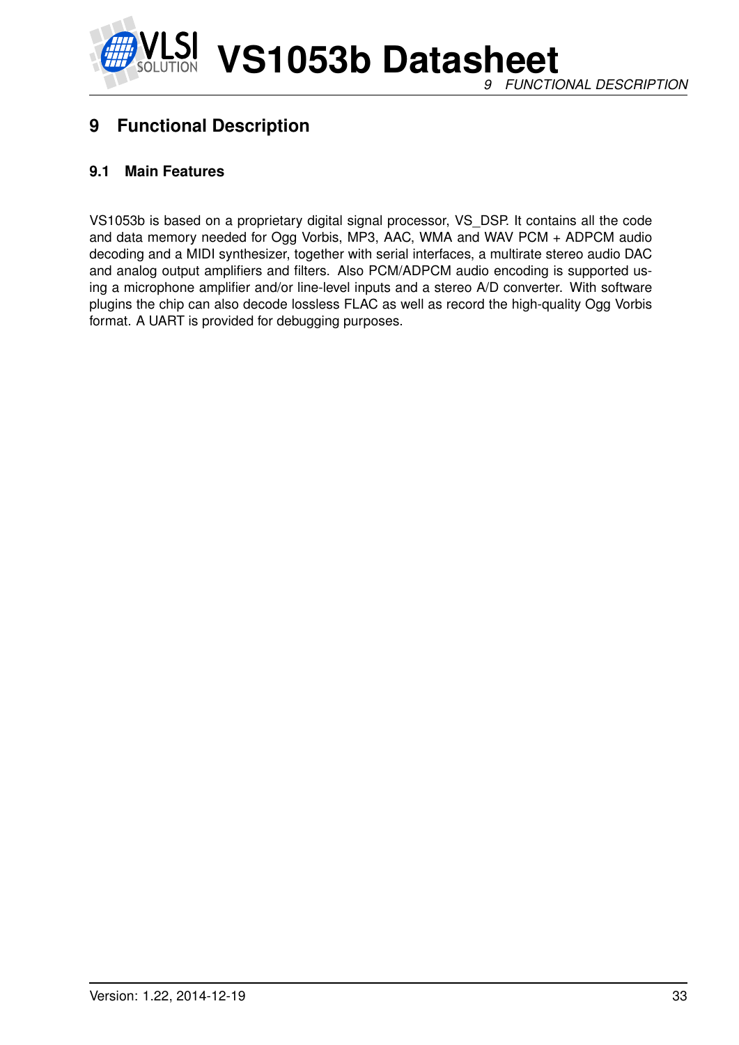# 9 Functional Description

## 9.1 Main Features

VS1053b is based on a proprietary digital signal processor, VS_DSP. It contains all the code and data memory needed for Ogg Vorbis, MP3, AAC, WMA and WAV PCM + ADPCM audio decoding and a MIDI synthesizer, together with serial interfaces, a multirate stereo audio DAC and analog output amplifiers and filters. Also PCM/ADPCM audio encoding is supported using a microphone amplifier and/or line-level inputs and a stereo A/D converter. With software plugins the chip can also decode lossless FLAC as well as record the high-quality Ogg Vorbis format. A UART is provided for debugging purposes.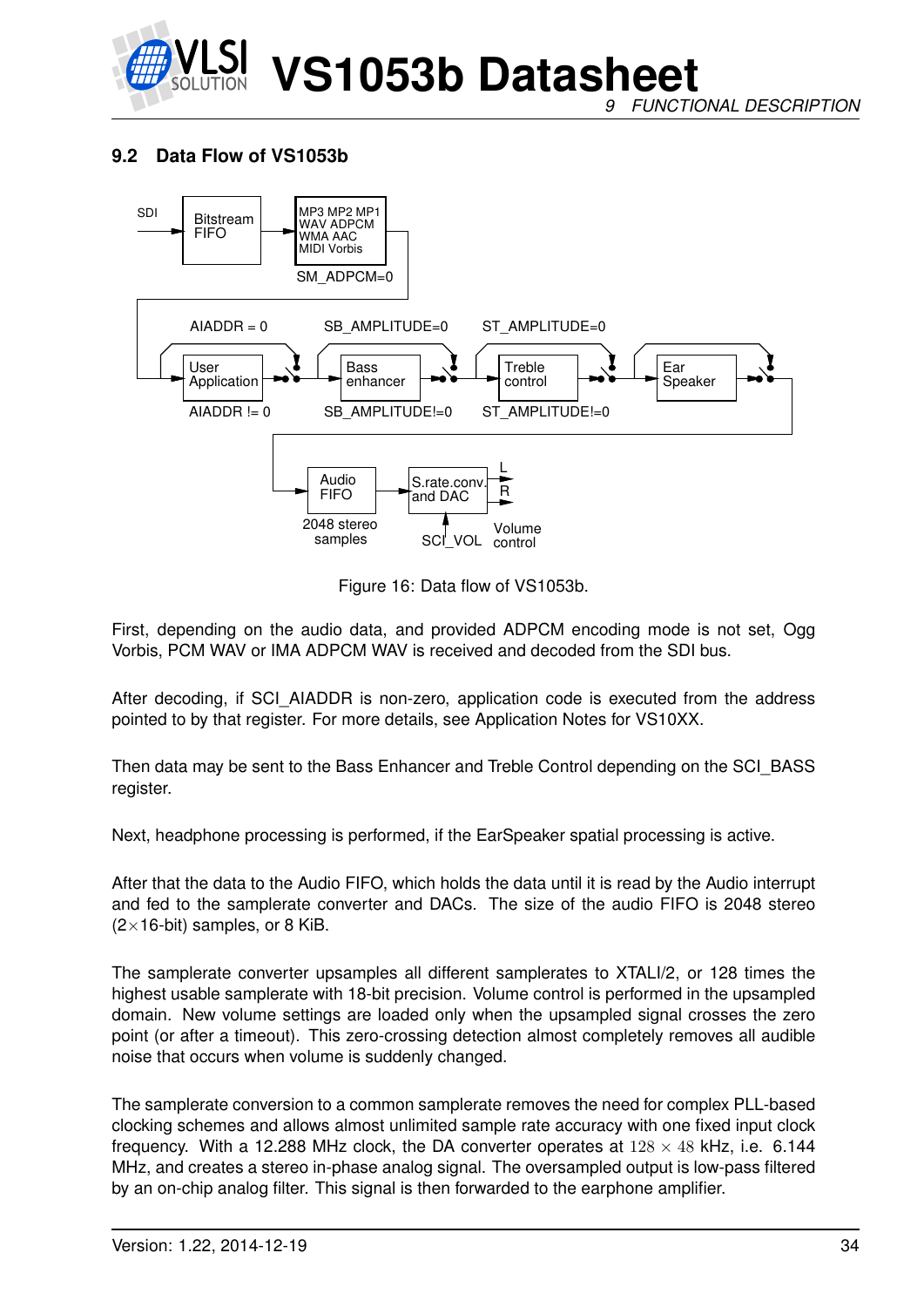## 9.2 Data Flow of VS1053b

Figure 16: Data flow of VS1053b.

First, depending on the audio data, and provided ADPCM encoding mode is not set, Ogg Vorbis, PCM WAV or IMA ADPCM WAV is received and decoded from the SDI bus.

After decoding, if SCI_AIADDR is non-zero, application code is executed from the address pointed to by that register. For more details, see Application Notes for VS10XX.

Then data may be sent to the Bass Enhancer and Treble Control depending on the SCI_BASS register.

Next, headphone processing is performed, if the EarSpeaker spatial processing is active.

After that the data to the Audio FIFO, which holds the data until it is read by the Audio interrupt and fed to the samplerate converter and DACs. The size of the audio FIFO is 2048 stereo ($2\times$16-bit) samples, or 8 KiB.

The samplerate converter upsamples all different samplerates to XTALI/2, or 128 times the highest usable samplerate with 18-bit precision. Volume control is performed in the upsampled domain. New volume settings are loaded only when the upsampled signal crosses the zero point (or after a timeout). This zero-crossing detection almost completely removes all audible noise that occurs when volume is suddenly changed.

The samplerate conversion to a common samplerate removes the need for complex PLL-based clocking schemes and allows almost unlimited sample rate accuracy with one fixed input clock frequency. With a 12.288 MHz clock, the DA converter operates at $128 \times 48$ kHz, i.e. 6.144 MHz, and creates a stereo in-phase analog signal. The oversampled output is low-pass filtered by an on-chip analog filter. This signal is then forwarded to the earphone amplifier.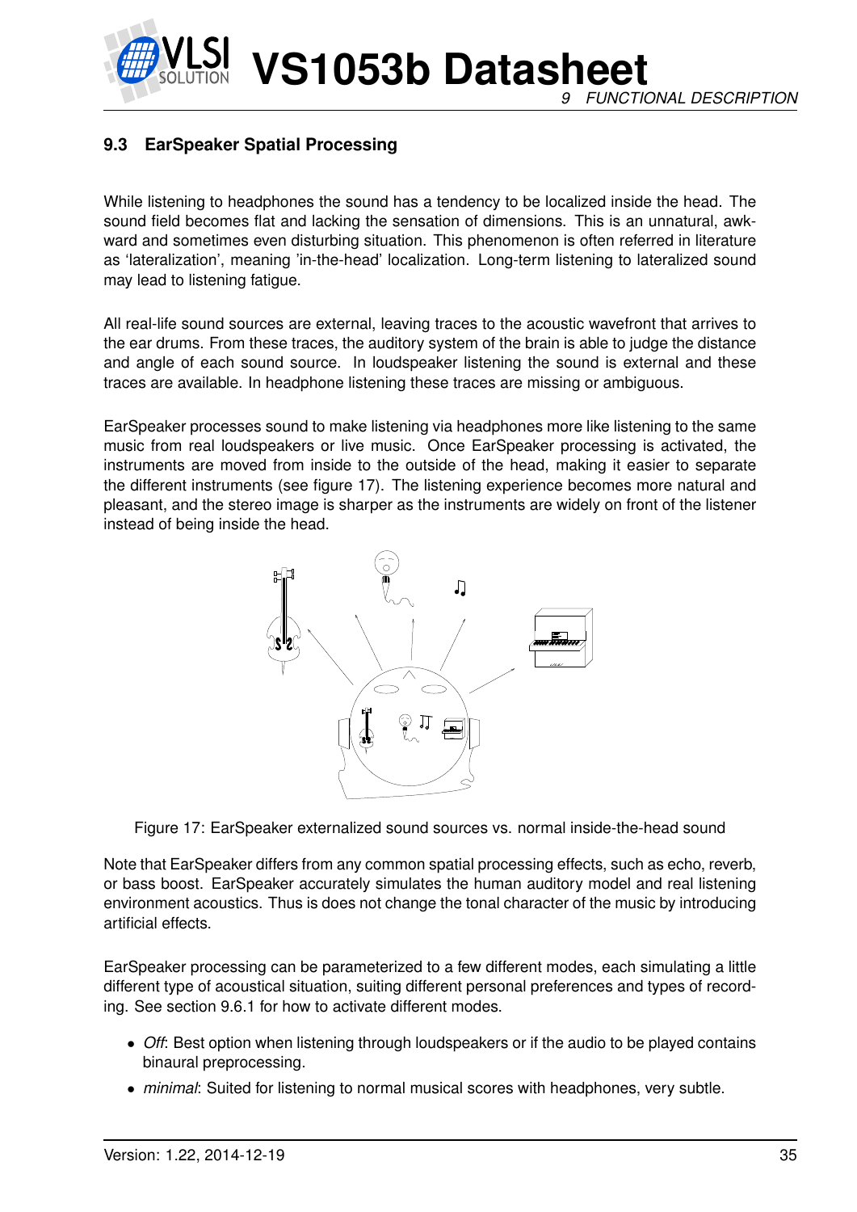### 9.3 EarSpeaker Spatial Processing

While listening to headphones the sound has a tendency to be localized inside the head. The sound field becomes flat and lacking the sensation of dimensions. This is an unnatural, awkward and sometimes even disturbing situation. This phenomenon is often referred in literature as 'lateralization', meaning 'in-the-head' localization. Long-term listening to lateralized sound may lead to listening fatigue.

All real-life sound sources are external, leaving traces to the acoustic wavefront that arrives to the ear drums. From these traces, the auditory system of the brain is able to judge the distance and angle of each sound source. In loudspeaker listening the sound is external and these traces are available. In headphone listening these traces are missing or ambiguous.

EarSpeaker processes sound to make listening via headphones more like listening to the same music from real loudspeakers or live music. Once EarSpeaker processing is activated, the instruments are moved from inside to the outside of the head, making it easier to separate the different instruments (see figure 17). The listening experience becomes more natural and pleasant, and the stereo image is sharper as the instruments are widely on front of the listener instead of being inside the head.

Figure 17: EarSpeaker externalized sound sources vs. normal inside-the-head sound

Note that EarSpeaker differs from any common spatial processing effects, such as echo, reverb, or bass boost. EarSpeaker accurately simulates the human auditory model and real listening environment acoustics. Thus is does not change the tonal character of the music by introducing artificial effects.

EarSpeaker processing can be parameterized to a few different modes, each simulating a little different type of acoustical situation, suiting different personal preferences and types of recording. See section 9.6.1 for how to activate different modes.

- *Off*: Best option when listening through loudspeakers or if the audio to be played contains binaural preprocessing.
- *minimal*: Suited for listening to normal musical scores with headphones, very subtle.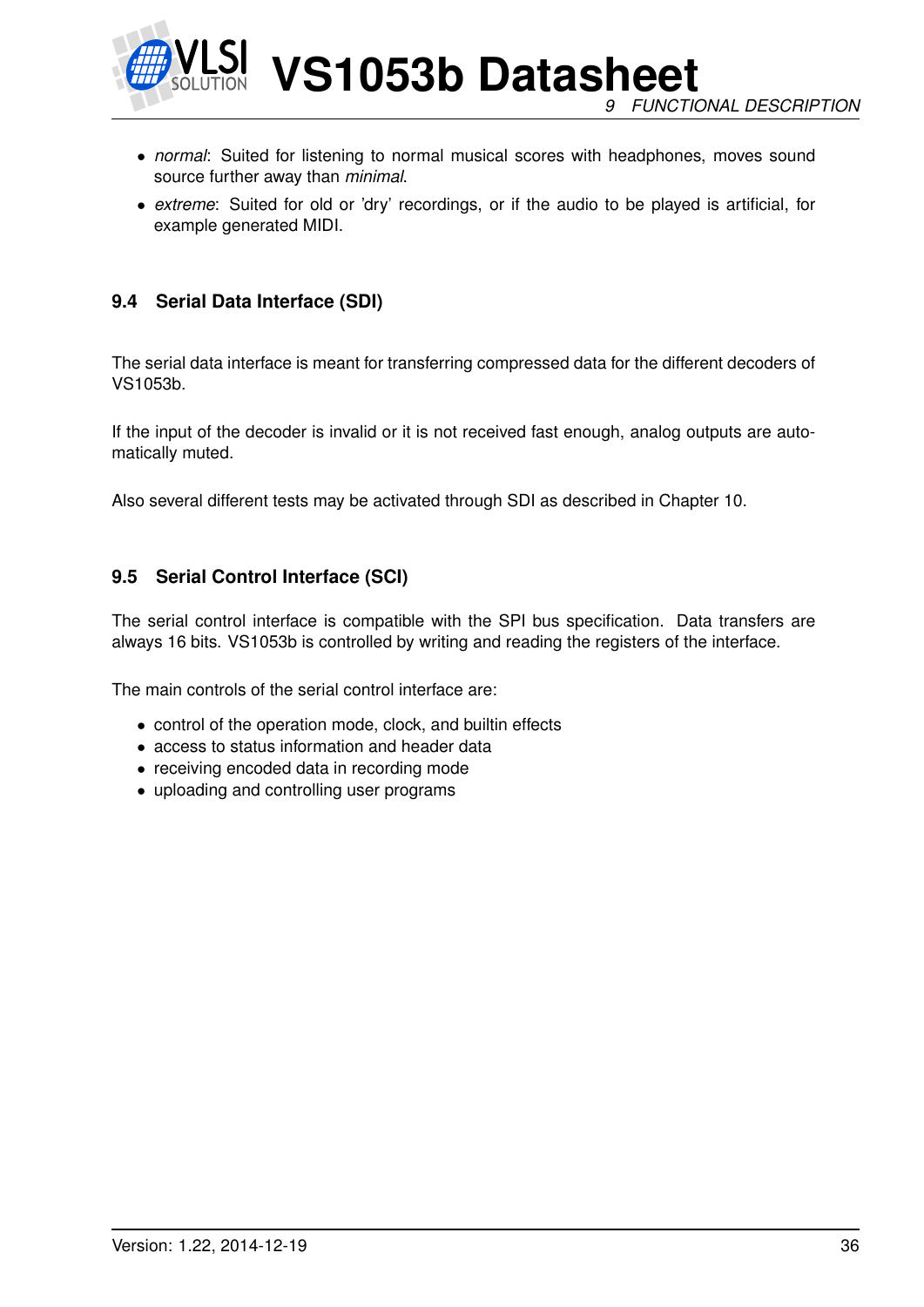- *normal*: Suited for listening to normal musical scores with headphones, moves sound source further away than *minimal*.
- *extreme*: Suited for old or 'dry' recordings, or if the audio to be played is artificial, for example generated MIDI.

### 9.4 Serial Data Interface (SDI)

The serial data interface is meant for transferring compressed data for the different decoders of VS1053b.

If the input of the decoder is invalid or it is not received fast enough, analog outputs are automatically muted.

Also several different tests may be activated through SDI as described in Chapter 10.

### 9.5 Serial Control Interface (SCI)

The serial control interface is compatible with the SPI bus specification. Data transfers are always 16 bits. VS1053b is controlled by writing and reading the registers of the interface.

The main controls of the serial control interface are:

- control of the operation mode, clock, and builtin effects
- access to status information and header data
- receiving encoded data in recording mode
- uploading and controlling user programs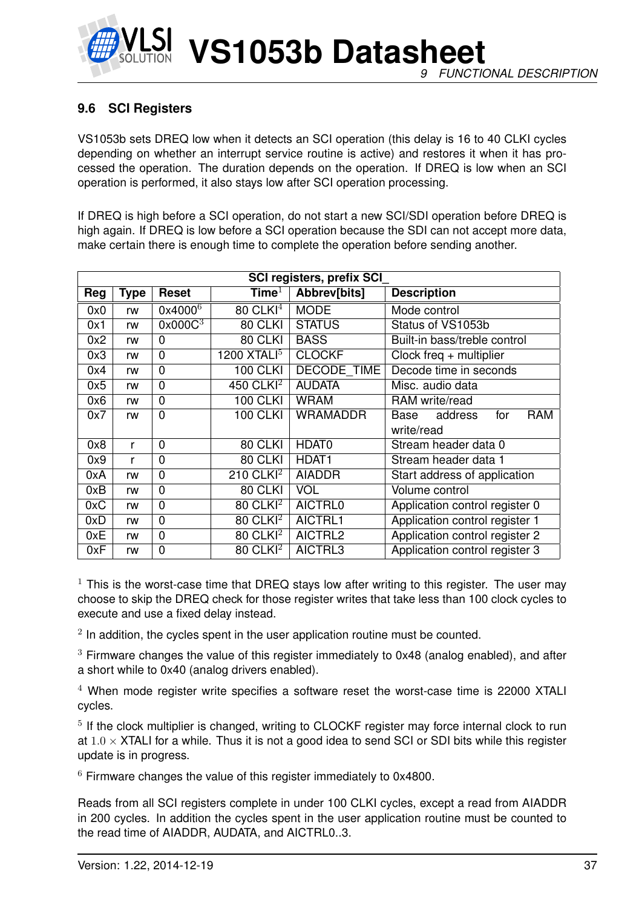### 9.6 SCI Registers

VS1053b sets DREQ low when it detects an SCI operation (this delay is 16 to 40 CLKI cycles depending on whether an interrupt service routine is active) and restores it when it has processed the operation. The duration depends on the operation. If DREQ is low when an SCI operation is performed, it also stays low after SCI operation processing.

If DREQ is high before a SCI operation, do not start a new SCI/SDI operation before DREQ is high again. If DREQ is low before a SCI operation because the SDI can not accept more data, make certain there is enough time to complete the operation before sending another.

| SCI registers, prefix SCI_ | | | | | |
|---|---|---|---|---|---|
| **Reg** | **Type** | **Reset** | **Time**[1] | **Abbrev[bits]** | **Description** |
| 0x0 | rw | 0x4000[6] | 80 CLKI[4] | MODE | Mode control |
| 0x1 | rw | 0x000C[3] | 80 CLKI | STATUS | Status of VS1053b |
| 0x2 | rw | 0 | 80 CLKI | BASS | Built-in bass/treble control |
| 0x3 | rw | 0 | 1200 XTALI[5] | CLOCKF | Clock freq + multiplier |
| 0x4 | rw | 0 | 100 CLKI | DECODE_TIME | Decode time in seconds |
| 0x5 | rw | 0 | 450 CLKI[2] | AUDATA | Misc. audio data |
| 0x6 | rw | 0 | 100 CLKI | WRAM | RAM write/read |
| 0x7 | rw | 0 | 100 CLKI | WRAMADDR | Base address for RAM write/read |
| 0x8 | r | 0 | 80 CLKI | HDAT0 | Stream header data 0 |
| 0x9 | r | 0 | 80 CLKI | HDAT1 | Stream header data 1 |
| 0xA | rw | 0 | 210 CLKI[2] | AIADDR | Start address of application |
| 0xB | rw | 0 | 80 CLKI | VOL | Volume control |
| 0xC | rw | 0 | 80 CLKI[2] | AICTRL0 | Application control register 0 |
| 0xD | rw | 0 | 80 CLKI[2] | AICTRL1 | Application control register 1 |
| 0xE | rw | 0 | 80 CLKI[2] | AICTRL2 | Application control register 2 |
| 0xF | rw | 0 | 80 CLKI[2] | AICTRL3 | Application control register 3 |

[1] This is the worst-case time that DREQ stays low after writing to this register. The user may choose to skip the DREQ check for those register writes that take less than 100 clock cycles to execute and use a fixed delay instead.

[2] In addition, the cycles spent in the user application routine must be counted.

[3] Firmware changes the value of this register immediately to 0x48 (analog enabled), and after a short while to 0x40 (analog drivers enabled).

[4] When mode register write specifies a software reset the worst-case time is 22000 XTALI cycles.

[5] If the clock multiplier is changed, writing to CLOCKF register may force internal clock to run at $1.0 \times$ XTALI for a while. Thus it is not a good idea to send SCI or SDI bits while this register update is in progress.

[6] Firmware changes the value of this register immediately to 0x4800.

Reads from all SCI registers complete in under 100 CLKI cycles, except a read from AIADDR in 200 cycles. In addition the cycles spent in the user application routine must be counted to the read time of AIADDR, AUDATA, and AICTRL0..3.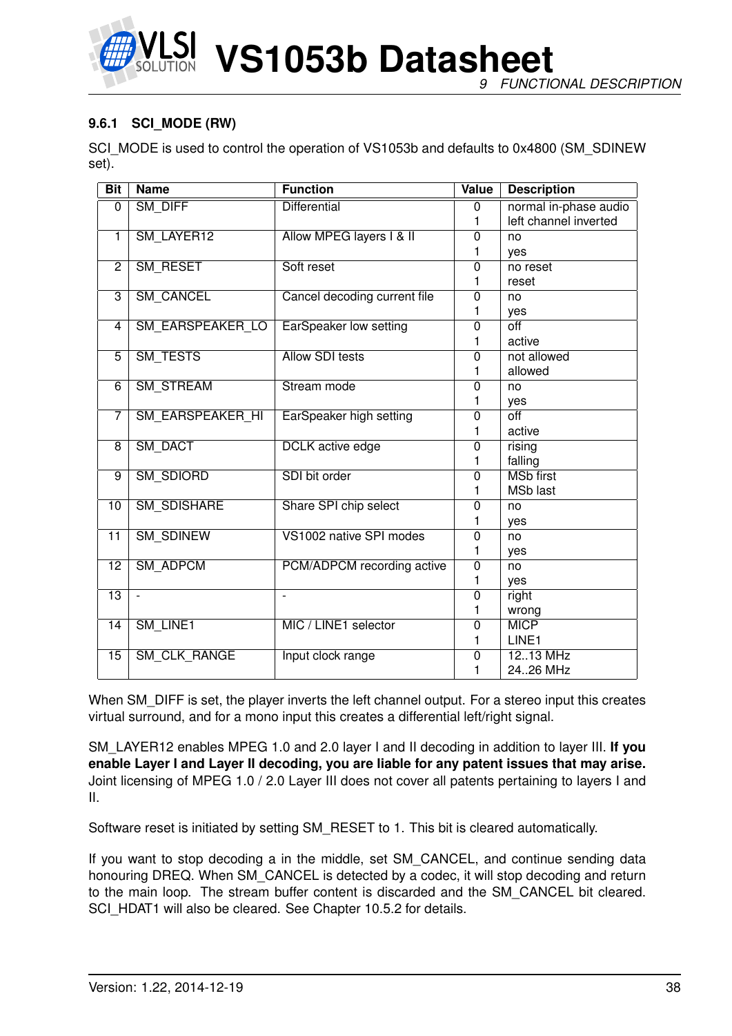### 9.6.1 SCI_MODE (RW)

SCI_MODE is used to control the operation of VS1053b and defaults to 0x4800 (SM_SDINEW set).

| Bit | Name | Function | Value | Description |
|---|---|---|---|---|
| 0 | SM_DIFF | Differential | 0<br>1 | normal in-phase audio<br>left channel inverted |
| 1 | SM_LAYER12 | Allow MPEG layers I & II | 0<br>1 | no<br>yes |
| 2 | SM_RESET | Soft reset | 0<br>1 | no reset<br>reset |
| 3 | SM_CANCEL | Cancel decoding current file | 0<br>1 | no<br>yes |
| 4 | SM_EARSPEAKER_LO | EarSpeaker low setting | 0<br>1 | off<br>active |
| 5 | SM_TESTS | Allow SDI tests | 0<br>1 | not allowed<br>allowed |
| 6 | SM_STREAM | Stream mode | 0<br>1 | no<br>yes |
| 7 | SM_EARSPEAKER_HI | EarSpeaker high setting | 0<br>1 | off<br>active |
| 8 | SM_DACT | DCLK active edge | 0<br>1 | rising<br>falling |
| 9 | SM_SDIORD | SDI bit order | 0<br>1 | MSb first<br>MSb last |
| 10 | SM_SDISHARE | Share SPI chip select | 0<br>1 | no<br>yes |
| 11 | SM_SDINEW | VS1002 native SPI modes | 0<br>1 | no<br>yes |
| 12 | SM_ADPCM | PCM/ADPCM recording active | 0<br>1 | no<br>yes |
| 13 | - | - | 0<br>1 | right<br>wrong |
| 14 | SM_LINE1 | MIC / LINE1 selector | 0<br>1 | MICP<br>LINE1 |
| 15 | SM_CLK_RANGE | Input clock range | 0<br>1 | 12..13 MHz<br>24..26 MHz |

When SM_DIFF is set, the player inverts the left channel output. For a stereo input this creates virtual surround, and for a mono input this creates a differential left/right signal.

SM_LAYER12 enables MPEG 1.0 and 2.0 layer I and II decoding in addition to layer III. **If you enable Layer I and Layer II decoding, you are liable for any patent issues that may arise.** Joint licensing of MPEG 1.0 / 2.0 Layer III does not cover all patents pertaining to layers I and II.

Software reset is initiated by setting SM_RESET to 1. This bit is cleared automatically.

If you want to stop decoding a in the middle, set SM_CANCEL, and continue sending data honouring DREQ. When SM_CANCEL is detected by a codec, it will stop decoding and return to the main loop. The stream buffer content is discarded and the SM_CANCEL bit cleared. SCI_HDAT1 will also be cleared. See Chapter 10.5.2 for details.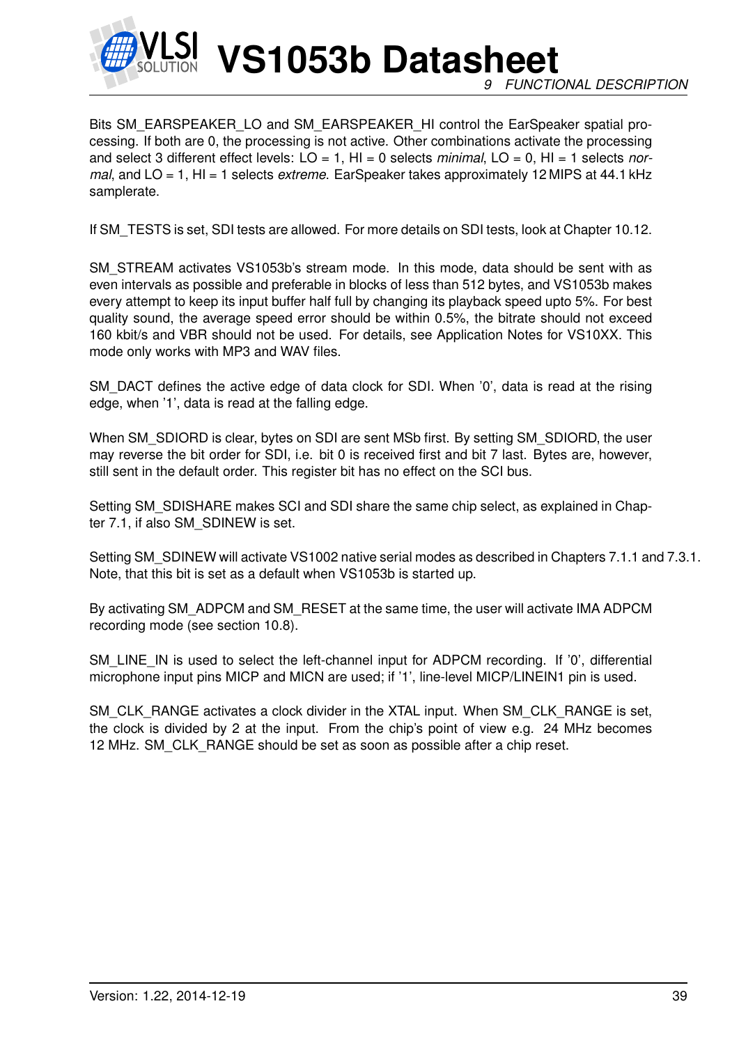Bits SM_EARSPEAKER_LO and SM_EARSPEAKER_HI control the EarSpeaker spatial processing. If both are 0, the processing is not active. Other combinations activate the processing and select 3 different effect levels: LO = 1, HI = 0 selects *minimal*, LO = 0, HI = 1 selects *normal*, and LO = 1, HI = 1 selects *extreme*. EarSpeaker takes approximately 12 MIPS at 44.1 kHz samplerate.

If SM_TESTS is set, SDI tests are allowed. For more details on SDI tests, look at Chapter 10.12.

SM_STREAM activates VS1053b's stream mode. In this mode, data should be sent with as even intervals as possible and preferable in blocks of less than 512 bytes, and VS1053b makes every attempt to keep its input buffer half full by changing its playback speed upto 5%. For best quality sound, the average speed error should be within 0.5%, the bitrate should not exceed 160 kbit/s and VBR should not be used. For details, see Application Notes for VS10XX. This mode only works with MP3 and WAV files.

SM_DACT defines the active edge of data clock for SDI. When '0', data is read at the rising edge, when '1', data is read at the falling edge.

When SM_SDIORD is clear, bytes on SDI are sent MSb first. By setting SM_SDIORD, the user may reverse the bit order for SDI, i.e. bit 0 is received first and bit 7 last. Bytes are, however, still sent in the default order. This register bit has no effect on the SCI bus.

Setting SM_SDISHARE makes SCI and SDI share the same chip select, as explained in Chapter 7.1, if also SM_SDINEW is set.

Setting SM_SDINEW will activate VS1002 native serial modes as described in Chapters 7.1.1 and 7.3.1. Note, that this bit is set as a default when VS1053b is started up.

By activating SM_ADPCM and SM_RESET at the same time, the user will activate IMA ADPCM recording mode (see section 10.8).

SM_LINE_IN is used to select the left-channel input for ADPCM recording. If '0', differential microphone input pins MICP and MICN are used; if '1', line-level MICP/LINEIN1 pin is used.

SM_CLK_RANGE activates a clock divider in the XTAL input. When SM_CLK_RANGE is set, the clock is divided by 2 at the input. From the chip's point of view e.g. 24 MHz becomes 12 MHz. SM_CLK_RANGE should be set as soon as possible after a chip reset.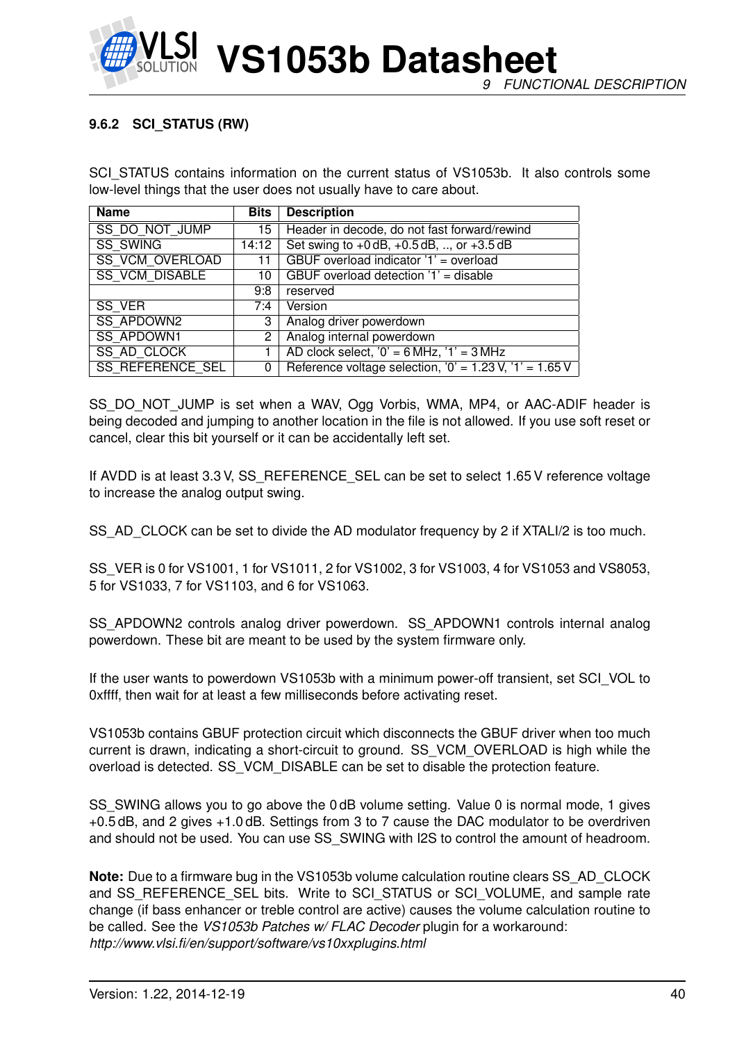### 9.6.2 SCI_STATUS (RW)

SCI_STATUS contains information on the current status of VS1053b. It also controls some low-level things that the user does not usually have to care about.

| Name | Bits | Description |
|---|---|---|
| SS_DO_NOT_JUMP | 15 | Header in decode, do not fast forward/rewind |
| SS_SWING | 14:12 | Set swing to +0 dB, +0.5 dB, .., or +3.5 dB |
| SS_VCM_OVERLOAD | 11 | GBUF overload indicator '1' = overload |
| SS_VCM_DISABLE | 10 | GBUF overload detection '1' = disable |
| | 9:8 | reserved |
| SS_VER | 7:4 | Version |
| SS_APDOWN2 | 3 | Analog driver powerdown |
| SS_APDOWN1 | 2 | Analog internal powerdown |
| SS_AD_CLOCK | 1 | AD clock select, '0' = 6 MHz, '1' = 3 MHz |
| SS_REFERENCE_SEL | 0 | Reference voltage selection, '0' = 1.23 V, '1' = 1.65 V |

SS_DO_NOT_JUMP is set when a WAV, Ogg Vorbis, WMA, MP4, or AAC-ADIF header is being decoded and jumping to another location in the file is not allowed. If you use soft reset or cancel, clear this bit yourself or it can be accidentally left set.

If AVDD is at least 3.3 V, SS_REFERENCE_SEL can be set to select 1.65 V reference voltage to increase the analog output swing.

SS_AD_CLOCK can be set to divide the AD modulator frequency by 2 if XTALI/2 is too much.

SS_VER is 0 for VS1001, 1 for VS1011, 2 for VS1002, 3 for VS1003, 4 for VS1053 and VS8053, 5 for VS1033, 7 for VS1103, and 6 for VS1063.

SS_APDOWN2 controls analog driver powerdown. SS_APDOWN1 controls internal analog powerdown. These bit are meant to be used by the system firmware only.

If the user wants to powerdown VS1053b with a minimum power-off transient, set SCI_VOL to 0xffff, then wait for at least a few milliseconds before activating reset.

VS1053b contains GBUF protection circuit which disconnects the GBUF driver when too much current is drawn, indicating a short-circuit to ground. SS_VCM_OVERLOAD is high while the overload is detected. SS_VCM_DISABLE can be set to disable the protection feature.

SS_SWING allows you to go above the 0 dB volume setting. Value 0 is normal mode, 1 gives +0.5 dB, and 2 gives +1.0 dB. Settings from 3 to 7 cause the DAC modulator to be overdriven and should not be used. You can use SS_SWING with I2S to control the amount of headroom.

**Note:** Due to a firmware bug in the VS1053b volume calculation routine clears SS_AD_CLOCK and SS_REFERENCE_SEL bits. Write to SCI_STATUS or SCI_VOLUME, and sample rate change (if bass enhancer or treble control are active) causes the volume calculation routine to be called. See the *VS1053b Patches w/ FLAC Decoder* plugin for a workaround: *http://www.vlsi.fi/en/support/software/vs10xxplugins.html*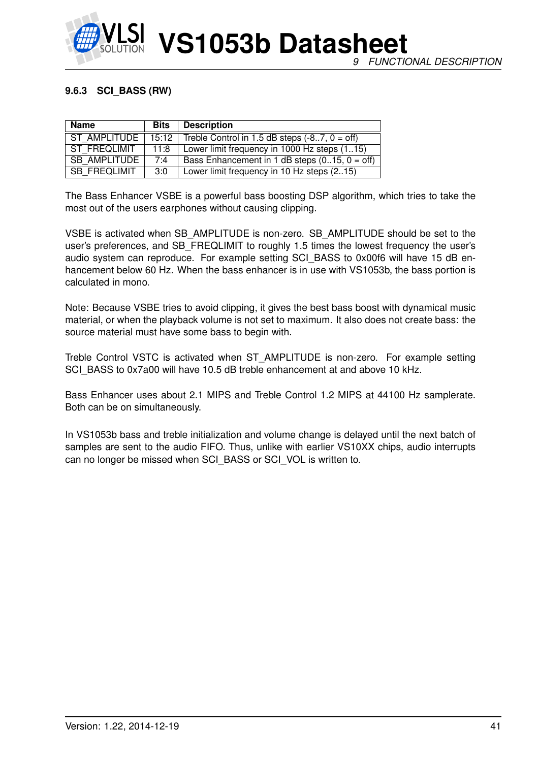### 9.6.3 SCI_BASS (RW)

| Name | Bits | Description |
|---|---|---|
| ST_AMPLITUDE | 15:12 | Treble Control in 1.5 dB steps (-8..7, 0 = off) |
| ST_FREQLIMIT | 11:8 | Lower limit frequency in 1000 Hz steps (1..15) |
| SB_AMPLITUDE | 7:4 | Bass Enhancement in 1 dB steps (0..15, 0 = off) |
| SB_FREQLIMIT | 3:0 | Lower limit frequency in 10 Hz steps (2..15) |

The Bass Enhancer VSBE is a powerful bass boosting DSP algorithm, which tries to take the most out of the users earphones without causing clipping.

VSBE is activated when SB_AMPLITUDE is non-zero. SB_AMPLITUDE should be set to the user's preferences, and SB_FREQLIMIT to roughly 1.5 times the lowest frequency the user's audio system can reproduce. For example setting SCI_BASS to 0x00f6 will have 15 dB enhancement below 60 Hz. When the bass enhancer is in use with VS1053b, the bass portion is calculated in mono.

Note: Because VSBE tries to avoid clipping, it gives the best bass boost with dynamical music material, or when the playback volume is not set to maximum. It also does not create bass: the source material must have some bass to begin with.

Treble Control VSTC is activated when ST_AMPLITUDE is non-zero. For example setting SCI_BASS to 0x7a00 will have 10.5 dB treble enhancement at and above 10 kHz.

Bass Enhancer uses about 2.1 MIPS and Treble Control 1.2 MIPS at 44100 Hz samplerate. Both can be on simultaneously.

In VS1053b bass and treble initialization and volume change is delayed until the next batch of samples are sent to the audio FIFO. Thus, unlike with earlier VS10XX chips, audio interrupts can no longer be missed when SCI_BASS or SCI_VOL is written to.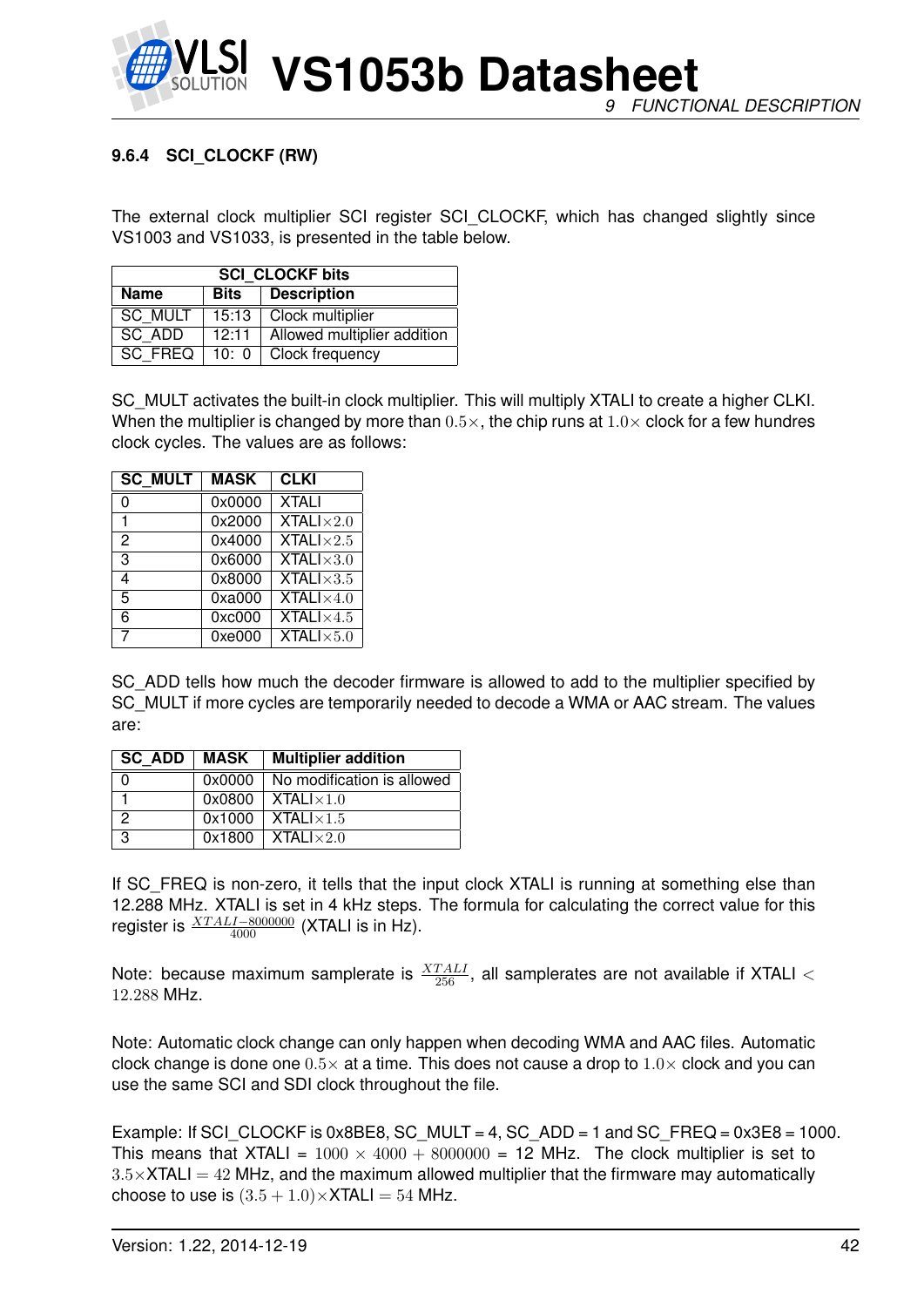#### 9.6.4 SCI_CLOCKF (RW)

The external clock multiplier SCI register SCI_CLOCKF, which has changed slightly since VS1003 and VS1033, is presented in the table below.

| SCI_CLOCKF bits | | |
|---|---|---|
| **Name** | **Bits** | **Description** |
| SC_MULT | 15:13 | Clock multiplier |
| SC_ADD | 12:11 | Allowed multiplier addition |
| SC_FREQ | 10: 0 | Clock frequency |

SC_MULT activates the built-in clock multiplier. This will multiply XTALI to create a higher CLKI. When the multiplier is changed by more than $0.5\times$, the chip runs at $1.0\times$ clock for a few hundres clock cycles. The values are as follows:

| SC_MULT | MASK | CLKI |
|---|---|---|
| 0 | 0x0000 | XTALI |
| 1 | 0x2000 | XTALI$\times 2.0$ |
| 2 | 0x4000 | XTALI$\times 2.5$ |
| 3 | 0x6000 | XTALI$\times 3.0$ |
| 4 | 0x8000 | XTALI$\times 3.5$ |
| 5 | 0xa000 | XTALI$\times 4.0$ |
| 6 | 0xc000 | XTALI$\times 4.5$ |
| 7 | 0xe000 | XTALI$\times 5.0$ |

SC_ADD tells how much the decoder firmware is allowed to add to the multiplier specified by SC_MULT if more cycles are temporarily needed to decode a WMA or AAC stream. The values are:

| SC_ADD | MASK | Multiplier addition |
|---|---|---|
| 0 | 0x0000 | No modification is allowed |
| 1 | 0x0800 | XTALI$\times 1.0$ |
| 2 | 0x1000 | XTALI$\times 1.5$ |
| 3 | 0x1800 | XTALI$\times 2.0$ |

If SC_FREQ is non-zero, it tells that the input clock XTALI is running at something else than 12.288 MHz. XTALI is set in 4 kHz steps. The formula for calculating the correct value for this register is $\frac{XTALI-8000000}{4000}$ (XTALI is in Hz).

Note: because maximum samplerate is $\frac{XTALI}{256}$, all samplerates are not available if XTALI $< 12.288$ MHz.

Note: Automatic clock change can only happen when decoding WMA and AAC files. Automatic clock change is done one $0.5\times$ at a time. This does not cause a drop to $1.0\times$ clock and you can use the same SCI and SDI clock throughout the file.

Example: If SCI_CLOCKF is 0x8BE8, SC_MULT = 4, SC_ADD = 1 and SC_FREQ = 0x3E8 = 1000. This means that XTALI = $1000 \times 4000 + 8000000$ = 12 MHz. The clock multiplier is set to $3.5\times$XTALI $= 42$ MHz, and the maximum allowed multiplier that the firmware may automatically choose to use is $(3.5 + 1.0)\times$XTALI $= 54$ MHz.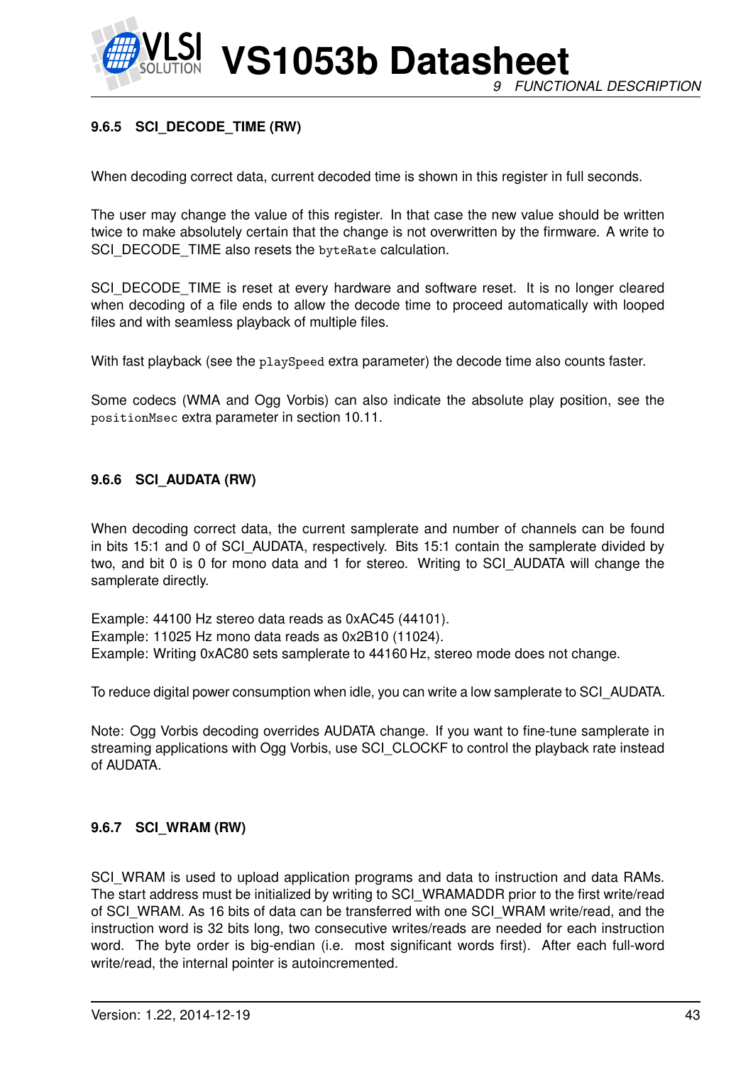#### 9.6.5 SCI_DECODE_TIME (RW)

When decoding correct data, current decoded time is shown in this register in full seconds.

The user may change the value of this register. In that case the new value should be written twice to make absolutely certain that the change is not overwritten by the firmware. A write to SCI_DECODE_TIME also resets the `byteRate` calculation.

SCI_DECODE_TIME is reset at every hardware and software reset. It is no longer cleared when decoding of a file ends to allow the decode time to proceed automatically with looped files and with seamless playback of multiple files.

With fast playback (see the `playSpeed` extra parameter) the decode time also counts faster.

Some codecs (WMA and Ogg Vorbis) can also indicate the absolute play position, see the `positionMsec` extra parameter in section 10.11.

#### 9.6.6 SCI_AUDATA (RW)

When decoding correct data, the current samplerate and number of channels can be found in bits 15:1 and 0 of SCI_AUDATA, respectively. Bits 15:1 contain the samplerate divided by two, and bit 0 is 0 for mono data and 1 for stereo. Writing to SCI_AUDATA will change the samplerate directly.

Example: 44100 Hz stereo data reads as 0xAC45 (44101).
Example: 11025 Hz mono data reads as 0x2B10 (11024).
Example: Writing 0xAC80 sets samplerate to 44160 Hz, stereo mode does not change.

To reduce digital power consumption when idle, you can write a low samplerate to SCI_AUDATA.

Note: Ogg Vorbis decoding overrides AUDATA change. If you want to fine-tune samplerate in streaming applications with Ogg Vorbis, use SCI_CLOCKF to control the playback rate instead of AUDATA.

#### 9.6.7 SCI_WRAM (RW)

SCI_WRAM is used to upload application programs and data to instruction and data RAMs. The start address must be initialized by writing to SCI_WRAMADDR prior to the first write/read of SCI_WRAM. As 16 bits of data can be transferred with one SCI_WRAM write/read, and the instruction word is 32 bits long, two consecutive writes/reads are needed for each instruction word. The byte order is big-endian (i.e. most significant words first). After each full-word write/read, the internal pointer is autoincremented.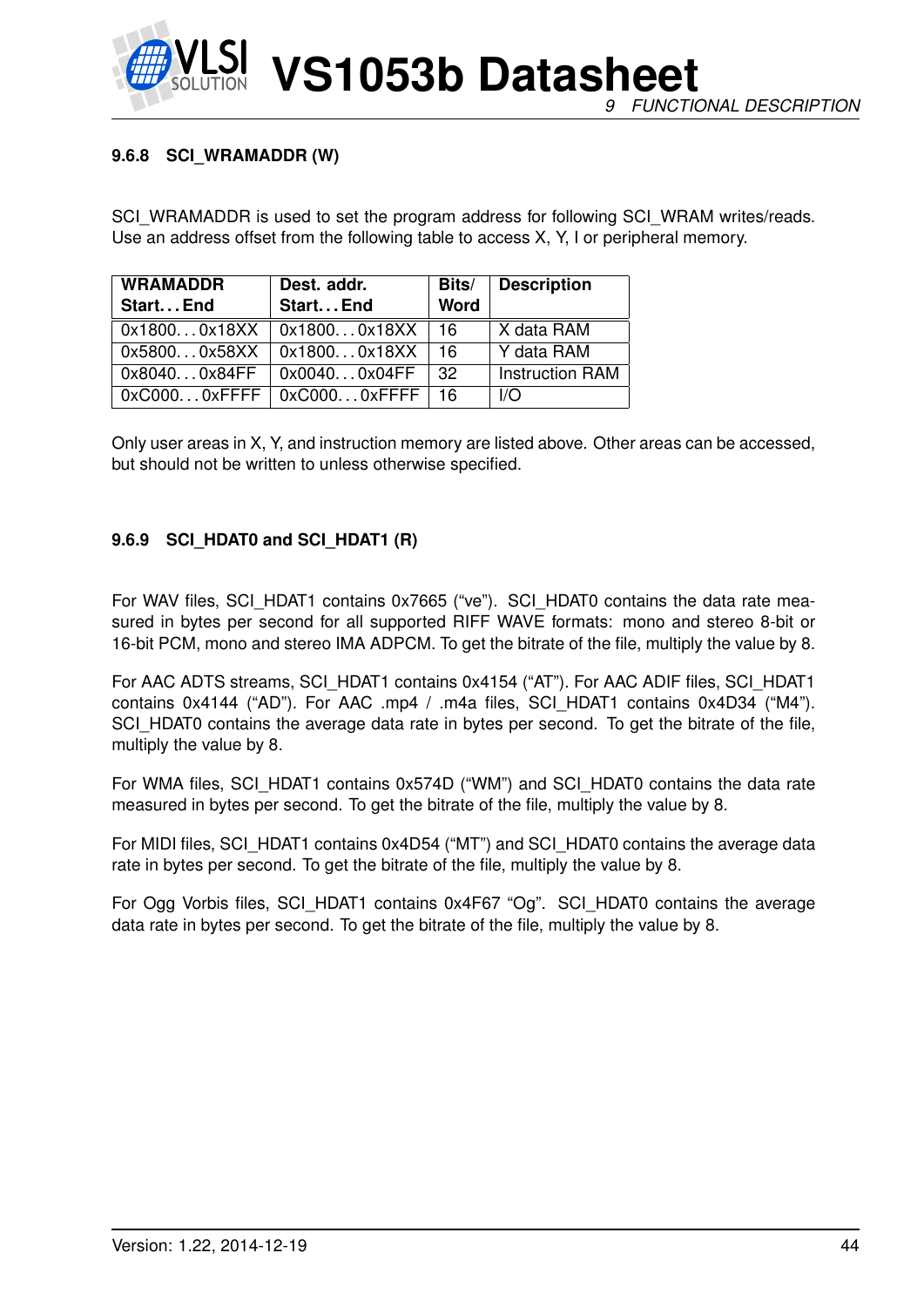#### 9.6.8 SCI_WRAMADDR (W)

SCI_WRAMADDR is used to set the program address for following SCI_WRAM writes/reads. Use an address offset from the following table to access X, Y, I or peripheral memory.

| WRAMADDR Start. . . End | Dest. addr. Start. . . End | Bits/ Word | Description |
|---|---|---|---|
| 0x1800. . . 0x18XX | 0x1800. . . 0x18XX | 16 | X data RAM |
| 0x5800. . . 0x58XX | 0x1800. . . 0x18XX | 16 | Y data RAM |
| 0x8040. . . 0x84FF | 0x0040. . . 0x04FF | 32 | Instruction RAM |
| 0xC000. . . 0xFFFF | 0xC000. . . 0xFFFF | 16 | I/O |

Only user areas in X, Y, and instruction memory are listed above. Other areas can be accessed, but should not be written to unless otherwise specified.

#### 9.6.9 SCI_HDAT0 and SCI_HDAT1 (R)

For WAV files, SCI_HDAT1 contains 0x7665 ("ve"). SCI_HDAT0 contains the data rate measured in bytes per second for all supported RIFF WAVE formats: mono and stereo 8-bit or 16-bit PCM, mono and stereo IMA ADPCM. To get the bitrate of the file, multiply the value by 8.

For AAC ADTS streams, SCI_HDAT1 contains 0x4154 ("AT"). For AAC ADIF files, SCI_HDAT1 contains 0x4144 ("AD"). For AAC .mp4 / .m4a files, SCI_HDAT1 contains 0x4D34 ("M4"). SCI_HDAT0 contains the average data rate in bytes per second. To get the bitrate of the file, multiply the value by 8.

For WMA files, SCI_HDAT1 contains 0x574D ("WM") and SCI_HDAT0 contains the data rate measured in bytes per second. To get the bitrate of the file, multiply the value by 8.

For MIDI files, SCI_HDAT1 contains 0x4D54 ("MT") and SCI_HDAT0 contains the average data rate in bytes per second. To get the bitrate of the file, multiply the value by 8.

For Ogg Vorbis files, SCI_HDAT1 contains 0x4F67 "Og". SCI_HDAT0 contains the average data rate in bytes per second. To get the bitrate of the file, multiply the value by 8.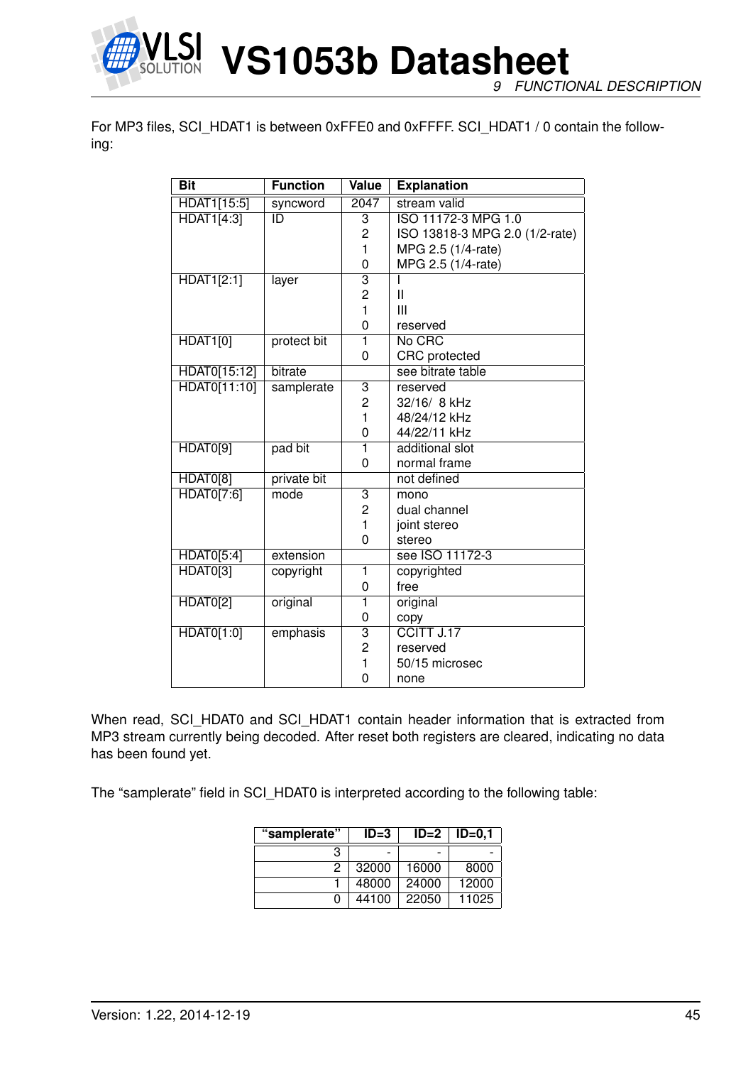For MP3 files, SCI_HDAT1 is between 0xFFE0 and 0xFFFF. SCI_HDAT1 / 0 contain the following:

| Bit | Function | Value | Explanation |
|---|---|---|---|
| HDAT1[15:5] | syncword | 2047 | stream valid |
| HDAT1[4:3] | ID | 3 | ISO 11172-3 MPG 1.0 |
| | | 2 | ISO 13818-3 MPG 2.0 (1/2-rate) |
| | | 1 | MPG 2.5 (1/4-rate) |
| | | 0 | MPG 2.5 (1/4-rate) |
| HDAT1[2:1] | layer | 3 | I |
| | | 2 | II |
| | | 1 | III |
| | | 0 | reserved |
| HDAT1[0] | protect bit | 1 | No CRC |
| | | 0 | CRC protected |
| HDAT0[15:12] | bitrate | | see bitrate table |
| HDAT0[11:10] | samplerate | 3 | reserved |
| | | 2 | 32/16/ 8 kHz |
| | | 1 | 48/24/12 kHz |
| | | 0 | 44/22/11 kHz |
| HDAT0[9] | pad bit | 1 | additional slot |
| | | 0 | normal frame |
| HDAT0[8] | private bit | | not defined |
| HDAT0[7:6] | mode | 3 | mono |
| | | 2 | dual channel |
| | | 1 | joint stereo |
| | | 0 | stereo |
| HDAT0[5:4] | extension | | see ISO 11172-3 |
| HDAT0[3] | copyright | 1 | copyrighted |
| | | 0 | free |
| HDAT0[2] | original | 1 | original |
| | | 0 | copy |
| HDAT0[1:0] | emphasis | 3 | CCITT J.17 |
| | | 2 | reserved |
| | | 1 | 50/15 microsec |
| | | 0 | none |

When read, SCI_HDAT0 and SCI_HDAT1 contain header information that is extracted from MP3 stream currently being decoded. After reset both registers are cleared, indicating no data has been found yet.

The "samplerate" field in SCI_HDAT0 is interpreted according to the following table:

| "samplerate" | ID=3 | ID=2 | ID=0,1 |
|---|---|---|---|
| 3 | - | - | - |
| 2 | 32000 | 16000 | 8000 |
| 1 | 48000 | 24000 | 12000 |
| 0 | 44100 | 22050 | 11025 |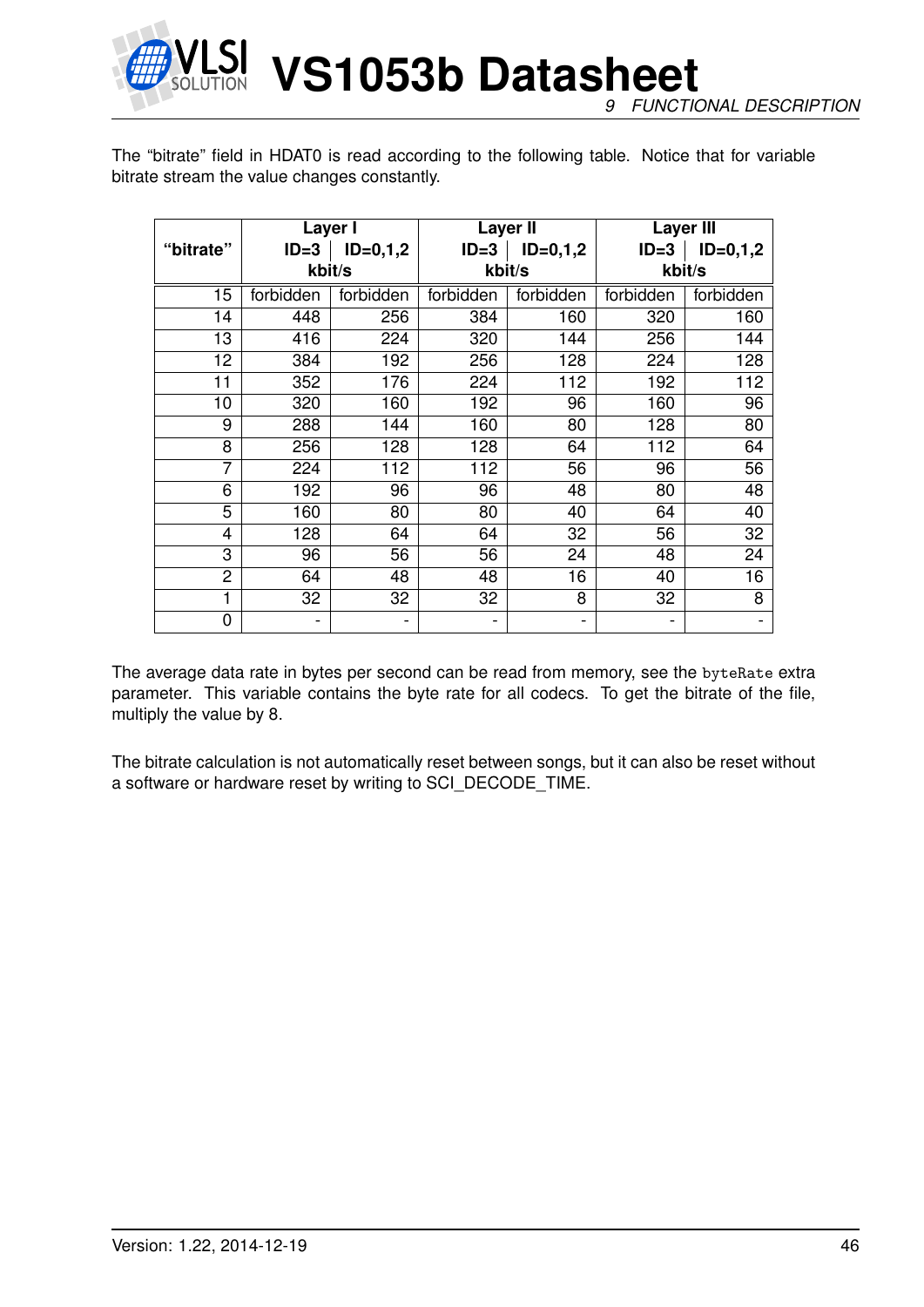The “bitrate” field in HDAT0 is read according to the following table. Notice that for variable bitrate stream the value changes constantly.

| “bitrate” | Layer I | | Layer II | | Layer III | |
|---|---|---|---|---|---|---|
| | ID=3 | ID=0,1,2 | ID=3 | ID=0,1,2 | ID=3 | ID=0,1,2 |
| | kbit/s | | kbit/s | | kbit/s | |
| 15 | forbidden | forbidden | forbidden | forbidden | forbidden | forbidden |
| 14 | 448 | 256 | 384 | 160 | 320 | 160 |
| 13 | 416 | 224 | 320 | 144 | 256 | 144 |
| 12 | 384 | 192 | 256 | 128 | 224 | 128 |
| 11 | 352 | 176 | 224 | 112 | 192 | 112 |
| 10 | 320 | 160 | 192 | 96 | 160 | 96 |
| 9 | 288 | 144 | 160 | 80 | 128 | 80 |
| 8 | 256 | 128 | 128 | 64 | 112 | 64 |
| 7 | 224 | 112 | 112 | 56 | 96 | 56 |
| 6 | 192 | 96 | 96 | 48 | 80 | 48 |
| 5 | 160 | 80 | 80 | 40 | 64 | 40 |
| 4 | 128 | 64 | 64 | 32 | 56 | 32 |
| 3 | 96 | 56 | 56 | 24 | 48 | 24 |
| 2 | 64 | 48 | 48 | 16 | 40 | 16 |
| 1 | 32 | 32 | 32 | 8 | 32 | 8 |
| 0 | - | - | - | - | - | - |

The average data rate in bytes per second can be read from memory, see the `byteRate` extra parameter. This variable contains the byte rate for all codecs. To get the bitrate of the file, multiply the value by 8.

The bitrate calculation is not automatically reset between songs, but it can also be reset without a software or hardware reset by writing to SCI_DECODE_TIME.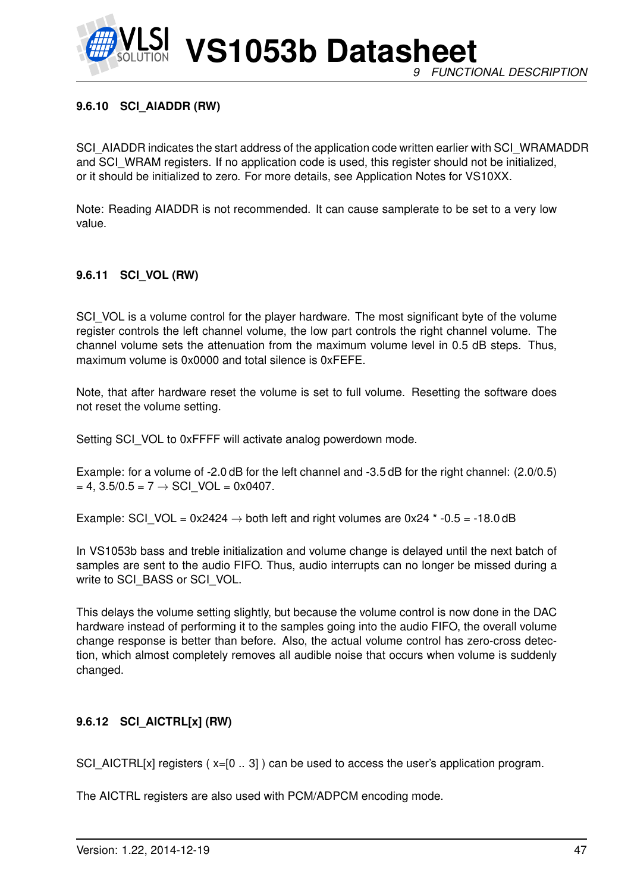#### 9.6.10 SCI_AIADDR (RW)

SCI_AIADDR indicates the start address of the application code written earlier with SCI_WRAMADDR and SCI_WRAM registers. If no application code is used, this register should not be initialized, or it should be initialized to zero. For more details, see Application Notes for VS10XX.

Note: Reading AIADDR is not recommended. It can cause samplerate to be set to a very low value.

#### 9.6.11 SCI_VOL (RW)

SCI_VOL is a volume control for the player hardware. The most significant byte of the volume register controls the left channel volume, the low part controls the right channel volume. The channel volume sets the attenuation from the maximum volume level in 0.5 dB steps. Thus, maximum volume is 0x0000 and total silence is 0xFEFE.

Note, that after hardware reset the volume is set to full volume. Resetting the software does not reset the volume setting.

Setting SCI_VOL to 0xFFFF will activate analog powerdown mode.

Example: for a volume of -2.0 dB for the left channel and -3.5 dB for the right channel: (2.0/0.5) = 4, 3.5/0.5 = 7 $\rightarrow$ SCI_VOL = 0x0407.

Example: SCI_VOL = 0x2424 $\rightarrow$ both left and right volumes are 0x24 * -0.5 = -18.0 dB

In VS1053b bass and treble initialization and volume change is delayed until the next batch of samples are sent to the audio FIFO. Thus, audio interrupts can no longer be missed during a write to SCI_BASS or SCI_VOL.

This delays the volume setting slightly, but because the volume control is now done in the DAC hardware instead of performing it to the samples going into the audio FIFO, the overall volume change response is better than before. Also, the actual volume control has zero-cross detection, which almost completely removes all audible noise that occurs when volume is suddenly changed.

#### 9.6.12 SCI_AICTRL[x] (RW)

SCI_AICTRL[x] registers ( x=[0 .. 3] ) can be used to access the user's application program.

The AICTRL registers are also used with PCM/ADPCM encoding mode.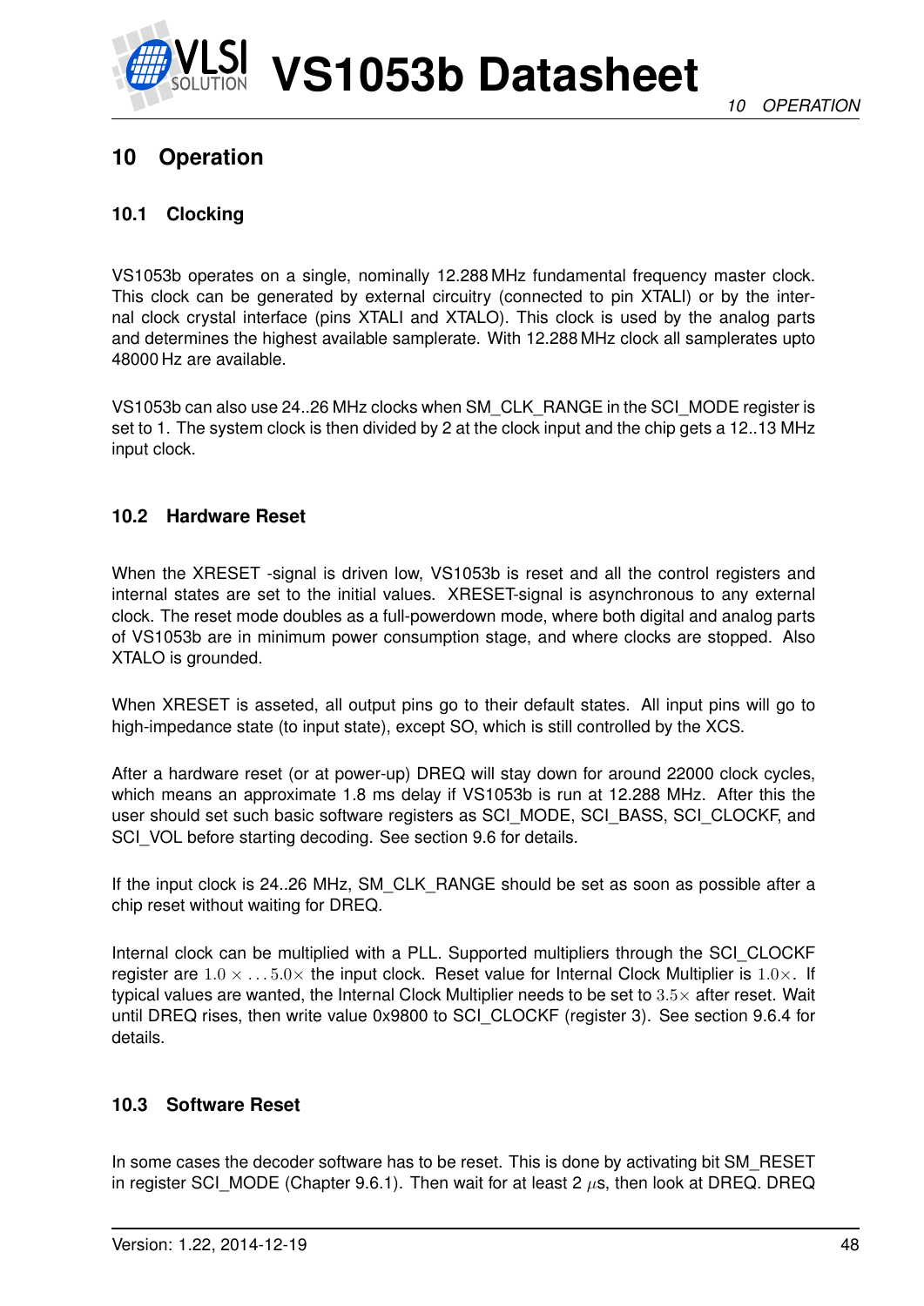# 10 Operation

## 10.1 Clocking

VS1053b operates on a single, nominally 12.288 MHz fundamental frequency master clock. This clock can be generated by external circuitry (connected to pin XTALI) or by the internal clock crystal interface (pins XTALI and XTALO). This clock is used by the analog parts and determines the highest available samplerate. With 12.288 MHz clock all samplerates upto 48000 Hz are available.

VS1053b can also use 24..26 MHz clocks when SM_CLK_RANGE in the SCI_MODE register is set to 1. The system clock is then divided by 2 at the clock input and the chip gets a 12..13 MHz input clock.

## 10.2 Hardware Reset

When the XRESET -signal is driven low, VS1053b is reset and all the control registers and internal states are set to the initial values. XRESET-signal is asynchronous to any external clock. The reset mode doubles as a full-powerdown mode, where both digital and analog parts of VS1053b are in minimum power consumption stage, and where clocks are stopped. Also XTALO is grounded.

When XRESET is asseted, all output pins go to their default states. All input pins will go to high-impedance state (to input state), except SO, which is still controlled by the XCS.

After a hardware reset (or at power-up) DREQ will stay down for around 22000 clock cycles, which means an approximate 1.8 ms delay if VS1053b is run at 12.288 MHz. After this the user should set such basic software registers as SCI_MODE, SCI_BASS, SCI_CLOCKF, and SCI_VOL before starting decoding. See section 9.6 for details.

If the input clock is 24..26 MHz, SM_CLK_RANGE should be set as soon as possible after a chip reset without waiting for DREQ.

Internal clock can be multiplied with a PLL. Supported multipliers through the SCI_CLOCKF register are $1.0\times \ldots 5.0\times$ the input clock. Reset value for Internal Clock Multiplier is $1.0\times$. If typical values are wanted, the Internal Clock Multiplier needs to be set to $3.5\times$ after reset. Wait until DREQ rises, then write value 0x9800 to SCI_CLOCKF (register 3). See section 9.6.4 for details.

## 10.3 Software Reset

In some cases the decoder software has to be reset. This is done by activating bit SM_RESET in register SCI_MODE (Chapter 9.6.1). Then wait for at least 2 $\mu$s, then look at DREQ. DREQ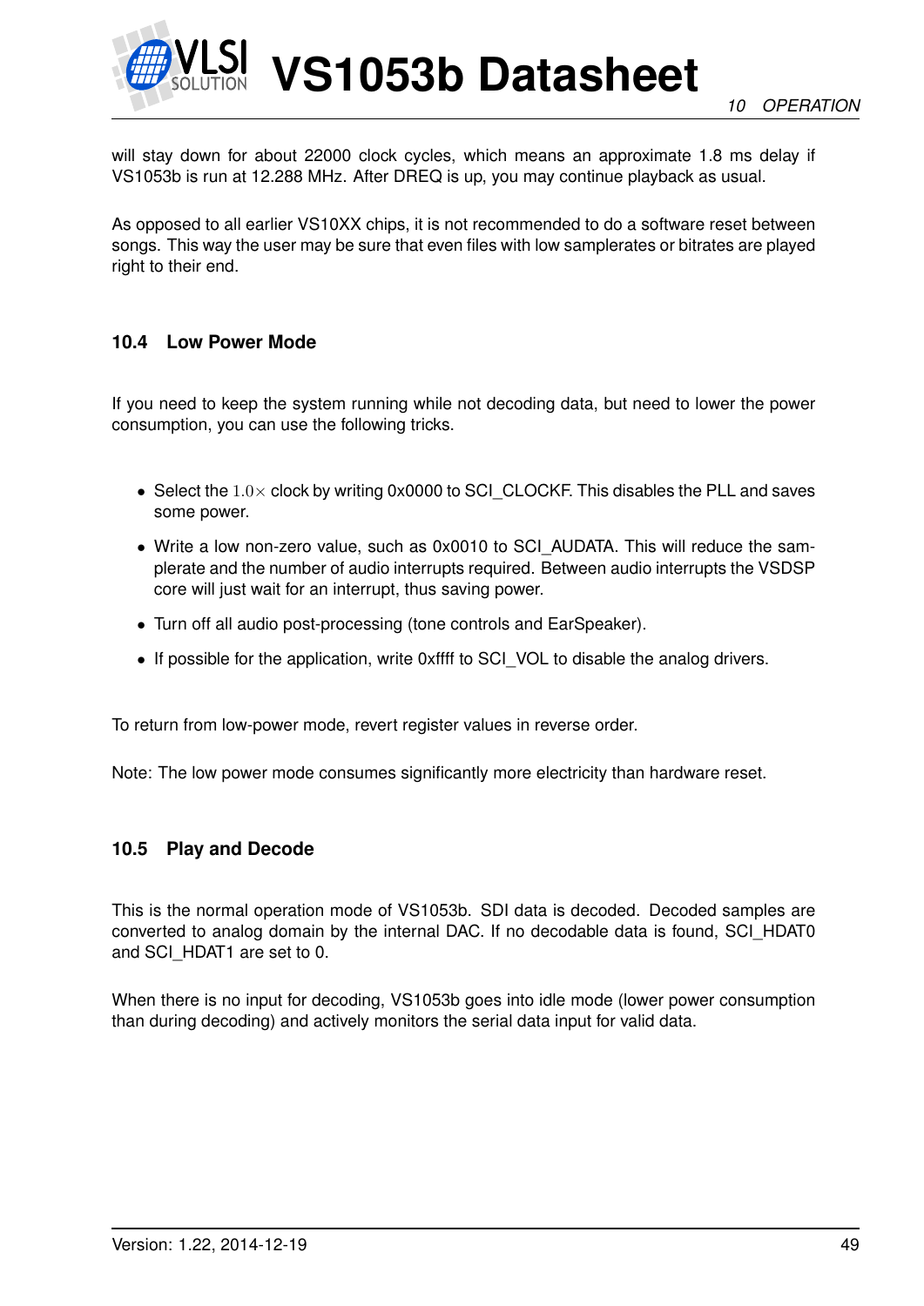will stay down for about 22000 clock cycles, which means an approximate 1.8 ms delay if VS1053b is run at 12.288 MHz. After DREQ is up, you may continue playback as usual.

As opposed to all earlier VS10XX chips, it is not recommended to do a software reset between songs. This way the user may be sure that even files with low samplerates or bitrates are played right to their end.

### 10.4 Low Power Mode

If you need to keep the system running while not decoding data, but need to lower the power consumption, you can use the following tricks.

- Select the $1.0\times$ clock by writing 0x0000 to SCI_CLOCKF. This disables the PLL and saves some power.
- Write a low non-zero value, such as 0x0010 to SCI_AUDATA. This will reduce the samplerate and the number of audio interrupts required. Between audio interrupts the VSDSP core will just wait for an interrupt, thus saving power.
- Turn off all audio post-processing (tone controls and EarSpeaker).
- If possible for the application, write 0xffff to SCI_VOL to disable the analog drivers.

To return from low-power mode, revert register values in reverse order.

Note: The low power mode consumes significantly more electricity than hardware reset.

### 10.5 Play and Decode

This is the normal operation mode of VS1053b. SDI data is decoded. Decoded samples are converted to analog domain by the internal DAC. If no decodable data is found, SCI_HDAT0 and SCI_HDAT1 are set to 0.

When there is no input for decoding, VS1053b goes into idle mode (lower power consumption than during decoding) and actively monitors the serial data input for valid data.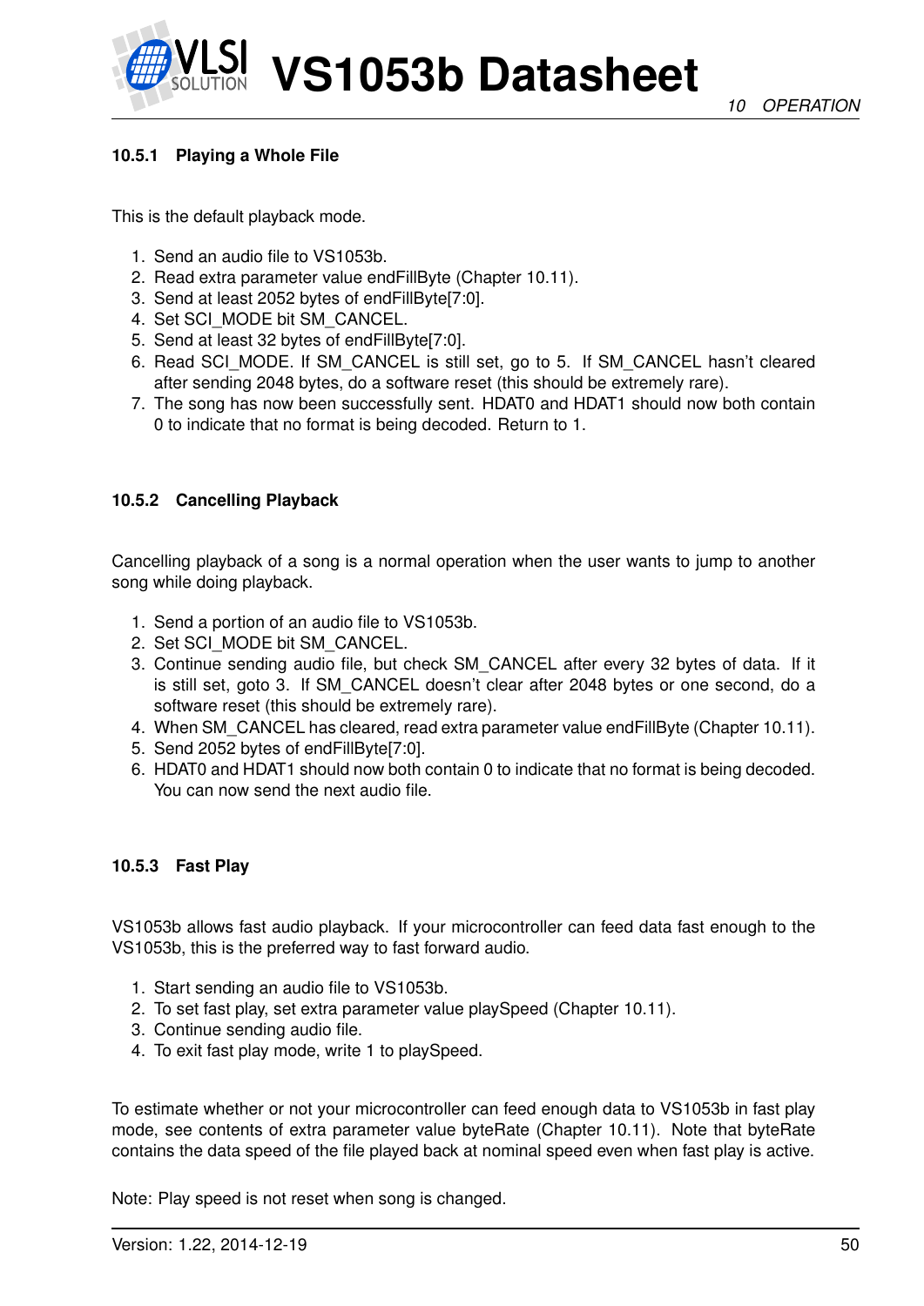#### 10.5.1 Playing a Whole File

This is the default playback mode.

1. Send an audio file to VS1053b.
2. Read extra parameter value endFillByte (Chapter 10.11).
3. Send at least 2052 bytes of endFillByte[7:0].
4. Set SCI_MODE bit SM_CANCEL.
5. Send at least 32 bytes of endFillByte[7:0].
6. Read SCI_MODE. If SM_CANCEL is still set, go to 5. If SM_CANCEL hasn't cleared after sending 2048 bytes, do a software reset (this should be extremely rare).
7. The song has now been successfully sent. HDAT0 and HDAT1 should now both contain 0 to indicate that no format is being decoded. Return to 1.

#### 10.5.2 Cancelling Playback

Cancelling playback of a song is a normal operation when the user wants to jump to another song while doing playback.

1. Send a portion of an audio file to VS1053b.
2. Set SCI_MODE bit SM_CANCEL.
3. Continue sending audio file, but check SM_CANCEL after every 32 bytes of data. If it is still set, goto 3. If SM_CANCEL doesn't clear after 2048 bytes or one second, do a software reset (this should be extremely rare).
4. When SM_CANCEL has cleared, read extra parameter value endFillByte (Chapter 10.11).
5. Send 2052 bytes of endFillByte[7:0].
6. HDAT0 and HDAT1 should now both contain 0 to indicate that no format is being decoded. You can now send the next audio file.

#### 10.5.3 Fast Play

VS1053b allows fast audio playback. If your microcontroller can feed data fast enough to the VS1053b, this is the preferred way to fast forward audio.

1. Start sending an audio file to VS1053b.
2. To set fast play, set extra parameter value playSpeed (Chapter 10.11).
3. Continue sending audio file.
4. To exit fast play mode, write 1 to playSpeed.

To estimate whether or not your microcontroller can feed enough data to VS1053b in fast play mode, see contents of extra parameter value byteRate (Chapter 10.11). Note that byteRate contains the data speed of the file played back at nominal speed even when fast play is active.

Note: Play speed is not reset when song is changed.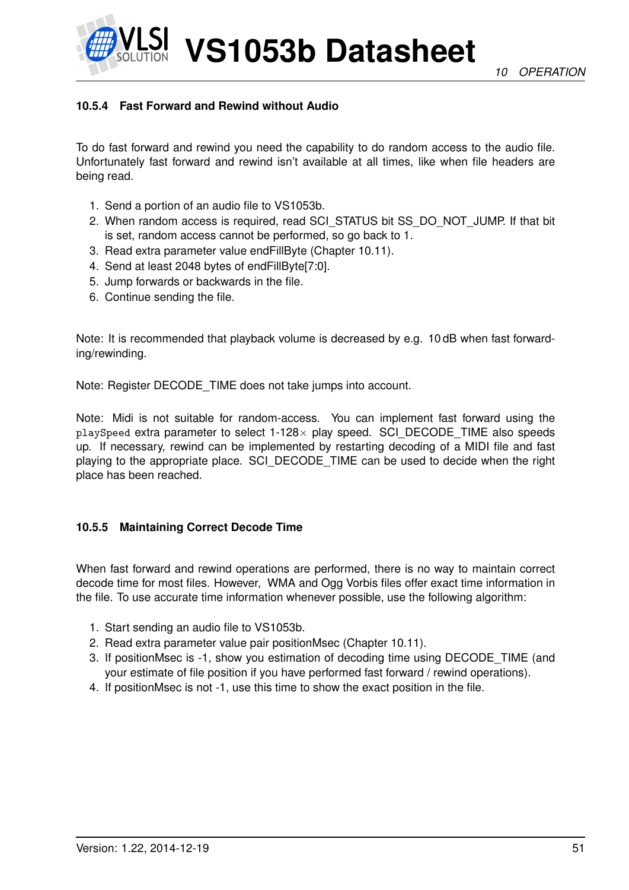### 10.5.4 Fast Forward and Rewind without Audio

To do fast forward and rewind you need the capability to do random access to the audio file. Unfortunately fast forward and rewind isn't available at all times, like when file headers are being read.

1. Send a portion of an audio file to VS1053b.
2. When random access is required, read SCI_STATUS bit SS_DO_NOT_JUMP. If that bit is set, random access cannot be performed, so go back to 1.
3. Read extra parameter value endFillByte (Chapter 10.11).
4. Send at least 2048 bytes of endFillByte[7:0].
5. Jump forwards or backwards in the file.
6. Continue sending the file.

Note: It is recommended that playback volume is decreased by e.g. 10 dB when fast forwarding/rewinding.

Note: Register DECODE_TIME does not take jumps into account.

Note: Midi is not suitable for random-access. You can implement fast forward using the `playSpeed` extra parameter to select 1-128× play speed. SCI_DECODE_TIME also speeds up. If necessary, rewind can be implemented by restarting decoding of a MIDI file and fast playing to the appropriate place. SCI_DECODE_TIME can be used to decide when the right place has been reached.

### 10.5.5 Maintaining Correct Decode Time

When fast forward and rewind operations are performed, there is no way to maintain correct decode time for most files. However, WMA and Ogg Vorbis files offer exact time information in the file. To use accurate time information whenever possible, use the following algorithm:

1. Start sending an audio file to VS1053b.
2. Read extra parameter value pair positionMsec (Chapter 10.11).
3. If positionMsec is -1, show you estimation of decoding time using DECODE_TIME (and your estimate of file position if you have performed fast forward / rewind operations).
4. If positionMsec is not -1, use this time to show the exact position in the file.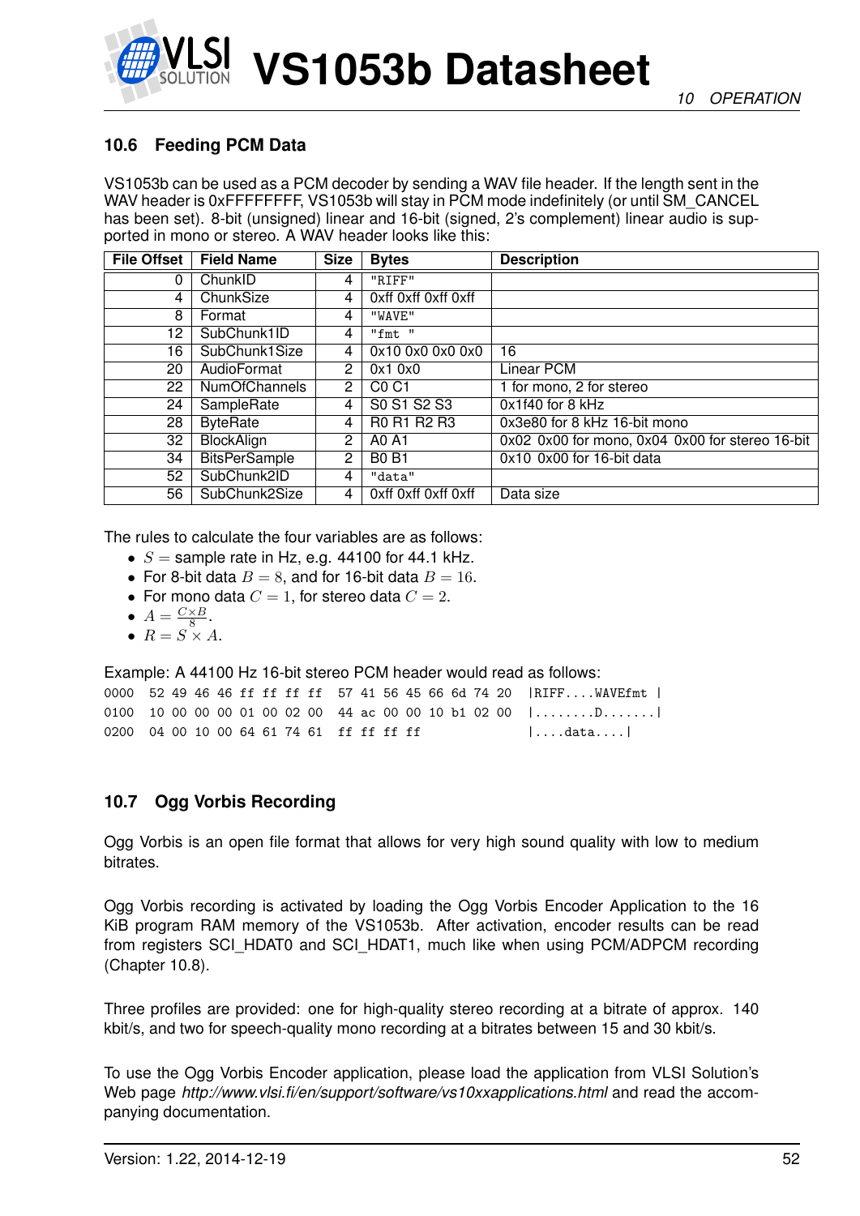## 10.6 Feeding PCM Data

VS1053b can be used as a PCM decoder by sending a WAV file header. If the length sent in the WAV header is 0xFFFFFFFF, VS1053b will stay in PCM mode indefinitely (or until SM_CANCEL has been set). 8-bit (unsigned) linear and 16-bit (signed, 2's complement) linear audio is supported in mono or stereo. A WAV header looks like this:

| File Offset | Field Name | Size | Bytes | Description |
|---|---|---|---|---|
| 0 | ChunkID | 4 | "RIFF" | |
| 4 | ChunkSize | 4 | 0xff 0xff 0xff 0xff | |
| 8 | Format | 4 | "WAVE" | |
| 12 | SubChunk1ID | 4 | "fmt " | |
| 16 | SubChunk1Size | 4 | 0x10 0x0 0x0 0x0 | 16 |
| 20 | AudioFormat | 2 | 0x1 0x0 | Linear PCM |
| 22 | NumOfChannels | 2 | C0 C1 | 1 for mono, 2 for stereo |
| 24 | SampleRate | 4 | S0 S1 S2 S3 | 0x1f40 for 8 kHz |
| 28 | ByteRate | 4 | R0 R1 R2 R3 | 0x3e80 for 8 kHz 16-bit mono |
| 32 | BlockAlign | 2 | A0 A1 | 0x02 0x00 for mono, 0x04 0x00 for stereo 16-bit |
| 34 | BitsPerSample | 2 | B0 B1 | 0x10 0x00 for 16-bit data |
| 52 | SubChunk2ID | 4 | "data" | |
| 56 | SubChunk2Size | 4 | 0xff 0xff 0xff 0xff | Data size |

The rules to calculate the four variables are as follows:

- $S =$ sample rate in Hz, e.g. 44100 for 44.1 kHz.
- For 8-bit data $B = 8$, and for 16-bit data $B = 16$.
- For mono data $C = 1$, for stereo data $C = 2$.
- $A = \frac{C \times B}{8}$.
- $R = S \times A$.

Example: A 44100 Hz 16-bit stereo PCM header would read as follows:

```
0000  52 49 46 46 ff ff ff ff  57 41 56 45 66 6d 74 20  |RIFF....WAVEfmt |
0100  10 00 00 00 01 00 02 00  44 ac 00 00 10 b1 02 00  |........D.......|
0200  04 00 10 00 64 61 74 61  ff ff ff ff              |....data....|
```

## 10.7 Ogg Vorbis Recording

Ogg Vorbis is an open file format that allows for very high sound quality with low to medium bitrates.

Ogg Vorbis recording is activated by loading the Ogg Vorbis Encoder Application to the 16 KiB program RAM memory of the VS1053b. After activation, encoder results can be read from registers SCI_HDAT0 and SCI_HDAT1, much like when using PCM/ADPCM recording (Chapter 10.8).

Three profiles are provided: one for high-quality stereo recording at a bitrate of approx. 140 kbit/s, and two for speech-quality mono recording at a bitrates between 15 and 30 kbit/s.

To use the Ogg Vorbis Encoder application, please load the application from VLSI Solution's Web page *http://www.vlsi.fi/en/support/software/vs10xxapplications.html* and read the accompanying documentation.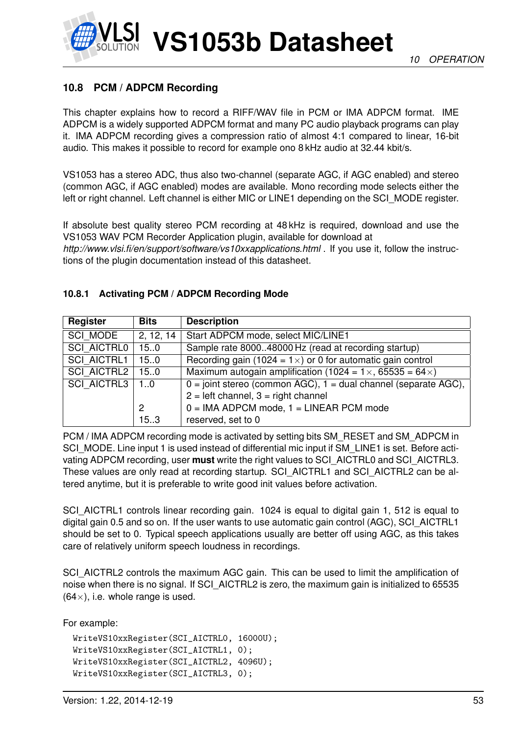## 10.8 PCM / ADPCM Recording

This chapter explains how to record a RIFF/WAV file in PCM or IMA ADPCM format. IME ADPCM is a widely supported ADPCM format and many PC audio playback programs can play it. IMA ADPCM recording gives a compression ratio of almost 4:1 compared to linear, 16-bit audio. This makes it possible to record for example ono 8 kHz audio at 32.44 kbit/s.

VS1053 has a stereo ADC, thus also two-channel (separate AGC, if AGC enabled) and stereo (common AGC, if AGC enabled) modes are available. Mono recording mode selects either the left or right channel. Left channel is either MIC or LINE1 depending on the SCI_MODE register.

If absolute best quality stereo PCM recording at 48 kHz is required, download and use the VS1053 WAV PCM Recorder Application plugin, available for download at *http://www.vlsi.fi/en/support/software/vs10xxapplications.html* . If you use it, follow the instructions of the plugin documentation instead of this datasheet.

### 10.8.1 Activating PCM / ADPCM Recording Mode

| Register | Bits | Description |
|---|---|---|
| SCI_MODE | 2, 12, 14 | Start ADPCM mode, select MIC/LINE1 |
| SCI_AICTRL0 | 15..0 | Sample rate 8000..48000 Hz (read at recording startup) |
| SCI_AICTRL1 | 15..0 | Recording gain (1024 = 1×) or 0 for automatic gain control |
| SCI_AICTRL2 | 15..0 | Maximum autogain amplification (1024 = 1×, 65535 = 64×) |
| SCI_AICTRL3 | 1..0 | 0 = joint stereo (common AGC), 1 = dual channel (separate AGC), 2 = left channel, 3 = right channel |
| | 2 | 0 = IMA ADPCM mode, 1 = LINEAR PCM mode |
| | 15..3 | reserved, set to 0 |

PCM / IMA ADPCM recording mode is activated by setting bits SM_RESET and SM_ADPCM in SCI_MODE. Line input 1 is used instead of differential mic input if SM_LINE1 is set. Before activating ADPCM recording, user **must** write the right values to SCI_AICTRL0 and SCI_AICTRL3. These values are only read at recording startup. SCI_AICTRL1 and SCI_AICTRL2 can be altered anytime, but it is preferable to write good init values before activation.

SCI_AICTRL1 controls linear recording gain. 1024 is equal to digital gain 1, 512 is equal to digital gain 0.5 and so on. If the user wants to use automatic gain control (AGC), SCI_AICTRL1 should be set to 0. Typical speech applications usually are better off using AGC, as this takes care of relatively uniform speech loudness in recordings.

SCI_AICTRL2 controls the maximum AGC gain. This can be used to limit the amplification of noise when there is no signal. If SCI_AICTRL2 is zero, the maximum gain is initialized to 65535 (64×), i.e. whole range is used.

For example:

```
WriteVS10xxRegister(SCI_AICTRL0, 16000U);
WriteVS10xxRegister(SCI_AICTRL1, 0);
WriteVS10xxRegister(SCI_AICTRL2, 4096U);
WriteVS10xxRegister(SCI_AICTRL3, 0);
```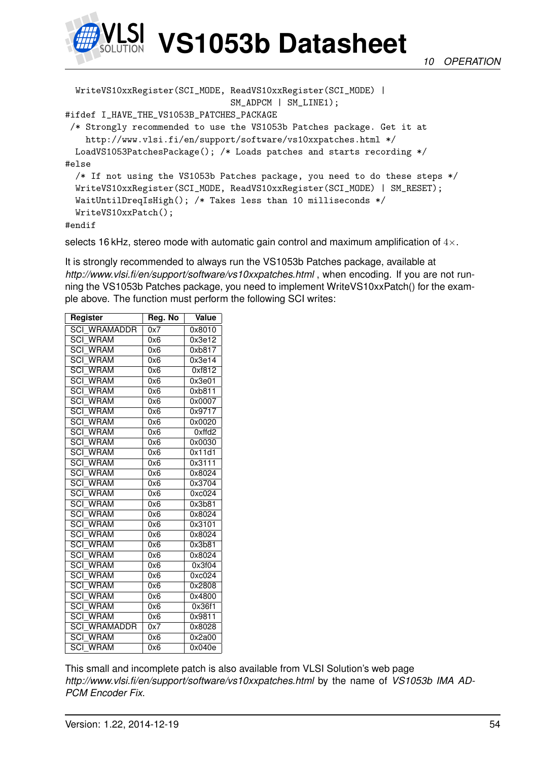```
  WriteVS10xxRegister(SCI_MODE, ReadVS10xxRegister(SCI_MODE) |
                              SM_ADPCM | SM_LINE1);
#ifdef I_HAVE_THE_VS1053B_PATCHES_PACKAGE
 /* Strongly recommended to use the VS1053b Patches package. Get it at
    http://www.vlsi.fi/en/support/software/vs10xxpatches.html */
  LoadVS1053PatchesPackage(); /* Loads patches and starts recording */
#else
  /* If not using the VS1053b Patches package, you need to do these steps */
  WriteVS10xxRegister(SCI_MODE, ReadVS10xxRegister(SCI_MODE) | SM_RESET);
  WaitUntilDreqIsHigh(); /* Takes less than 10 milliseconds */
  WriteVS10xxPatch();
#endif
```

selects 16 kHz, stereo mode with automatic gain control and maximum amplification of $4\times$.

It is strongly recommended to always run the VS1053b Patches package, available at *http://www.vlsi.fi/en/support/software/vs10xxpatches.html* , when encoding. If you are not running the VS1053b Patches package, you need to implement WriteVS10xxPatch() for the example above. The function must perform the following SCI writes:

| Register | Reg. No | Value |
|---|---|---|
| SCI_WRAMADDR | 0x7 | 0x8010 |
| SCI_WRAM | 0x6 | 0x3e12 |
| SCI_WRAM | 0x6 | 0xb817 |
| SCI_WRAM | 0x6 | 0x3e14 |
| SCI_WRAM | 0x6 | 0xf812 |
| SCI_WRAM | 0x6 | 0x3e01 |
| SCI_WRAM | 0x6 | 0xb811 |
| SCI_WRAM | 0x6 | 0x0007 |
| SCI_WRAM | 0x6 | 0x9717 |
| SCI_WRAM | 0x6 | 0x0020 |
| SCI_WRAM | 0x6 | 0xffd2 |
| SCI_WRAM | 0x6 | 0x0030 |
| SCI_WRAM | 0x6 | 0x11d1 |
| SCI_WRAM | 0x6 | 0x3111 |
| SCI_WRAM | 0x6 | 0x8024 |
| SCI_WRAM | 0x6 | 0x3704 |
| SCI_WRAM | 0x6 | 0xc024 |
| SCI_WRAM | 0x6 | 0x3b81 |
| SCI_WRAM | 0x6 | 0x8024 |
| SCI_WRAM | 0x6 | 0x3101 |
| SCI_WRAM | 0x6 | 0x8024 |
| SCI_WRAM | 0x6 | 0x3b81 |
| SCI_WRAM | 0x6 | 0x8024 |
| SCI_WRAM | 0x6 | 0x3f04 |
| SCI_WRAM | 0x6 | 0xc024 |
| SCI_WRAM | 0x6 | 0x2808 |
| SCI_WRAM | 0x6 | 0x4800 |
| SCI_WRAM | 0x6 | 0x36f1 |
| SCI_WRAM | 0x6 | 0x9811 |
| SCI_WRAMADDR | 0x7 | 0x8028 |
| SCI_WRAM | 0x6 | 0x2a00 |
| SCI_WRAM | 0x6 | 0x040e |

This small and incomplete patch is also available from VLSI Solution's web page *http://www.vlsi.fi/en/support/software/vs10xxpatches.html* by the name of *VS1053b IMA ADPCM Encoder Fix*.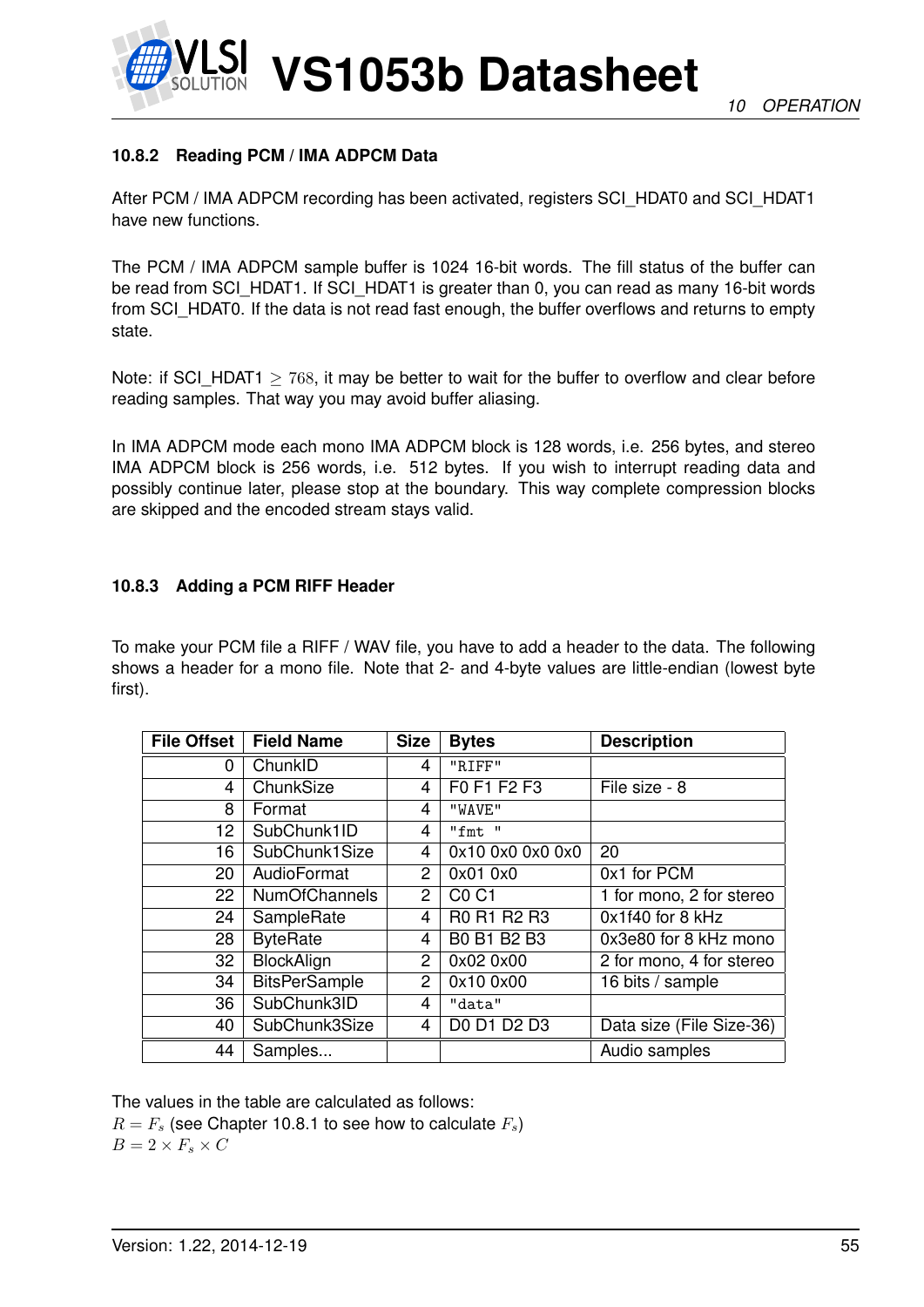### 10.8.2 Reading PCM / IMA ADPCM Data

After PCM / IMA ADPCM recording has been activated, registers SCI_HDAT0 and SCI_HDAT1 have new functions.

The PCM / IMA ADPCM sample buffer is 1024 16-bit words. The fill status of the buffer can be read from SCI_HDAT1. If SCI_HDAT1 is greater than 0, you can read as many 16-bit words from SCI_HDAT0. If the data is not read fast enough, the buffer overflows and returns to empty state.

Note: if SCI_HDAT1 $\geq 768$, it may be better to wait for the buffer to overflow and clear before reading samples. That way you may avoid buffer aliasing.

In IMA ADPCM mode each mono IMA ADPCM block is 128 words, i.e. 256 bytes, and stereo IMA ADPCM block is 256 words, i.e. 512 bytes. If you wish to interrupt reading data and possibly continue later, please stop at the boundary. This way complete compression blocks are skipped and the encoded stream stays valid.

### 10.8.3 Adding a PCM RIFF Header

To make your PCM file a RIFF / WAV file, you have to add a header to the data. The following shows a header for a mono file. Note that 2- and 4-byte values are little-endian (lowest byte first).

| File Offset | Field Name | Size | Bytes | Description |
|---|---|---|---|---|
| 0 | ChunkID | 4 | "RIFF" | |
| 4 | ChunkSize | 4 | F0 F1 F2 F3 | File size - 8 |
| 8 | Format | 4 | "WAVE" | |
| 12 | SubChunk1ID | 4 | "fmt " | |
| 16 | SubChunk1Size | 4 | 0x10 0x0 0x0 0x0 | 20 |
| 20 | AudioFormat | 2 | 0x01 0x0 | 0x1 for PCM |
| 22 | NumOfChannels | 2 | C0 C1 | 1 for mono, 2 for stereo |
| 24 | SampleRate | 4 | R0 R1 R2 R3 | 0x1f40 for 8 kHz |
| 28 | ByteRate | 4 | B0 B1 B2 B3 | 0x3e80 for 8 kHz mono |
| 32 | BlockAlign | 2 | 0x02 0x00 | 2 for mono, 4 for stereo |
| 34 | BitsPerSample | 2 | 0x10 0x00 | 16 bits / sample |
| 36 | SubChunk3ID | 4 | "data" | |
| 40 | SubChunk3Size | 4 | D0 D1 D2 D3 | Data size (File Size-36) |
| 44 | Samples... | | | Audio samples |

The values in the table are calculated as follows:
$R = F_s$ (see Chapter 10.8.1 to see how to calculate $F_s$)
$B = 2 \times F_s \times C$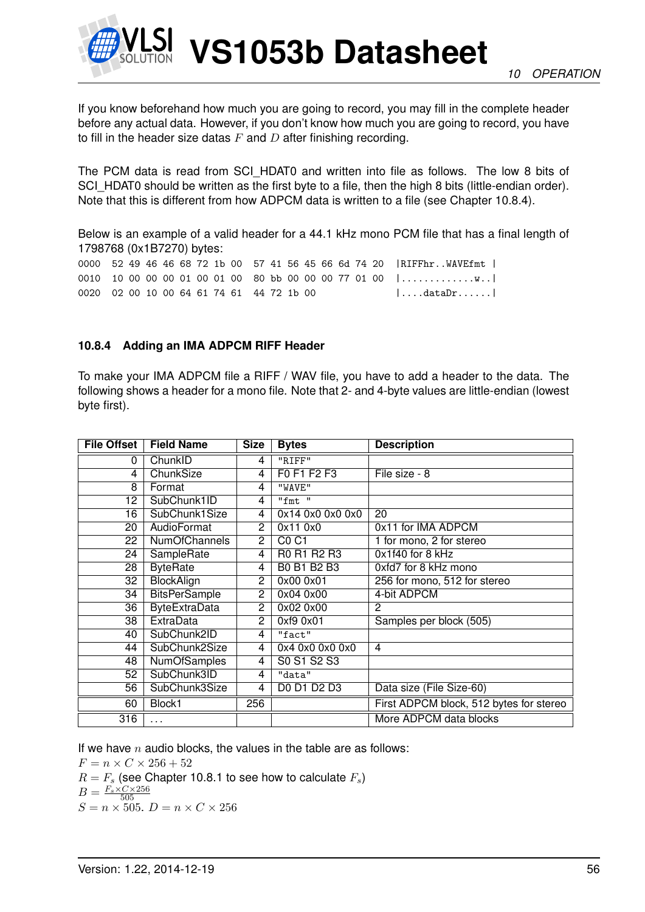If you know beforehand how much you are going to record, you may fill in the complete header before any actual data. However, if you don't know how much you are going to record, you have to fill in the header size datas $F$ and $D$ after finishing recording.

The PCM data is read from SCI_HDAT0 and written into file as follows. The low 8 bits of SCI_HDAT0 should be written as the first byte to a file, then the high 8 bits (little-endian order). Note that this is different from how ADPCM data is written to a file (see Chapter 10.8.4).

Below is an example of a valid header for a 44.1 kHz mono PCM file that has a final length of 1798768 (0x1B7270) bytes:

```
0000  52 49 46 46 68 72 1b 00  57 41 56 45 66 6d 74 20  |RIFFhr..WAVEfmt |
0010  10 00 00 00 01 00 01 00  80 bb 00 00 00 77 01 00  |.............w..|
0020  02 00 10 00 64 61 74 61  44 72 1b 00              |....dataDr......|
```

### 10.8.4 Adding an IMA ADPCM RIFF Header

To make your IMA ADPCM file a RIFF / WAV file, you have to add a header to the data. The following shows a header for a mono file. Note that 2- and 4-byte values are little-endian (lowest byte first).

| File Offset | Field Name | Size | Bytes | Description |
|---|---|---|---|---|
| 0 | ChunkID | 4 | "RIFF" | |
| 4 | ChunkSize | 4 | F0 F1 F2 F3 | File size - 8 |
| 8 | Format | 4 | "WAVE" | |
| 12 | SubChunk1ID | 4 | "fmt " | |
| 16 | SubChunk1Size | 4 | 0x14 0x0 0x0 0x0 | 20 |
| 20 | AudioFormat | 2 | 0x11 0x0 | 0x11 for IMA ADPCM |
| 22 | NumOfChannels | 2 | C0 C1 | 1 for mono, 2 for stereo |
| 24 | SampleRate | 4 | R0 R1 R2 R3 | 0x1f40 for 8 kHz |
| 28 | ByteRate | 4 | B0 B1 B2 B3 | 0xfd7 for 8 kHz mono |
| 32 | BlockAlign | 2 | 0x00 0x01 | 256 for mono, 512 for stereo |
| 34 | BitsPerSample | 2 | 0x04 0x00 | 4-bit ADPCM |
| 36 | ByteExtraData | 2 | 0x02 0x00 | 2 |
| 38 | ExtraData | 2 | 0xf9 0x01 | Samples per block (505) |
| 40 | SubChunk2ID | 4 | "fact" | |
| 44 | SubChunk2Size | 4 | 0x4 0x0 0x0 0x0 | 4 |
| 48 | NumOfSamples | 4 | S0 S1 S2 S3 | |
| 52 | SubChunk3ID | 4 | "data" | |
| 56 | SubChunk3Size | 4 | D0 D1 D2 D3 | Data size (File Size-60) |
| 60 | Block1 | 256 | | First ADPCM block, 512 bytes for stereo |
| 316 | ... | | | More ADPCM data blocks |

If we have $n$ audio blocks, the values in the table are as follows:

$F = n \times C \times 256 + 52$

$R = F_s$ (see Chapter 10.8.1 to see how to calculate $F_s$)

$B = \frac{F_s \times C \times 256}{505}$

$S = n \times 505$. $D = n \times C \times 256$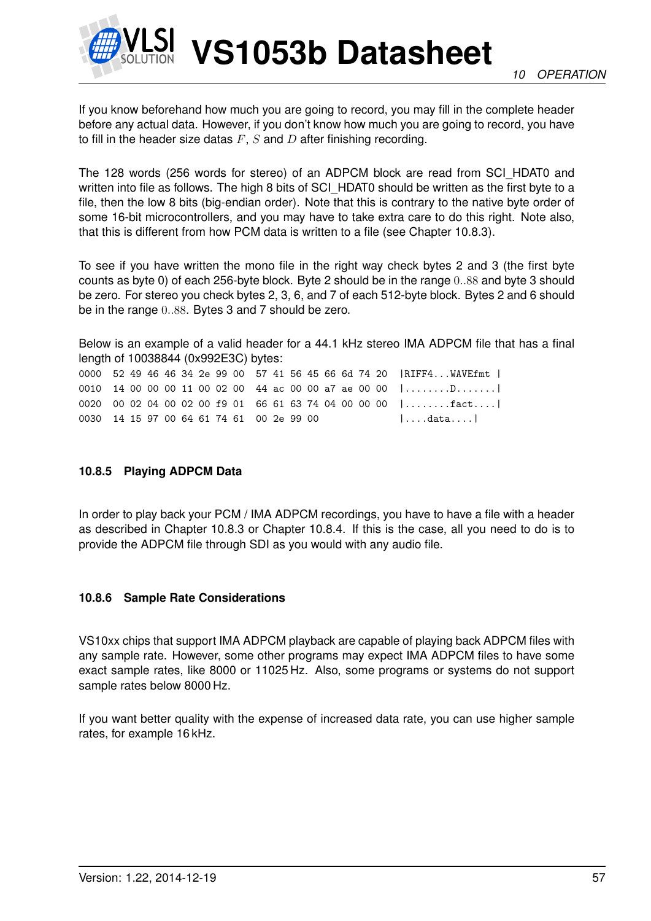If you know beforehand how much you are going to record, you may fill in the complete header before any actual data. However, if you don't know how much you are going to record, you have to fill in the header size datas $F$, $S$ and $D$ after finishing recording.

The 128 words (256 words for stereo) of an ADPCM block are read from SCI_HDAT0 and written into file as follows. The high 8 bits of SCI_HDAT0 should be written as the first byte to a file, then the low 8 bits (big-endian order). Note that this is contrary to the native byte order of some 16-bit microcontrollers, and you may have to take extra care to do this right. Note also, that this is different from how PCM data is written to a file (see Chapter 10.8.3).

To see if you have written the mono file in the right way check bytes 2 and 3 (the first byte counts as byte 0) of each 256-byte block. Byte 2 should be in the range $0..88$ and byte 3 should be zero. For stereo you check bytes 2, 3, 6, and 7 of each 512-byte block. Bytes 2 and 6 should be in the range $0..88$. Bytes 3 and 7 should be zero.

Below is an example of a valid header for a 44.1 kHz stereo IMA ADPCM file that has a final length of 10038844 (0x992E3C) bytes:

```
0000  52 49 46 46 34 2e 99 00  57 41 56 45 66 6d 74 20  |RIFF4...WAVEfmt |
0010  14 00 00 00 11 00 02 00  44 ac 00 00 a7 ae 00 00  |........D.......|
0020  00 02 04 00 02 00 f9 01  66 61 63 74 04 00 00 00  |........fact....|
0030  14 15 97 00 64 61 74 61  00 2e 99 00              |....data....|
```

### 10.8.5 Playing ADPCM Data

In order to play back your PCM / IMA ADPCM recordings, you have to have a file with a header as described in Chapter 10.8.3 or Chapter 10.8.4. If this is the case, all you need to do is to provide the ADPCM file through SDI as you would with any audio file.

### 10.8.6 Sample Rate Considerations

VS10xx chips that support IMA ADPCM playback are capable of playing back ADPCM files with any sample rate. However, some other programs may expect IMA ADPCM files to have some exact sample rates, like 8000 or 11025 Hz. Also, some programs or systems do not support sample rates below 8000 Hz.

If you want better quality with the expense of increased data rate, you can use higher sample rates, for example 16 kHz.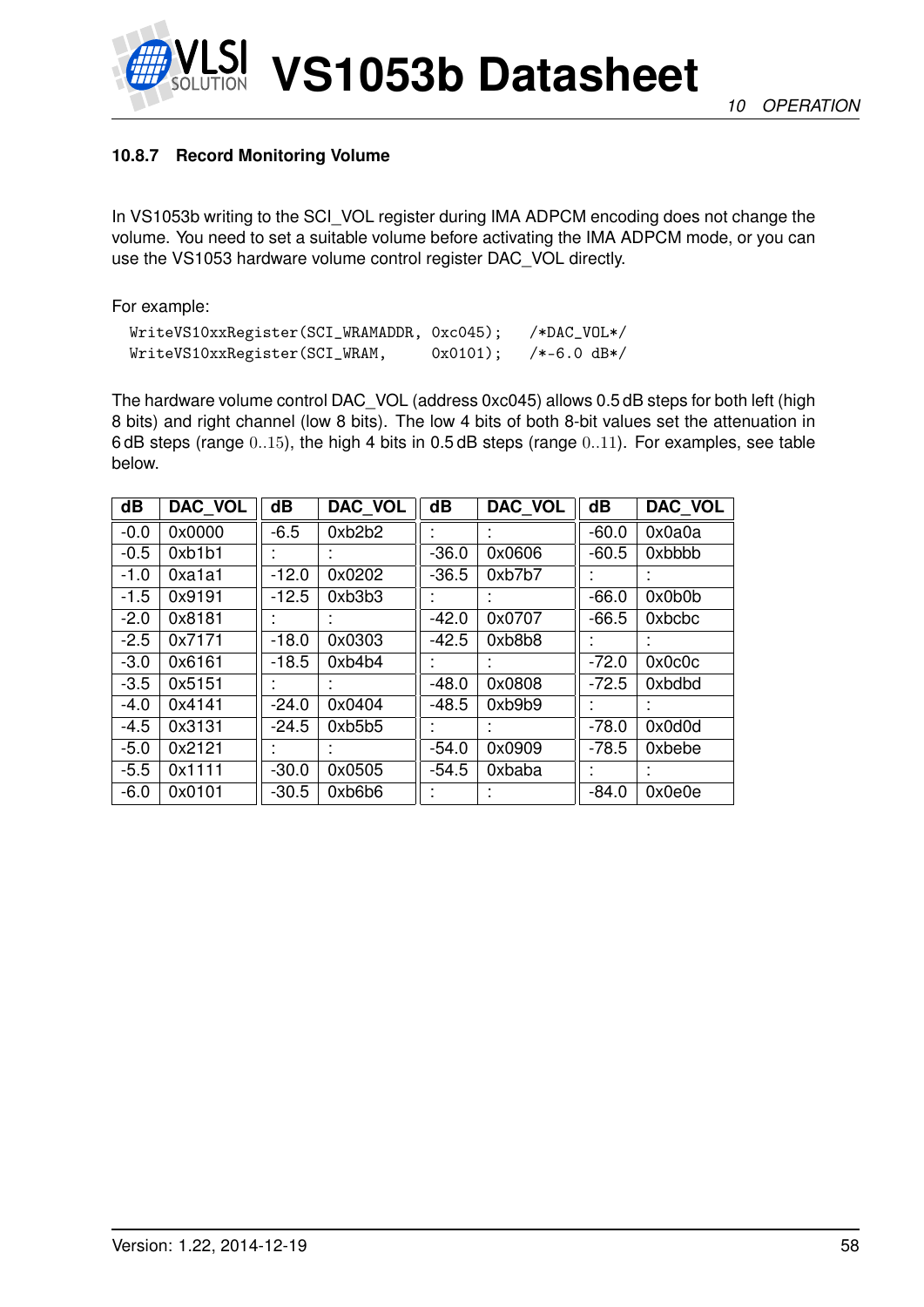#### 10.8.7 Record Monitoring Volume

In VS1053b writing to the SCI_VOL register during IMA ADPCM encoding does not change the volume. You need to set a suitable volume before activating the IMA ADPCM mode, or you can use the VS1053 hardware volume control register DAC_VOL directly.

For example:

```
WriteVS10xxRegister(SCI_WRAMADDR, 0xc045);   /*DAC_VOL*/
WriteVS10xxRegister(SCI_WRAM,     0x0101);   /*-6.0 dB*/
```

The hardware volume control DAC_VOL (address 0xc045) allows 0.5 dB steps for both left (high 8 bits) and right channel (low 8 bits). The low 4 bits of both 8-bit values set the attenuation in 6 dB steps (range $0..15$), the high 4 bits in 0.5 dB steps (range $0..11$). For examples, see table below.

| dB | DAC_VOL | dB | DAC_VOL | dB | DAC_VOL | dB | DAC_VOL |
|---|---|---|---|---|---|---|---|
| -0.0 | 0x0000 | -6.5 | 0xb2b2 | : | : | -60.0 | 0x0a0a |
| -0.5 | 0xb1b1 | : | : | -36.0 | 0x0606 | -60.5 | 0xbbbb |
| -1.0 | 0xa1a1 | -12.0 | 0x0202 | -36.5 | 0xb7b7 | : | : |
| -1.5 | 0x9191 | -12.5 | 0xb3b3 | : | : | -66.0 | 0x0b0b |
| -2.0 | 0x8181 | : | : | -42.0 | 0x0707 | -66.5 | 0xbcbc |
| -2.5 | 0x7171 | -18.0 | 0x0303 | -42.5 | 0xb8b8 | : | : |
| -3.0 | 0x6161 | -18.5 | 0xb4b4 | : | : | -72.0 | 0x0c0c |
| -3.5 | 0x5151 | : | : | -48.0 | 0x0808 | -72.5 | 0xbdbd |
| -4.0 | 0x4141 | -24.0 | 0x0404 | -48.5 | 0xb9b9 | : | : |
| -4.5 | 0x3131 | -24.5 | 0xb5b5 | : | : | -78.0 | 0x0d0d |
| -5.0 | 0x2121 | : | : | -54.0 | 0x0909 | -78.5 | 0xbebe |
| -5.5 | 0x1111 | -30.0 | 0x0505 | -54.5 | 0xbaba | : | : |
| -6.0 | 0x0101 | -30.5 | 0xb6b6 | : | : | -84.0 | 0x0e0e |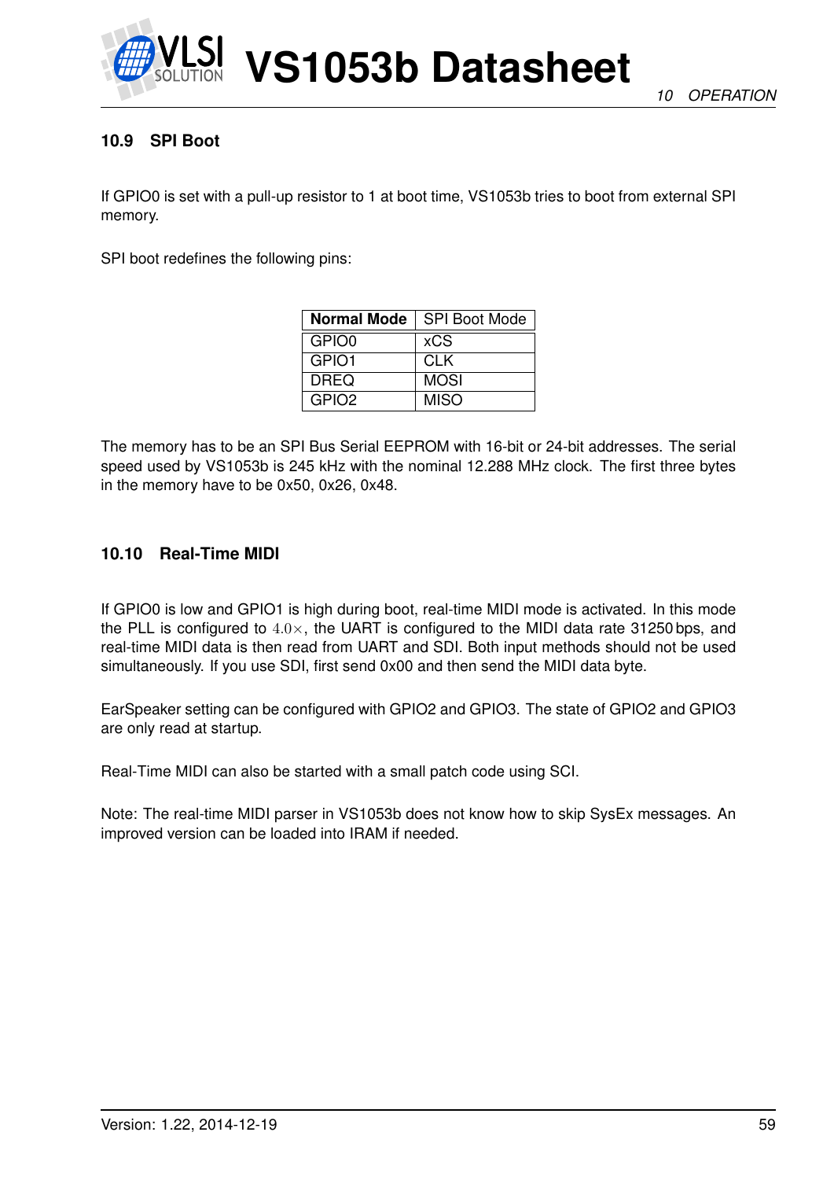### 10.9 SPI Boot

If GPIO0 is set with a pull-up resistor to 1 at boot time, VS1053b tries to boot from external SPI memory.

SPI boot redefines the following pins:

| **Normal Mode** | SPI Boot Mode |
|---|---|
| GPIO0 | xCS |
| GPIO1 | CLK |
| DREQ | MOSI |
| GPIO2 | MISO |

The memory has to be an SPI Bus Serial EEPROM with 16-bit or 24-bit addresses. The serial speed used by VS1053b is 245 kHz with the nominal 12.288 MHz clock. The first three bytes in the memory have to be 0x50, 0x26, 0x48.

### 10.10 Real-Time MIDI

If GPIO0 is low and GPIO1 is high during boot, real-time MIDI mode is activated. In this mode the PLL is configured to $4.0\times$, the UART is configured to the MIDI data rate 31250 bps, and real-time MIDI data is then read from UART and SDI. Both input methods should not be used simultaneously. If you use SDI, first send 0x00 and then send the MIDI data byte.

EarSpeaker setting can be configured with GPIO2 and GPIO3. The state of GPIO2 and GPIO3 are only read at startup.

Real-Time MIDI can also be started with a small patch code using SCI.

Note: The real-time MIDI parser in VS1053b does not know how to skip SysEx messages. An improved version can be loaded into IRAM if needed.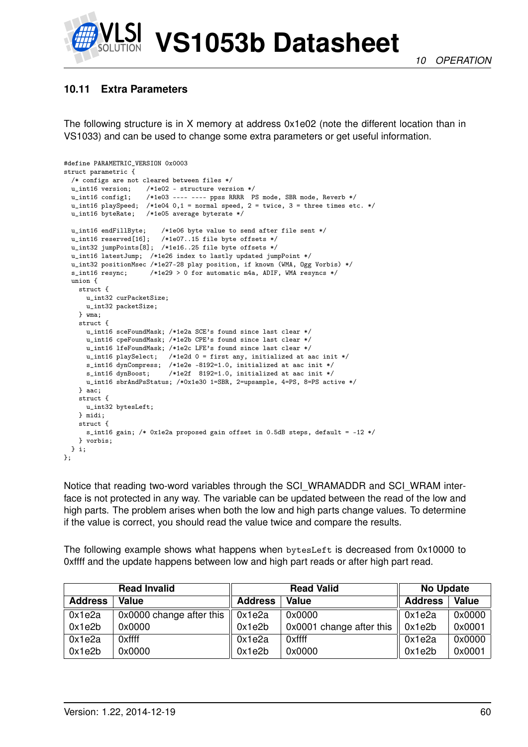### 10.11 Extra Parameters

The following structure is in X memory at address 0x1e02 (note the different location than in VS1033) and can be used to change some extra parameters or get useful information.

```
#define PARAMETRIC_VERSION 0x0003
struct parametric {
  /* configs are not cleared between files */
  u_int16 version;    /*1e02 - structure version */
  u_int16 config1;    /*1e03 ---- ---- ppss RRRR  PS mode, SBR mode, Reverb */
  u_int16 playSpeed;  /*1e04 0,1 = normal speed, 2 = twice, 3 = three times etc. */
  u_int16 byteRate;   /*1e05 average byterate */

  u_int16 endFillByte;    /*1e06 byte value to send after file sent */
  u_int16 reserved[16];   /*1e07..15 file byte offsets */
  u_int32 jumpPoints[8];  /*1e16..25 file byte offsets */
  u_int16 latestJump;  /*1e26 index to lastly updated jumpPoint */
  u_int32 positionMsec /*1e27-28 play position, if known (WMA, Ogg Vorbis) */
  s_int16 resync;      /*1e29 > 0 for automatic m4a, ADIF, WMA resyncs */
  union {
    struct {
      u_int32 curPacketSize;
      u_int32 packetSize;
    } wma;
    struct {
      u_int16 sceFoundMask; /*1e2a SCE's found since last clear */
      u_int16 cpeFoundMask; /*1e2b CPE's found since last clear */
      u_int16 lfeFoundMask; /*1e2c LFE's found since last clear */
      u_int16 playSelect;   /*1e2d 0 = first any, initialized at aac init */
      s_int16 dynCompress;  /*1e2e -8192=1.0, initialized at aac init */
      s_int16 dynBoost;     /*1e2f  8192=1.0, initialized at aac init */
      u_int16 sbrAndPsStatus; /*0x1e30 1=SBR, 2=upsample, 4=PS, 8=PS active */
    } aac;
    struct {
      u_int32 bytesLeft;
    } midi;
    struct {
      s_int16 gain; /* 0x1e2a proposed gain offset in 0.5dB steps, default = -12 */
    } vorbis;
  } i;
};
```

Notice that reading two-word variables through the SCI_WRAMADDR and SCI_WRAM interface is not protected in any way. The variable can be updated between the read of the low and high parts. The problem arises when both the low and high parts change values. To determine if the value is correct, you should read the value twice and compare the results.

The following example shows what happens when `bytesLeft` is decreased from 0x10000 to 0xffff and the update happens between low and high part reads or after high part read.

| Read Invalid | | Read Valid | | No Update | |
|---|---|---|---|---|---|
| **Address** | **Value** | **Address** | **Value** | **Address** | **Value** |
| 0x1e2a | 0x0000 change after this | 0x1e2a | 0x0000 | 0x1e2a | 0x0000 |
| 0x1e2b | 0x0000 | 0x1e2b | 0x0001 change after this | 0x1e2b | 0x0001 |
| 0x1e2a | 0xffff | 0x1e2a | 0xffff | 0x1e2a | 0x0000 |
| 0x1e2b | 0x0000 | 0x1e2b | 0x0000 | 0x1e2b | 0x0001 |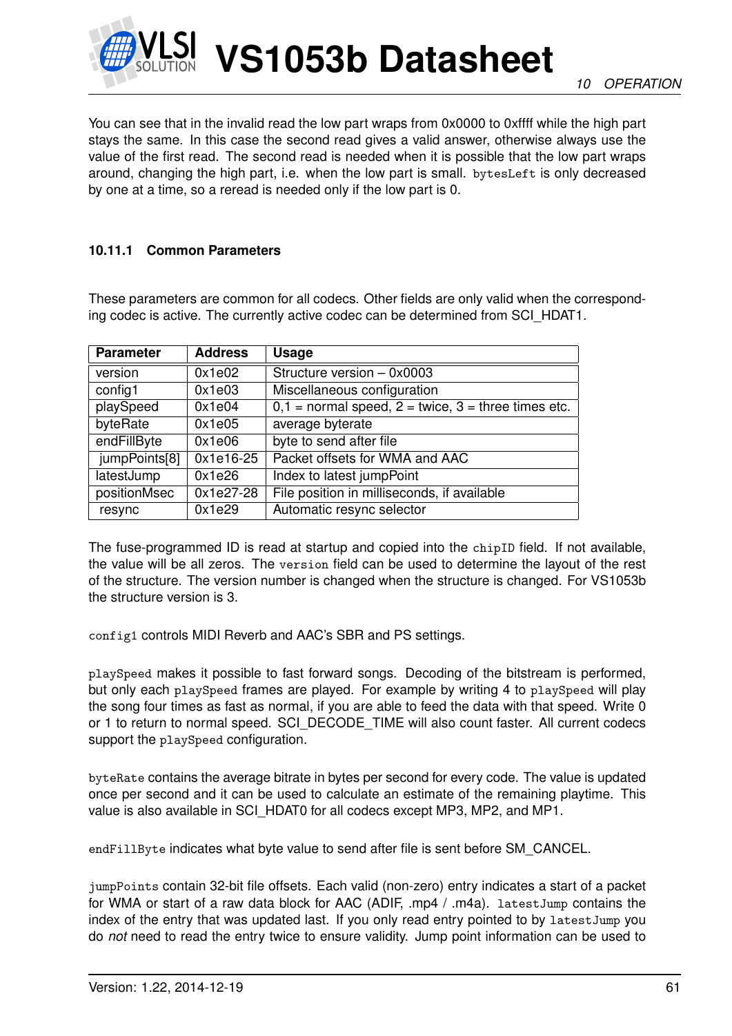You can see that in the invalid read the low part wraps from 0x0000 to 0xffff while the high part stays the same. In this case the second read gives a valid answer, otherwise always use the value of the first read. The second read is needed when it is possible that the low part wraps around, changing the high part, i.e. when the low part is small. `bytesLeft` is only decreased by one at a time, so a reread is needed only if the low part is 0.

### 10.11.1 Common Parameters

These parameters are common for all codecs. Other fields are only valid when the corresponding codec is active. The currently active codec can be determined from SCI_HDAT1.

| Parameter | Address | Usage |
|---|---|---|
| version | 0x1e02 | Structure version – 0x0003 |
| config1 | 0x1e03 | Miscellaneous configuration |
| playSpeed | 0x1e04 | 0,1 = normal speed, 2 = twice, 3 = three times etc. |
| byteRate | 0x1e05 | average byterate |
| endFillByte | 0x1e06 | byte to send after file |
| jumpPoints[8] | 0x1e16-25 | Packet offsets for WMA and AAC |
| latestJump | 0x1e26 | Index to latest jumpPoint |
| positionMsec | 0x1e27-28 | File position in milliseconds, if available |
| resync | 0x1e29 | Automatic resync selector |

The fuse-programmed ID is read at startup and copied into the `chipID` field. If not available, the value will be all zeros. The `version` field can be used to determine the layout of the rest of the structure. The version number is changed when the structure is changed. For VS1053b the structure version is 3.

`config1` controls MIDI Reverb and AAC's SBR and PS settings.

`playSpeed` makes it possible to fast forward songs. Decoding of the bitstream is performed, but only each `playSpeed` frames are played. For example by writing 4 to `playSpeed` will play the song four times as fast as normal, if you are able to feed the data with that speed. Write 0 or 1 to return to normal speed. SCI_DECODE_TIME will also count faster. All current codecs support the `playSpeed` configuration.

`byteRate` contains the average bitrate in bytes per second for every code. The value is updated once per second and it can be used to calculate an estimate of the remaining playtime. This value is also available in SCI_HDAT0 for all codecs except MP3, MP2, and MP1.

`endFillByte` indicates what byte value to send after file is sent before SM_CANCEL.

`jumpPoints` contain 32-bit file offsets. Each valid (non-zero) entry indicates a start of a packet for WMA or start of a raw data block for AAC (ADIF, .mp4 / .m4a). `latestJump` contains the index of the entry that was updated last. If you only read entry pointed to by `latestJump` you do *not* need to read the entry twice to ensure validity. Jump point information can be used to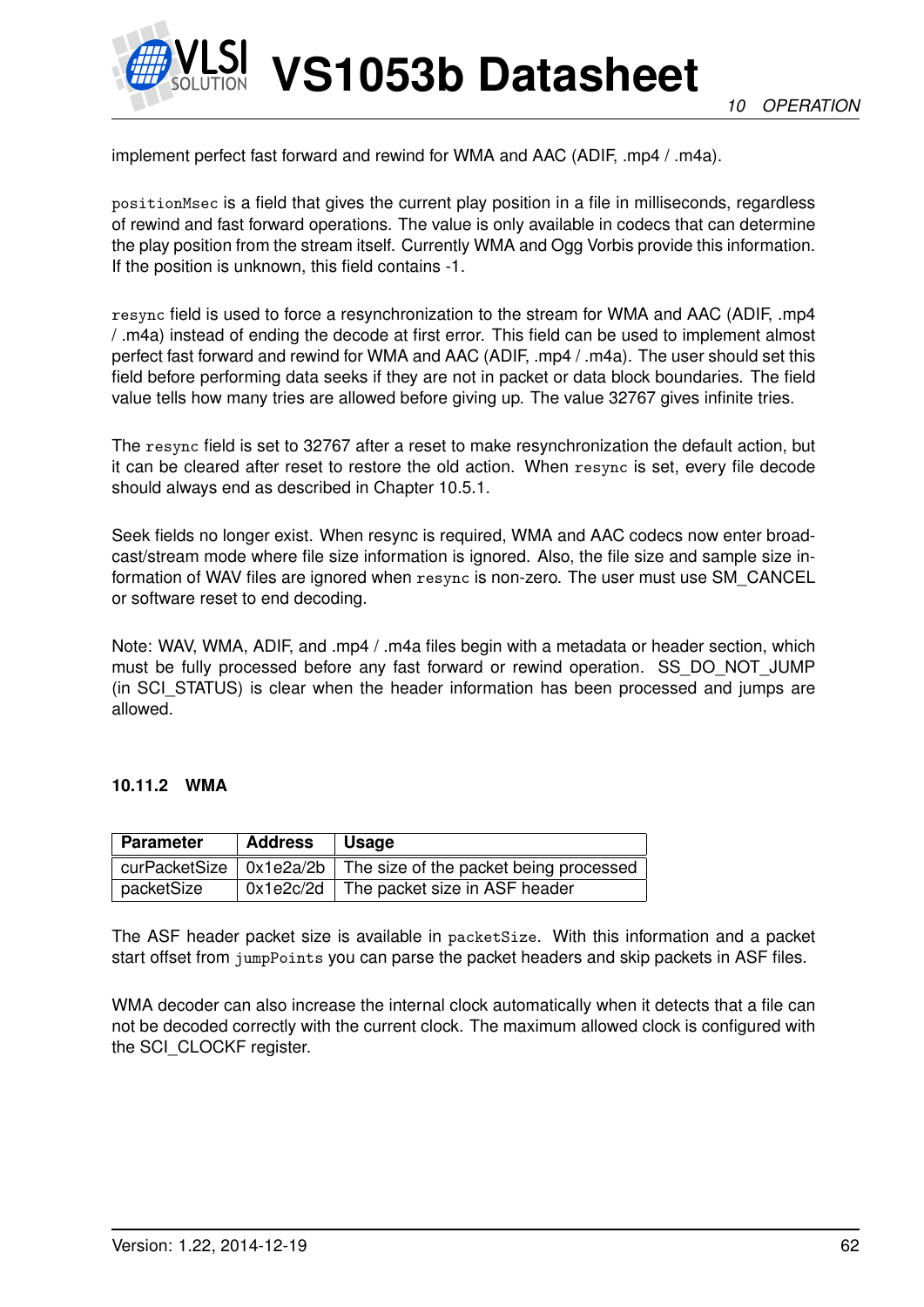implement perfect fast forward and rewind for WMA and AAC (ADIF, .mp4 / .m4a).

positionMsec is a field that gives the current play position in a file in milliseconds, regardless of rewind and fast forward operations. The value is only available in codecs that can determine the play position from the stream itself. Currently WMA and Ogg Vorbis provide this information. If the position is unknown, this field contains -1.

resync field is used to force a resynchronization to the stream for WMA and AAC (ADIF, .mp4 / .m4a) instead of ending the decode at first error. This field can be used to implement almost perfect fast forward and rewind for WMA and AAC (ADIF, .mp4 / .m4a). The user should set this field before performing data seeks if they are not in packet or data block boundaries. The field value tells how many tries are allowed before giving up. The value 32767 gives infinite tries.

The resync field is set to 32767 after a reset to make resynchronization the default action, but it can be cleared after reset to restore the old action. When resync is set, every file decode should always end as described in Chapter 10.5.1.

Seek fields no longer exist. When resync is required, WMA and AAC codecs now enter broadcast/stream mode where file size information is ignored. Also, the file size and sample size information of WAV files are ignored when resync is non-zero. The user must use SM_CANCEL or software reset to end decoding.

Note: WAV, WMA, ADIF, and .mp4 / .m4a files begin with a metadata or header section, which must be fully processed before any fast forward or rewind operation. SS_DO_NOT_JUMP (in SCI_STATUS) is clear when the header information has been processed and jumps are allowed.

### 10.11.2 WMA

| Parameter | Address | Usage |
|---|---|---|
| curPacketSize | 0x1e2a/2b | The size of the packet being processed |
| packetSize | 0x1e2c/2d | The packet size in ASF header |

The ASF header packet size is available in packetSize. With this information and a packet start offset from jumpPoints you can parse the packet headers and skip packets in ASF files.

WMA decoder can also increase the internal clock automatically when it detects that a file can not be decoded correctly with the current clock. The maximum allowed clock is configured with the SCI_CLOCKF register.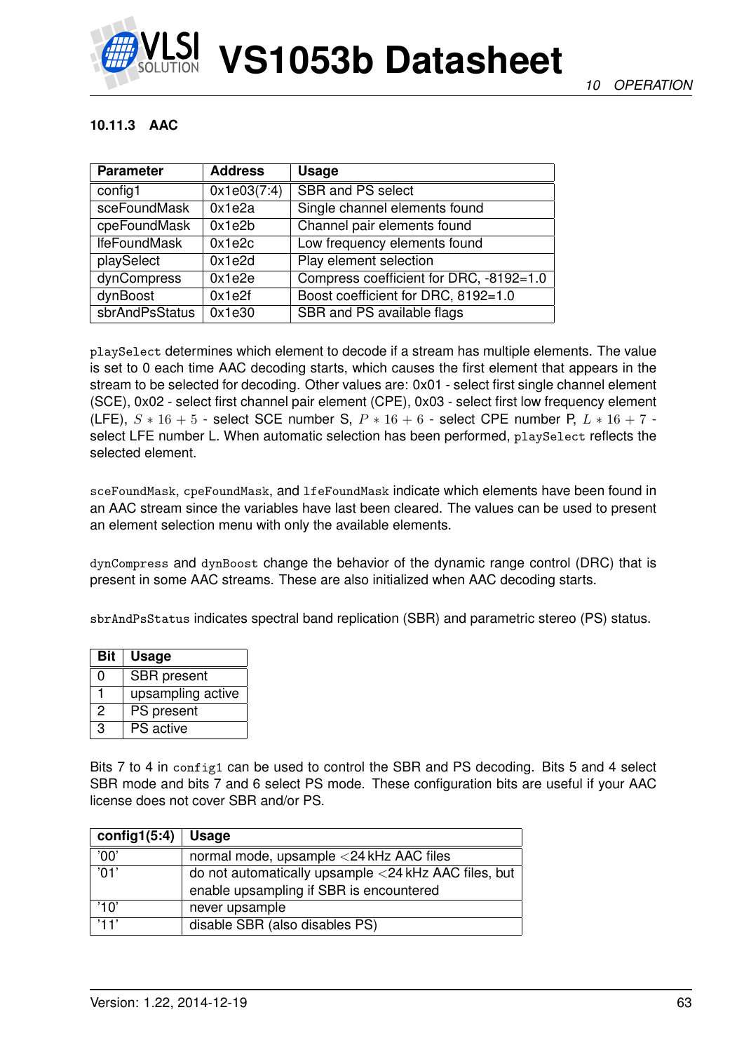#### 10.11.3 AAC

| Parameter | Address | Usage |
|---|---|---|
| config1 | 0x1e03(7:4) | SBR and PS select |
| sceFoundMask | 0x1e2a | Single channel elements found |
| cpeFoundMask | 0x1e2b | Channel pair elements found |
| lfeFoundMask | 0x1e2c | Low frequency elements found |
| playSelect | 0x1e2d | Play element selection |
| dynCompress | 0x1e2e | Compress coefficient for DRC, -8192=1.0 |
| dynBoost | 0x1e2f | Boost coefficient for DRC, 8192=1.0 |
| sbrAndPsStatus | 0x1e30 | SBR and PS available flags |

playSelect determines which element to decode if a stream has multiple elements. The value is set to 0 each time AAC decoding starts, which causes the first element that appears in the stream to be selected for decoding. Other values are: 0x01 - select first single channel element (SCE), 0x02 - select first channel pair element (CPE), 0x03 - select first low frequency element (LFE), $S * 16 + 5$ - select SCE number S, $P * 16 + 6$ - select CPE number P, $L * 16 + 7$ - select LFE number L. When automatic selection has been performed, playSelect reflects the selected element.

sceFoundMask, cpeFoundMask, and lfeFoundMask indicate which elements have been found in an AAC stream since the variables have last been cleared. The values can be used to present an element selection menu with only the available elements.

dynCompress and dynBoost change the behavior of the dynamic range control (DRC) that is present in some AAC streams. These are also initialized when AAC decoding starts.

sbrAndPsStatus indicates spectral band replication (SBR) and parametric stereo (PS) status.

| Bit | Usage |
|---|---|
| 0 | SBR present |
| 1 | upsampling active |
| 2 | PS present |
| 3 | PS active |

Bits 7 to 4 in config1 can be used to control the SBR and PS decoding. Bits 5 and 4 select SBR mode and bits 7 and 6 select PS mode. These configuration bits are useful if your AAC license does not cover SBR and/or PS.

| config1(5:4) | Usage |
|---|---|
| '00' | normal mode, upsample <24 kHz AAC files |
| '01' | do not automatically upsample <24 kHz AAC files, but enable upsampling if SBR is encountered |
| '10' | never upsample |
| '11' | disable SBR (also disables PS) |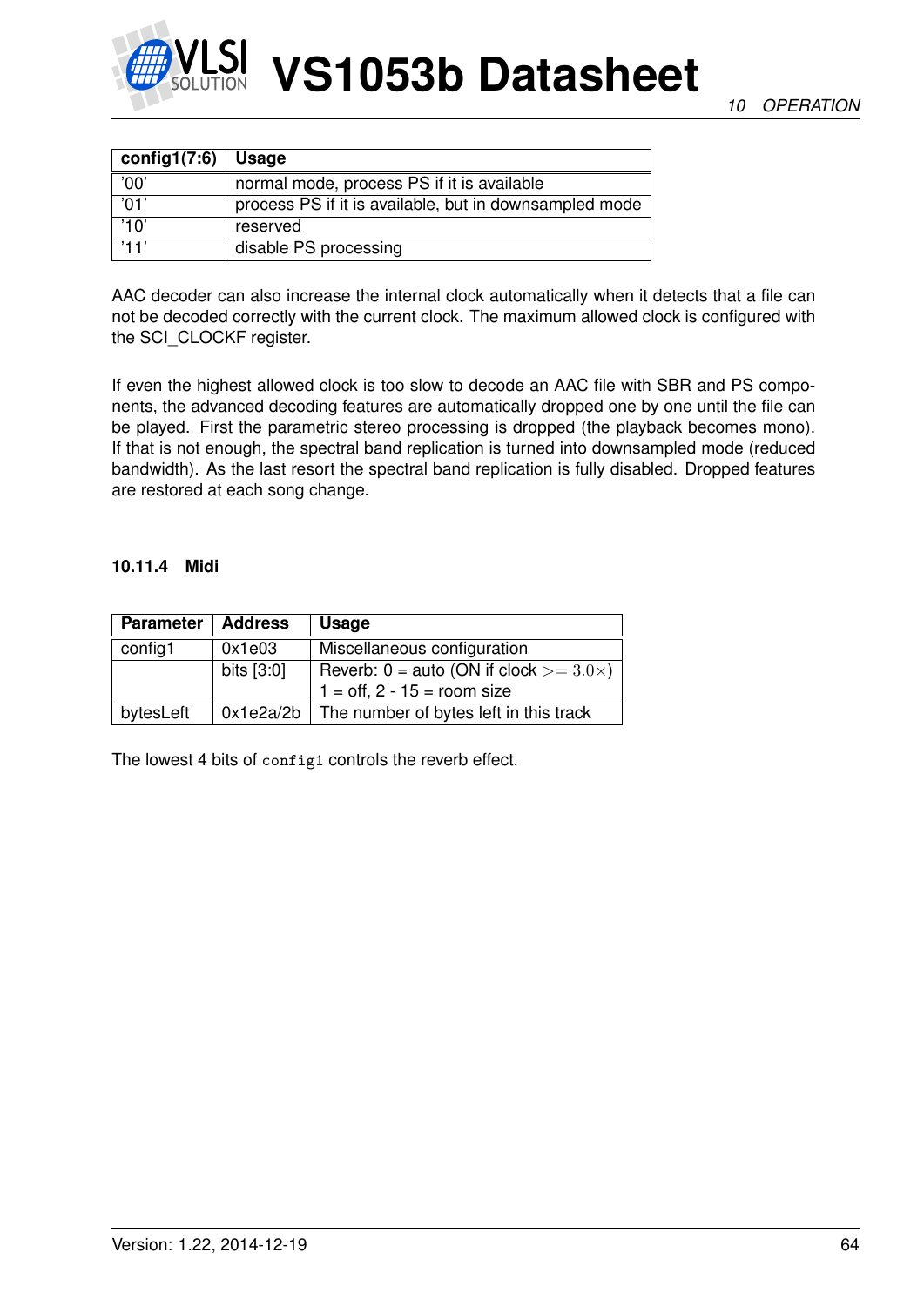| config1(7:6) | Usage |
|---|---|
| '00' | normal mode, process PS if it is available |
| '01' | process PS if it is available, but in downsampled mode |
| '10' | reserved |
| '11' | disable PS processing |

AAC decoder can also increase the internal clock automatically when it detects that a file can not be decoded correctly with the current clock. The maximum allowed clock is configured with the SCI_CLOCKF register.

If even the highest allowed clock is too slow to decode an AAC file with SBR and PS components, the advanced decoding features are automatically dropped one by one until the file can be played. First the parametric stereo processing is dropped (the playback becomes mono). If that is not enough, the spectral band replication is turned into downsampled mode (reduced bandwidth). As the last resort the spectral band replication is fully disabled. Dropped features are restored at each song change.

#### 10.11.4 Midi

| Parameter | Address | Usage |
|---|---|---|
| config1 | 0x1e03 | Miscellaneous configuration |
| | bits [3:0] | Reverb: 0 = auto (ON if clock $>= 3.0\times$)<br>1 = off, 2 - 15 = room size |
| bytesLeft | 0x1e2a/2b | The number of bytes left in this track |

The lowest 4 bits of `config1` controls the reverb effect.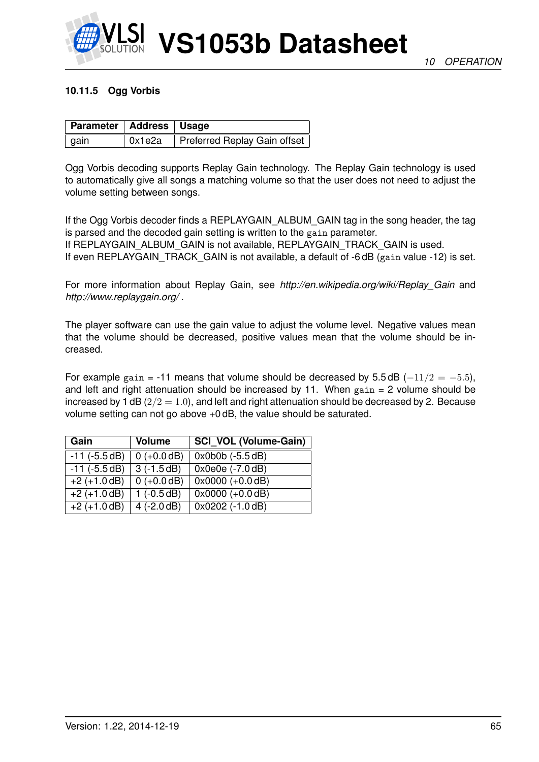### 10.11.5 Ogg Vorbis

| Parameter | Address | Usage |
|---|---|---|
| gain | 0x1e2a | Preferred Replay Gain offset |

Ogg Vorbis decoding supports Replay Gain technology. The Replay Gain technology is used to automatically give all songs a matching volume so that the user does not need to adjust the volume setting between songs.

If the Ogg Vorbis decoder finds a REPLAYGAIN_ALBUM_GAIN tag in the song header, the tag is parsed and the decoded gain setting is written to the `gain` parameter.
If REPLAYGAIN_ALBUM_GAIN is not available, REPLAYGAIN_TRACK_GAIN is used.
If even REPLAYGAIN_TRACK_GAIN is not available, a default of -6 dB (`gain` value -12) is set.

For more information about Replay Gain, see *http://en.wikipedia.org/wiki/Replay_Gain* and *http://www.replaygain.org/* .

The player software can use the gain value to adjust the volume level. Negative values mean that the volume should be decreased, positive values mean that the volume should be increased.

For example `gain` = -11 means that volume should be decreased by 5.5 dB ($-11/2 = -5.5$), and left and right attenuation should be increased by 11. When `gain` = 2 volume should be increased by 1 dB ($2/2 = 1.0$), and left and right attenuation should be decreased by 2. Because volume setting can not go above +0 dB, the value should be saturated.

| Gain | Volume | SCI_VOL (Volume-Gain) |
|---|---|---|
| -11 (-5.5 dB) | 0 (+0.0 dB) | 0x0b0b (-5.5 dB) |
| -11 (-5.5 dB) | 3 (-1.5 dB) | 0x0e0e (-7.0 dB) |
| +2 (+1.0 dB) | 0 (+0.0 dB) | 0x0000 (+0.0 dB) |
| +2 (+1.0 dB) | 1 (-0.5 dB) | 0x0000 (+0.0 dB) |
| +2 (+1.0 dB) | 4 (-2.0 dB) | 0x0202 (-1.0 dB) |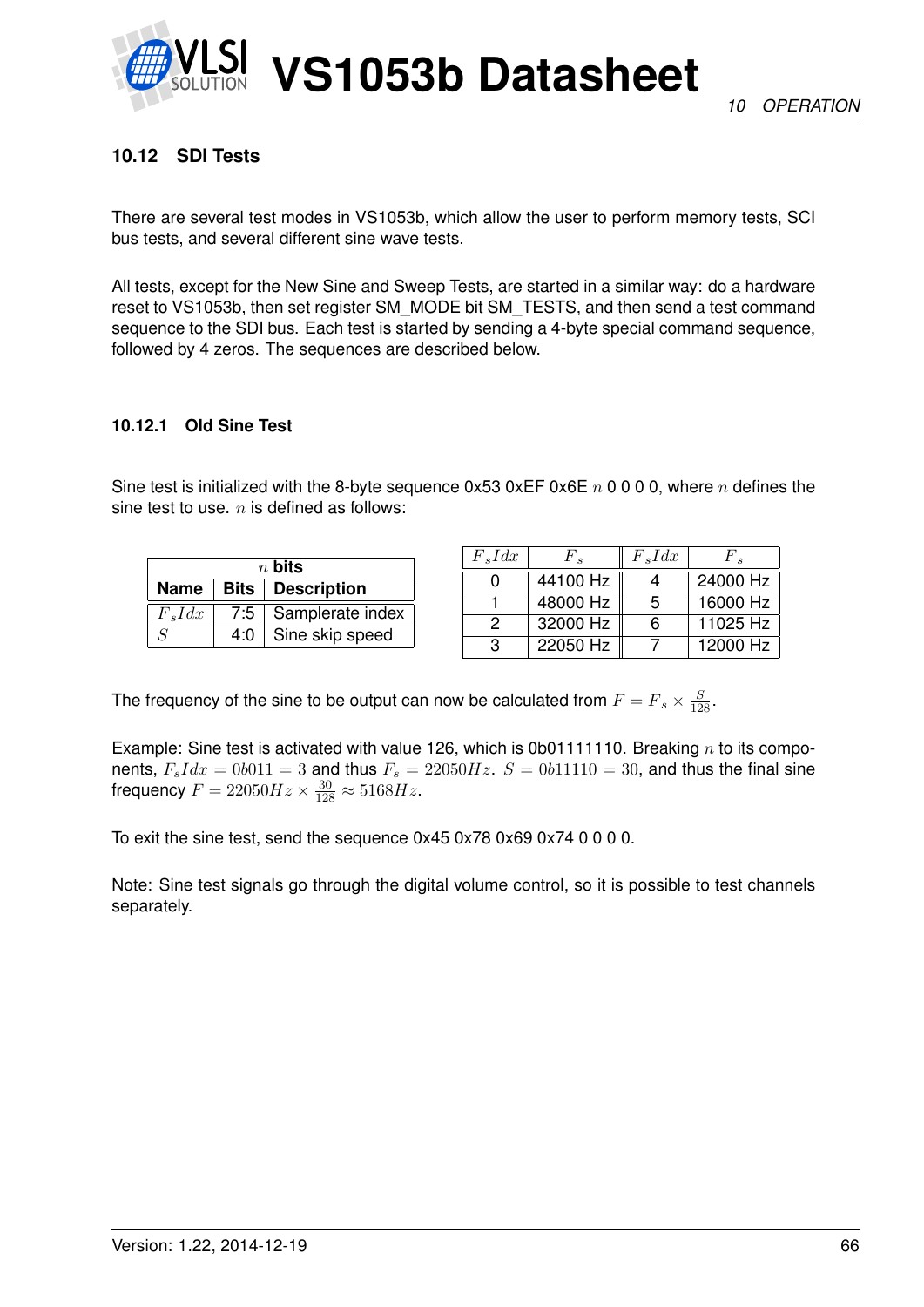### 10.12 SDI Tests

There are several test modes in VS1053b, which allow the user to perform memory tests, SCI bus tests, and several different sine wave tests.

All tests, except for the New Sine and Sweep Tests, are started in a similar way: do a hardware reset to VS1053b, then set register SM_MODE bit SM_TESTS, and then send a test command sequence to the SDI bus. Each test is started by sending a 4-byte special command sequence, followed by 4 zeros. The sequences are described below.

#### 10.12.1 Old Sine Test

Sine test is initialized with the 8-byte sequence 0x53 0xEF 0x6E $n$ 0 0 0 0, where $n$ defines the sine test to use. $n$ is defined as follows:

| $n$ bits | | |
|---|---|---|
| **Name** | **Bits** | **Description** |
| $F_sIdx$ | 7:5 | Samplerate index |
| $S$ | 4:0 | Sine skip speed |

| $F_sIdx$ | $F_s$ | $F_sIdx$ | $F_s$ |
|---|---|---|---|
| 0 | 44100 Hz | 4 | 24000 Hz |
| 1 | 48000 Hz | 5 | 16000 Hz |
| 2 | 32000 Hz | 6 | 11025 Hz |
| 3 | 22050 Hz | 7 | 12000 Hz |

The frequency of the sine to be output can now be calculated from $F = F_s \times \frac{S}{128}$.

Example: Sine test is activated with value 126, which is 0b01111110. Breaking $n$ to its components, $F_sIdx = 0b011 = 3$ and thus $F_s = 22050Hz$. $S = 0b11110 = 30$, and thus the final sine frequency $F = 22050Hz \times \frac{30}{128} \approx 5168Hz$.

To exit the sine test, send the sequence 0x45 0x78 0x69 0x74 0 0 0 0.

Note: Sine test signals go through the digital volume control, so it is possible to test channels separately.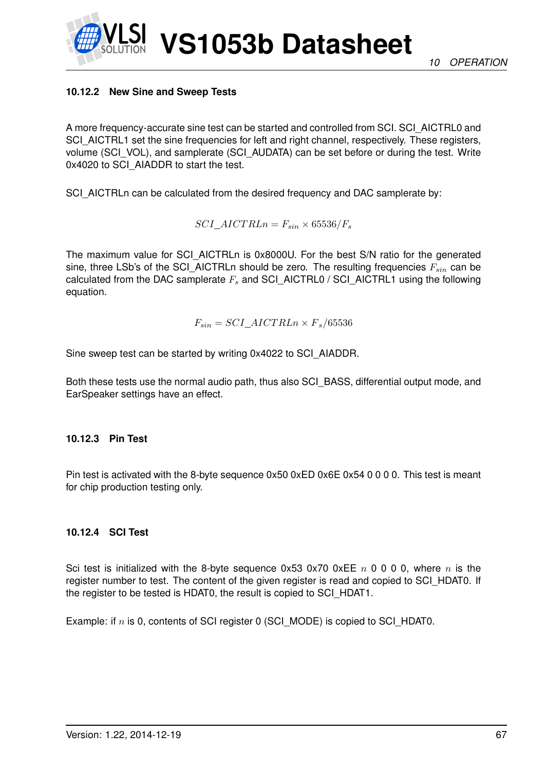### 10.12.2 New Sine and Sweep Tests

A more frequency-accurate sine test can be started and controlled from SCI. SCI_AICTRL0 and SCI_AICTRL1 set the sine frequencies for left and right channel, respectively. These registers, volume (SCI_VOL), and samplerate (SCI_AUDATA) can be set before or during the test. Write 0x4020 to SCI_AIADDR to start the test.

SCI_AICTRLn can be calculated from the desired frequency and DAC samplerate by:

$$SCI\_AICTRLn = F_{sin} \times 65536/F_s$$

The maximum value for SCI_AICTRLn is 0x8000U. For the best S/N ratio for the generated sine, three LSb's of the SCI_AICTRLn should be zero. The resulting frequencies $F_{sin}$ can be calculated from the DAC samplerate $F_s$ and SCI_AICTRL0 / SCI_AICTRL1 using the following equation.

$$F_{sin} = SCI\_AICTRLn \times F_s/65536$$

Sine sweep test can be started by writing 0x4022 to SCI_AIADDR.

Both these tests use the normal audio path, thus also SCI_BASS, differential output mode, and EarSpeaker settings have an effect.

### 10.12.3 Pin Test

Pin test is activated with the 8-byte sequence 0x50 0xED 0x6E 0x54 0 0 0 0. This test is meant for chip production testing only.

### 10.12.4 SCI Test

Sci test is initialized with the 8-byte sequence 0x53 0x70 0xEE $n$ 0 0 0 0, where $n$ is the register number to test. The content of the given register is read and copied to SCI_HDAT0. If the register to be tested is HDAT0, the result is copied to SCI_HDAT1.

Example: if $n$ is 0, contents of SCI register 0 (SCI_MODE) is copied to SCI_HDAT0.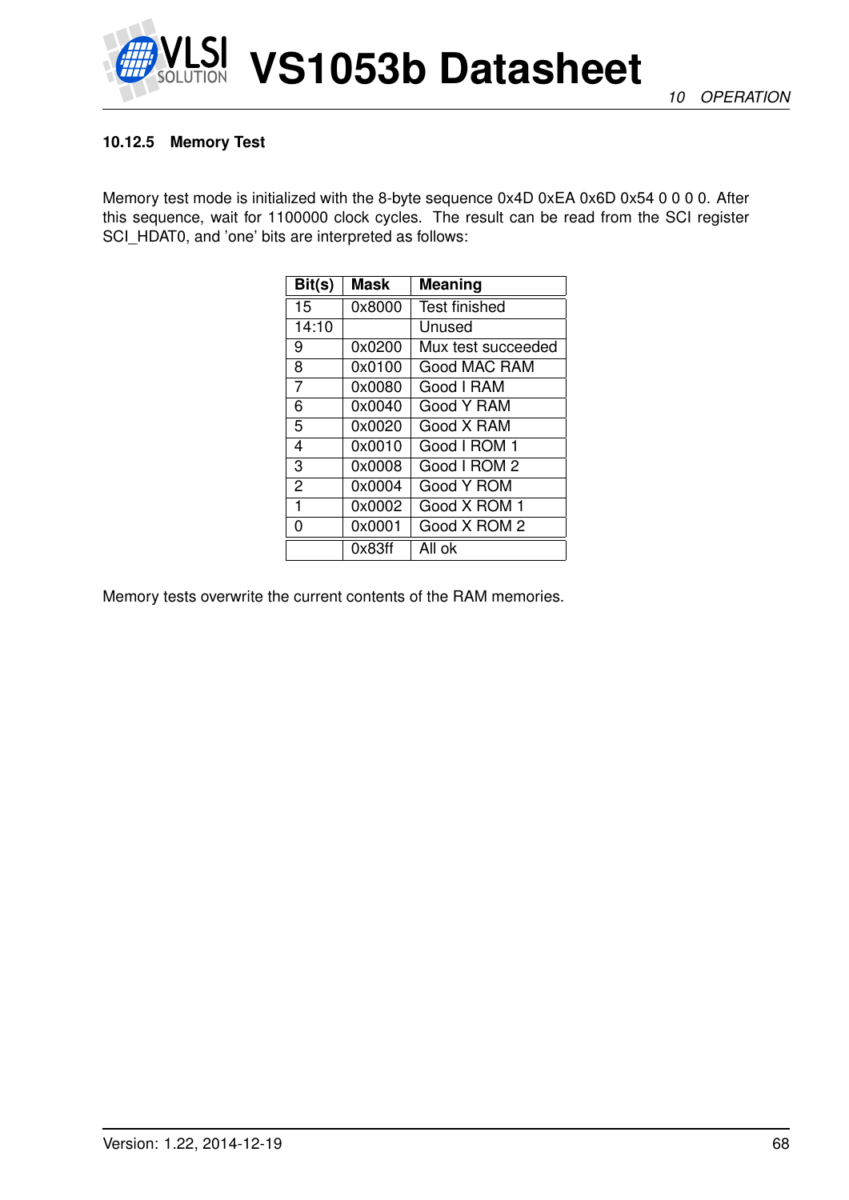### 10.12.5 Memory Test

Memory test mode is initialized with the 8-byte sequence 0x4D 0xEA 0x6D 0x54 0 0 0 0. After this sequence, wait for 1100000 clock cycles. The result can be read from the SCI register SCI_HDAT0, and 'one' bits are interpreted as follows:

| Bit(s) | Mask | Meaning |
|---|---|---|
| 15 | 0x8000 | Test finished |
| 14:10 | | Unused |
| 9 | 0x0200 | Mux test succeeded |
| 8 | 0x0100 | Good MAC RAM |
| 7 | 0x0080 | Good I RAM |
| 6 | 0x0040 | Good Y RAM |
| 5 | 0x0020 | Good X RAM |
| 4 | 0x0010 | Good I ROM 1 |
| 3 | 0x0008 | Good I ROM 2 |
| 2 | 0x0004 | Good Y ROM |
| 1 | 0x0002 | Good X ROM 1 |
| 0 | 0x0001 | Good X ROM 2 |
| | 0x83ff | All ok |

Memory tests overwrite the current contents of the RAM memories.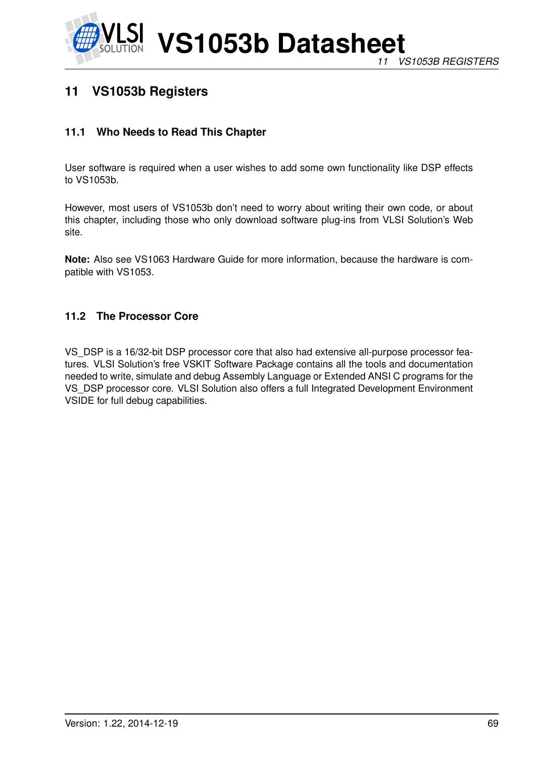# 11 VS1053b Registers

## 11.1 Who Needs to Read This Chapter

User software is required when a user wishes to add some own functionality like DSP effects to VS1053b.

However, most users of VS1053b don't need to worry about writing their own code, or about this chapter, including those who only download software plug-ins from VLSI Solution's Web site.

**Note:** Also see VS1063 Hardware Guide for more information, because the hardware is compatible with VS1053.

## 11.2 The Processor Core

VS_DSP is a 16/32-bit DSP processor core that also had extensive all-purpose processor features. VLSI Solution's free VSKIT Software Package contains all the tools and documentation needed to write, simulate and debug Assembly Language or Extended ANSI C programs for the VS_DSP processor core. VLSI Solution also offers a full Integrated Development Environment VSIDE for full debug capabilities.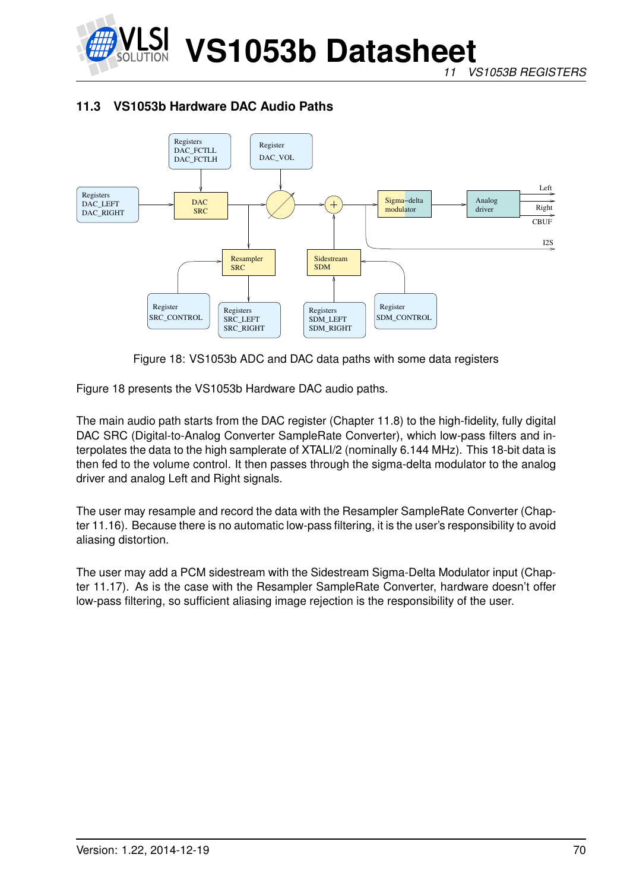### 11.3 VS1053b Hardware DAC Audio Paths

Figure 18: VS1053b ADC and DAC data paths with some data registers

Figure 18 presents the VS1053b Hardware DAC audio paths.

The main audio path starts from the DAC register (Chapter 11.8) to the high-fidelity, fully digital DAC SRC (Digital-to-Analog Converter SampleRate Converter), which low-pass filters and interpolates the data to the high samplerate of XTALI/2 (nominally 6.144 MHz). This 18-bit data is then fed to the volume control. It then passes through the sigma-delta modulator to the analog driver and analog Left and Right signals.

The user may resample and record the data with the Resampler SampleRate Converter (Chapter 11.16). Because there is no automatic low-pass filtering, it is the user's responsibility to avoid aliasing distortion.

The user may add a PCM sidestream with the Sidestream Sigma-Delta Modulator input (Chapter 11.17). As is the case with the Resampler SampleRate Converter, hardware doesn't offer low-pass filtering, so sufficient aliasing image rejection is the responsibility of the user.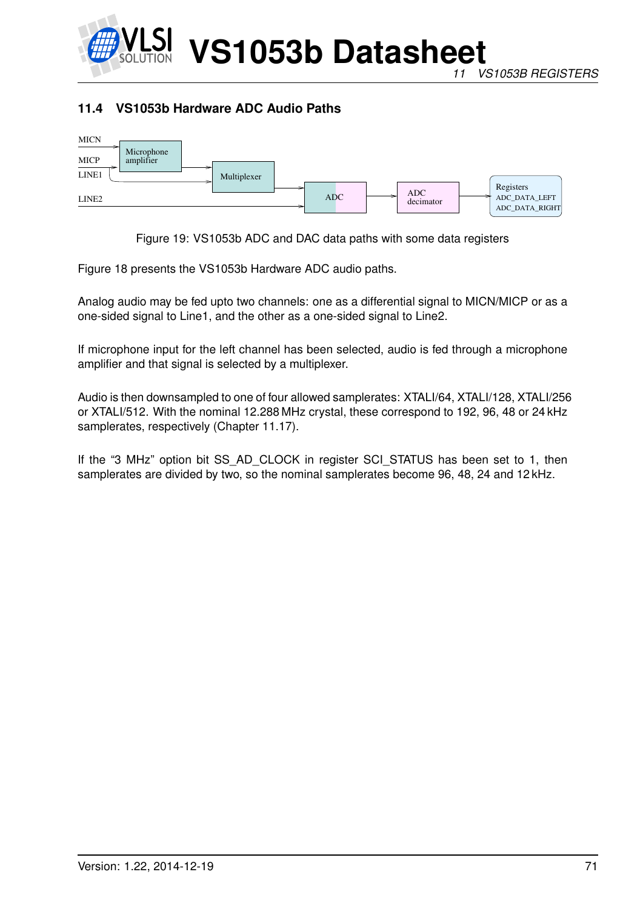### 11.4 VS1053b Hardware ADC Audio Paths

Figure 19: VS1053b ADC and DAC data paths with some data registers

Figure 18 presents the VS1053b Hardware ADC audio paths.

Analog audio may be fed upto two channels: one as a differential signal to MICN/MICP or as a one-sided signal to Line1, and the other as a one-sided signal to Line2.

If microphone input for the left channel has been selected, audio is fed through a microphone amplifier and that signal is selected by a multiplexer.

Audio is then downsampled to one of four allowed samplerates: XTALI/64, XTALI/128, XTALI/256 or XTALI/512. With the nominal 12.288 MHz crystal, these correspond to 192, 96, 48 or 24 kHz samplerates, respectively (Chapter 11.17).

If the "3 MHz" option bit SS_AD_CLOCK in register SCI_STATUS has been set to 1, then samplerates are divided by two, so the nominal samplerates become 96, 48, 24 and 12 kHz.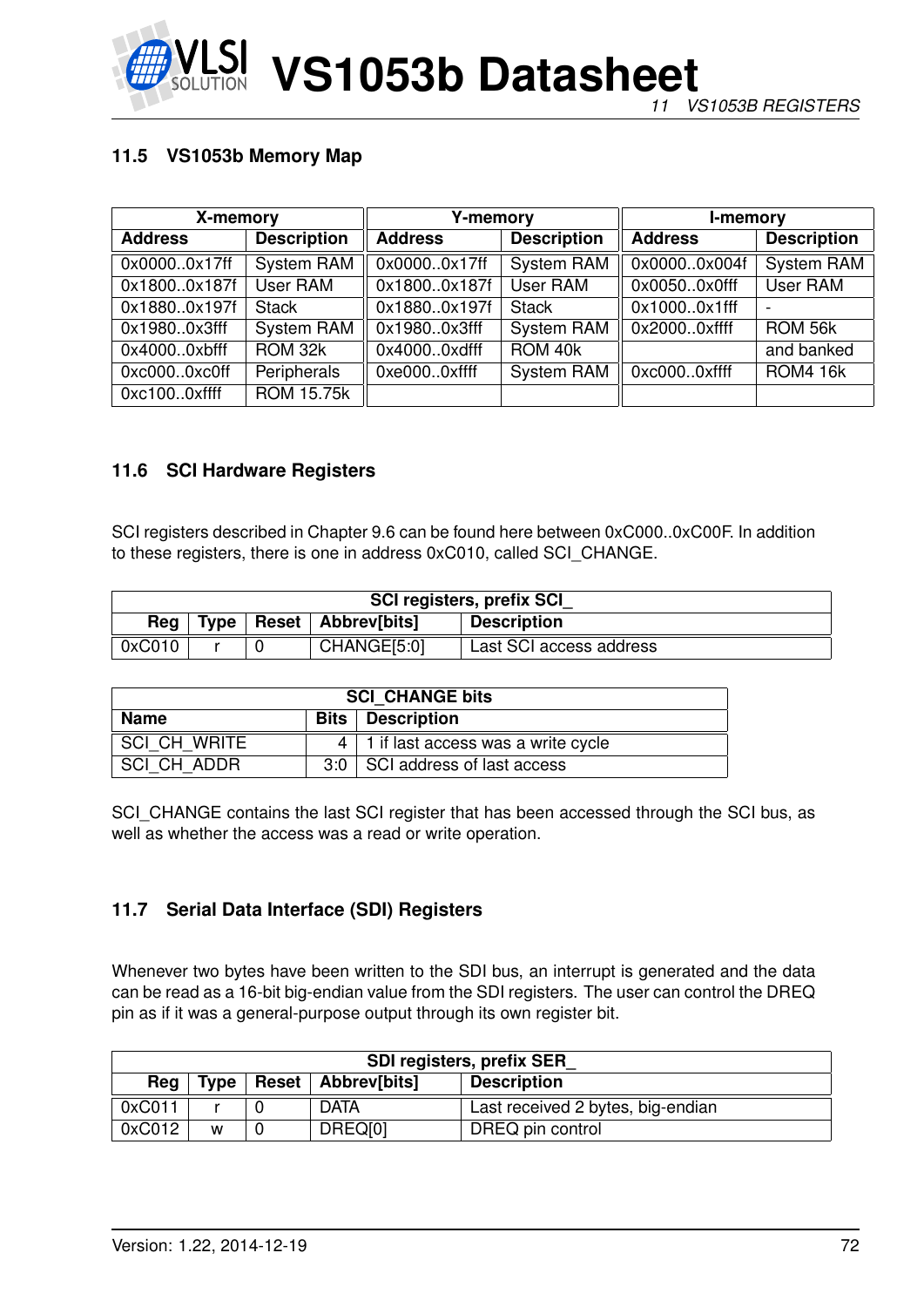### 11.5 VS1053b Memory Map

| X-memory | | Y-memory | | I-memory | |
|---|---|---|---|---|---|
| **Address** | **Description** | **Address** | **Description** | **Address** | **Description** |
| 0x0000..0x17ff | System RAM | 0x0000..0x17ff | System RAM | 0x0000..0x004f | System RAM |
| 0x1800..0x187f | User RAM | 0x1800..0x187f | User RAM | 0x0050..0x0fff | User RAM |
| 0x1880..0x197f | Stack | 0x1880..0x197f | Stack | 0x1000..0x1fff | - |
| 0x1980..0x3fff | System RAM | 0x1980..0x3fff | System RAM | 0x2000..0xffff | ROM 56k |
| 0x4000..0xbfff | ROM 32k | 0x4000..0xdfff | ROM 40k | | and banked |
| 0xc000..0xc0ff | Peripherals | 0xe000..0xffff | System RAM | 0xc000..0xffff | ROM4 16k |
| 0xc100..0xffff | ROM 15.75k | | | | |

### 11.6 SCI Hardware Registers

SCI registers described in Chapter 9.6 can be found here between 0xC000..0xC00F. In addition to these registers, there is one in address 0xC010, called SCI_CHANGE.

| SCI registers, prefix SCI_ | | | | |
|---|---|---|---|---|
| **Reg** | **Type** | **Reset** | **Abbrev[bits]** | **Description** |
| 0xC010 | r | 0 | CHANGE[5:0] | Last SCI access address |

| SCI_CHANGE bits | | |
|---|---|---|
| **Name** | **Bits** | **Description** |
| SCI_CH_WRITE | 4 | 1 if last access was a write cycle |
| SCI_CH_ADDR | 3:0 | SCI address of last access |

SCI_CHANGE contains the last SCI register that has been accessed through the SCI bus, as well as whether the access was a read or write operation.

### 11.7 Serial Data Interface (SDI) Registers

Whenever two bytes have been written to the SDI bus, an interrupt is generated and the data can be read as a 16-bit big-endian value from the SDI registers. The user can control the DREQ pin as if it was a general-purpose output through its own register bit.

| SDI registers, prefix SER_ | | | | |
|---|---|---|---|---|
| **Reg** | **Type** | **Reset** | **Abbrev[bits]** | **Description** |
| 0xC011 | r | 0 | DATA | Last received 2 bytes, big-endian |
| 0xC012 | w | 0 | DREQ[0] | DREQ pin control |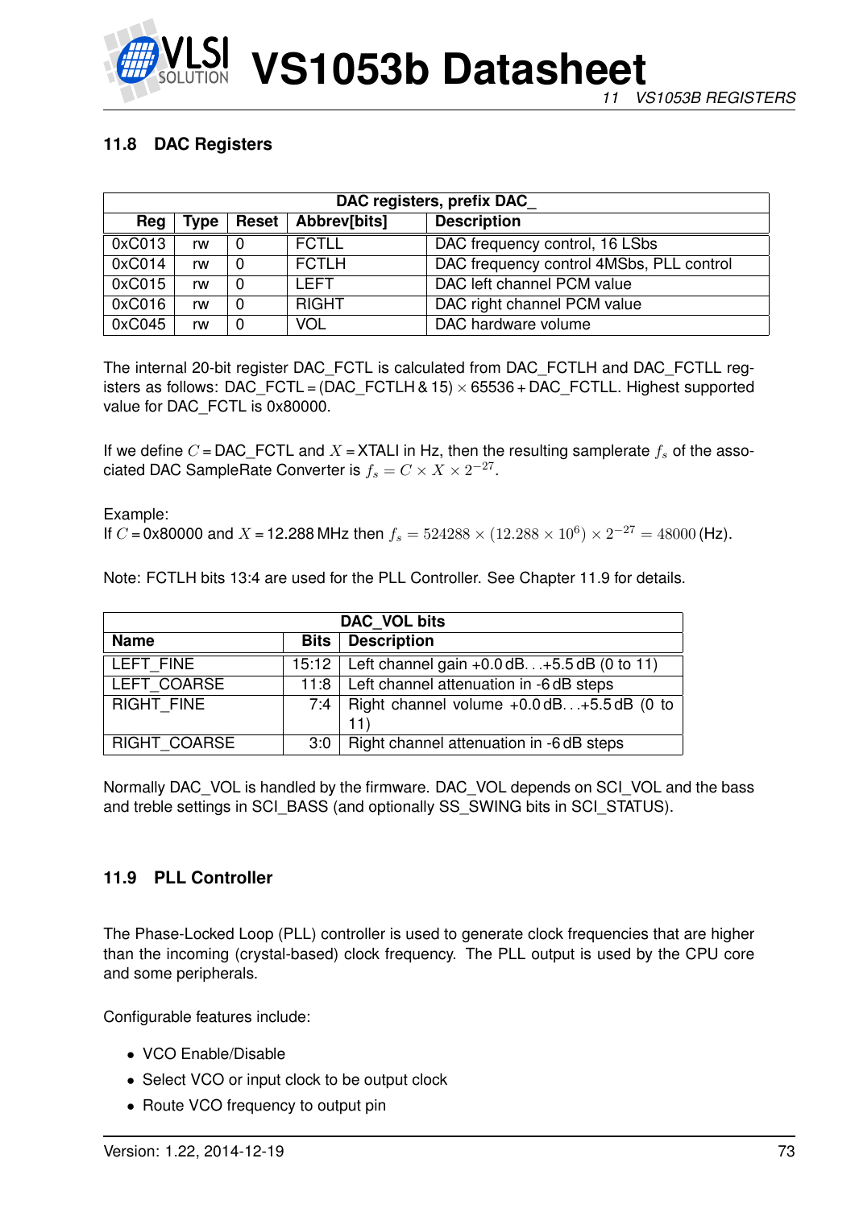### 11.8 DAC Registers

| DAC registers, prefix DAC_ | | | | |
|---|---|---|---|---|
| **Reg** | **Type** | **Reset** | **Abbrev[bits]** | **Description** |
| 0xC013 | rw | 0 | FCTLL | DAC frequency control, 16 LSbs |
| 0xC014 | rw | 0 | FCTLH | DAC frequency control 4MSbs, PLL control |
| 0xC015 | rw | 0 | LEFT | DAC left channel PCM value |
| 0xC016 | rw | 0 | RIGHT | DAC right channel PCM value |
| 0xC045 | rw | 0 | VOL | DAC hardware volume |

The internal 20-bit register DAC_FCTL is calculated from DAC_FCTLH and DAC_FCTLL registers as follows: DAC_FCTL = (DAC_FCTLH & 15) $\times$ 65536 + DAC_FCTLL. Highest supported value for DAC_FCTL is 0x80000.

If we define $C$ = DAC_FCTL and $X$ = XTALI in Hz, then the resulting samplerate $f_s$ of the associated DAC SampleRate Converter is $f_s = C \times X \times 2^{-27}$.

Example:
If $C$ = 0x80000 and $X$ = 12.288 MHz then $f_s = 524288 \times (12.288 \times 10^6) \times 2^{-27} = 48000$ (Hz).

Note: FCTLH bits 13:4 are used for the PLL Controller. See Chapter 11.9 for details.

| DAC_VOL bits | | |
|---|---|---|
| **Name** | **Bits** | **Description** |
| LEFT_FINE | 15:12 | Left channel gain +0.0 dB. . .+5.5 dB (0 to 11) |
| LEFT_COARSE | 11:8 | Left channel attenuation in -6 dB steps |
| RIGHT_FINE | 7:4 | Right channel volume +0.0 dB. . .+5.5 dB (0 to 11) |
| RIGHT_COARSE | 3:0 | Right channel attenuation in -6 dB steps |

Normally DAC_VOL is handled by the firmware. DAC_VOL depends on SCI_VOL and the bass and treble settings in SCI_BASS (and optionally SS_SWING bits in SCI_STATUS).

### 11.9 PLL Controller

The Phase-Locked Loop (PLL) controller is used to generate clock frequencies that are higher than the incoming (crystal-based) clock frequency. The PLL output is used by the CPU core and some peripherals.

Configurable features include:

- VCO Enable/Disable
- Select VCO or input clock to be output clock
- Route VCO frequency to output pin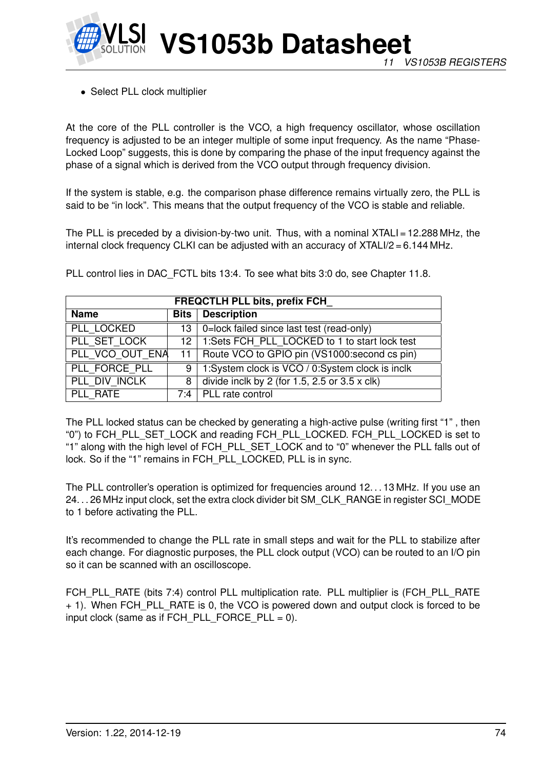- Select PLL clock multiplier

At the core of the PLL controller is the VCO, a high frequency oscillator, whose oscillation frequency is adjusted to be an integer multiple of some input frequency. As the name "Phase-Locked Loop" suggests, this is done by comparing the phase of the input frequency against the phase of a signal which is derived from the VCO output through frequency division.

If the system is stable, e.g. the comparison phase difference remains virtually zero, the PLL is said to be "in lock". This means that the output frequency of the VCO is stable and reliable.

The PLL is preceded by a division-by-two unit. Thus, with a nominal XTALI = 12.288 MHz, the internal clock frequency CLKI can be adjusted with an accuracy of XTALI/2 = 6.144 MHz.

PLL control lies in DAC_FCTL bits 13:4. To see what bits 3:0 do, see Chapter 11.8.

| FREQCTLH PLL bits, prefix FCH_ | | |
|---|---|---|
| **Name** | **Bits** | **Description** |
| PLL_LOCKED | 13 | 0=lock failed since last test (read-only) |
| PLL_SET_LOCK | 12 | 1:Sets FCH_PLL_LOCKED to 1 to start lock test |
| PLL_VCO_OUT_ENA | 11 | Route VCO to GPIO pin (VS1000:second cs pin) |
| PLL_FORCE_PLL | 9 | 1:System clock is VCO / 0:System clock is inclk |
| PLL_DIV_INCLK | 8 | divide inclk by 2 (for 1.5, 2.5 or 3.5 x clk) |
| PLL_RATE | 7:4 | PLL rate control |

The PLL locked status can be checked by generating a high-active pulse (writing first "1" , then "0") to FCH_PLL_SET_LOCK and reading FCH_PLL_LOCKED. FCH_PLL_LOCKED is set to "1" along with the high level of FCH_PLL_SET_LOCK and to "0" whenever the PLL falls out of lock. So if the "1" remains in FCH_PLL_LOCKED, PLL is in sync.

The PLL controller's operation is optimized for frequencies around 12...13 MHz. If you use an 24...26 MHz input clock, set the extra clock divider bit SM_CLK_RANGE in register SCI_MODE to 1 before activating the PLL.

It's recommended to change the PLL rate in small steps and wait for the PLL to stabilize after each change. For diagnostic purposes, the PLL clock output (VCO) can be routed to an I/O pin so it can be scanned with an oscilloscope.

FCH_PLL_RATE (bits 7:4) control PLL multiplication rate. PLL multiplier is (FCH_PLL_RATE + 1). When FCH_PLL_RATE is 0, the VCO is powered down and output clock is forced to be input clock (same as if FCH_PLL_FORCE_PLL = 0).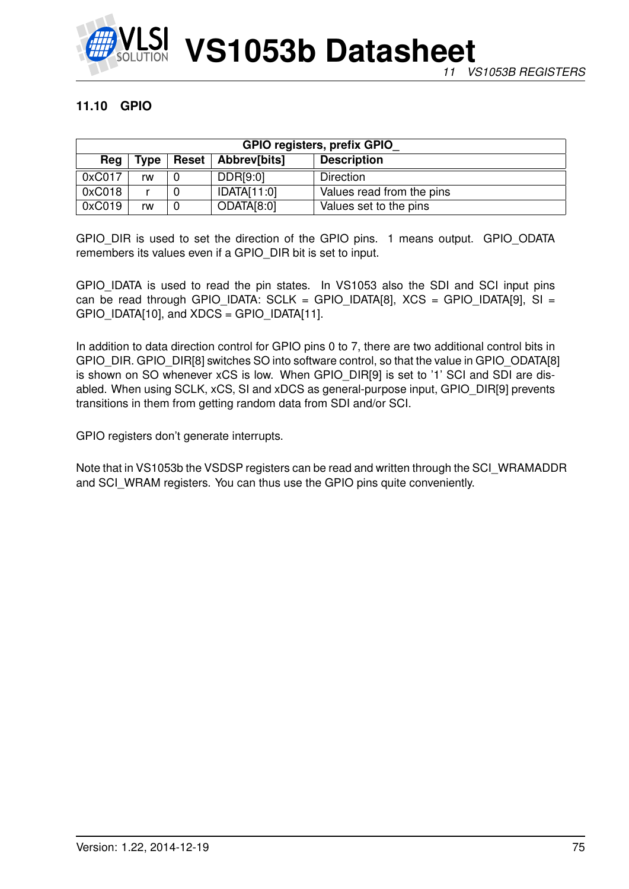### 11.10 GPIO

| GPIO registers, prefix GPIO_ | | | | |
|---|---|---|---|---|
| **Reg** | **Type** | **Reset** | **Abbrev[bits]** | **Description** |
| 0xC017 | rw | 0 | DDR[9:0] | Direction |
| 0xC018 | r | 0 | IDATA[11:0] | Values read from the pins |
| 0xC019 | rw | 0 | ODATA[8:0] | Values set to the pins |

GPIO_DIR is used to set the direction of the GPIO pins. 1 means output. GPIO_ODATA remembers its values even if a GPIO_DIR bit is set to input.

GPIO_IDATA is used to read the pin states. In VS1053 also the SDI and SCI input pins can be read through GPIO_IDATA: SCLK = GPIO_IDATA[8], XCS = GPIO_IDATA[9], SI = GPIO_IDATA[10], and XDCS = GPIO_IDATA[11].

In addition to data direction control for GPIO pins 0 to 7, there are two additional control bits in GPIO_DIR. GPIO_DIR[8] switches SO into software control, so that the value in GPIO_ODATA[8] is shown on SO whenever xCS is low. When GPIO_DIR[9] is set to '1' SCI and SDI are disabled. When using SCLK, xCS, SI and xDCS as general-purpose input, GPIO_DIR[9] prevents transitions in them from getting random data from SDI and/or SCI.

GPIO registers don't generate interrupts.

Note that in VS1053b the VSDSP registers can be read and written through the SCI_WRAMADDR and SCI_WRAM registers. You can thus use the GPIO pins quite conveniently.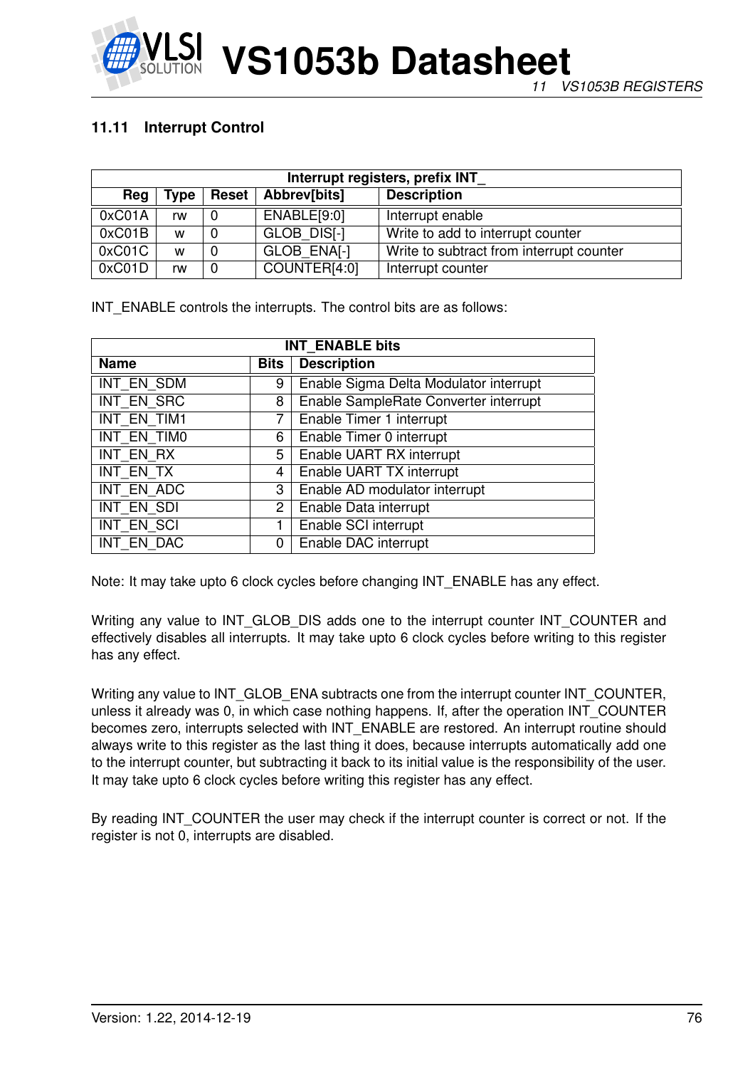### 11.11 Interrupt Control

| Interrupt registers, prefix INT_ | | | | |
|---|---|---|---|---|
| Reg | Type | Reset | Abbrev[bits] | Description |
| 0xC01A | rw | 0 | ENABLE[9:0] | Interrupt enable |
| 0xC01B | w | 0 | GLOB_DIS[-] | Write to add to interrupt counter |
| 0xC01C | w | 0 | GLOB_ENA[-] | Write to subtract from interrupt counter |
| 0xC01D | rw | 0 | COUNTER[4:0] | Interrupt counter |

INT_ENABLE controls the interrupts. The control bits are as follows:

| INT_ENABLE bits | | |
|---|---|---|
| Name | Bits | Description |
| INT_EN_SDM | 9 | Enable Sigma Delta Modulator interrupt |
| INT_EN_SRC | 8 | Enable SampleRate Converter interrupt |
| INT_EN_TIM1 | 7 | Enable Timer 1 interrupt |
| INT_EN_TIM0 | 6 | Enable Timer 0 interrupt |
| INT_EN_RX | 5 | Enable UART RX interrupt |
| INT_EN_TX | 4 | Enable UART TX interrupt |
| INT_EN_ADC | 3 | Enable AD modulator interrupt |
| INT_EN_SDI | 2 | Enable Data interrupt |
| INT_EN_SCI | 1 | Enable SCI interrupt |
| INT_EN_DAC | 0 | Enable DAC interrupt |

Note: It may take upto 6 clock cycles before changing INT_ENABLE has any effect.

Writing any value to INT_GLOB_DIS adds one to the interrupt counter INT_COUNTER and effectively disables all interrupts. It may take upto 6 clock cycles before writing to this register has any effect.

Writing any value to INT_GLOB_ENA subtracts one from the interrupt counter INT_COUNTER, unless it already was 0, in which case nothing happens. If, after the operation INT_COUNTER becomes zero, interrupts selected with INT_ENABLE are restored. An interrupt routine should always write to this register as the last thing it does, because interrupts automatically add one to the interrupt counter, but subtracting it back to its initial value is the responsibility of the user. It may take upto 6 clock cycles before writing this register has any effect.

By reading INT_COUNTER the user may check if the interrupt counter is correct or not. If the register is not 0, interrupts are disabled.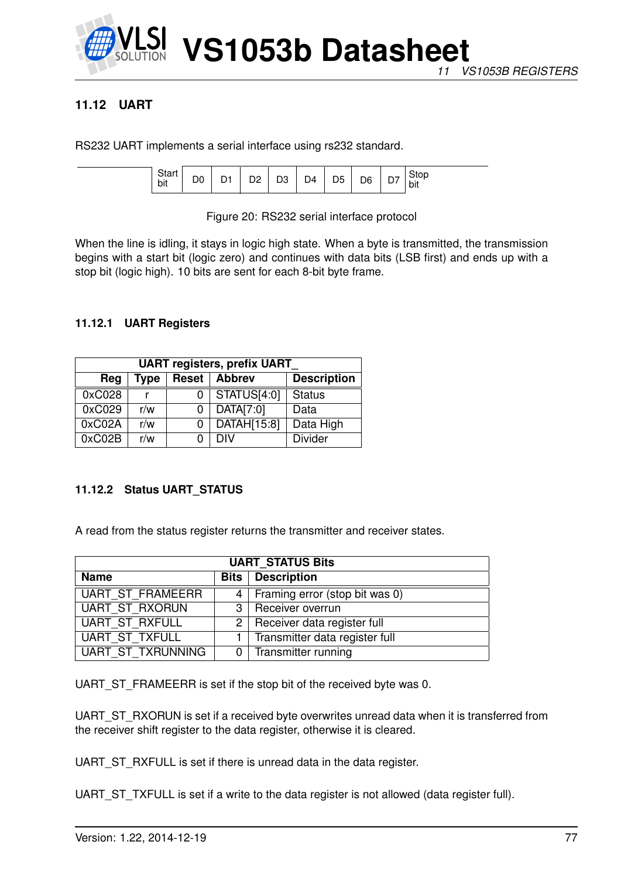## 11.12 UART

RS232 UART implements a serial interface using rs232 standard.

| Start bit | D0 | D1 | D2 | D3 | D4 | D5 | D6 | D7 | Stop bit |
|---|---|---|---|---|---|---|---|---|---|

Figure 20: RS232 serial interface protocol

When the line is idling, it stays in logic high state. When a byte is transmitted, the transmission begins with a start bit (logic zero) and continues with data bits (LSB first) and ends up with a stop bit (logic high). 10 bits are sent for each 8-bit byte frame.

### 11.12.1 UART Registers

| UART registers, prefix UART_ | | | | |
|---|---|---|---|---|
| **Reg** | **Type** | **Reset** | **Abbrev** | **Description** |
| 0xC028 | r | 0 | STATUS[4:0] | Status |
| 0xC029 | r/w | 0 | DATA[7:0] | Data |
| 0xC02A | r/w | 0 | DATAH[15:8] | Data High |
| 0xC02B | r/w | 0 | DIV | Divider |

### 11.12.2 Status UART_STATUS

A read from the status register returns the transmitter and receiver states.

| UART_STATUS Bits | | |
|---|---|---|
| **Name** | **Bits** | **Description** |
| UART_ST_FRAMEERR | 4 | Framing error (stop bit was 0) |
| UART_ST_RXORUN | 3 | Receiver overrun |
| UART_ST_RXFULL | 2 | Receiver data register full |
| UART_ST_TXFULL | 1 | Transmitter data register full |
| UART_ST_TXRUNNING | 0 | Transmitter running |

UART_ST_FRAMEERR is set if the stop bit of the received byte was 0.

UART_ST_RXORUN is set if a received byte overwrites unread data when it is transferred from the receiver shift register to the data register, otherwise it is cleared.

UART_ST_RXFULL is set if there is unread data in the data register.

UART_ST_TXFULL is set if a write to the data register is not allowed (data register full).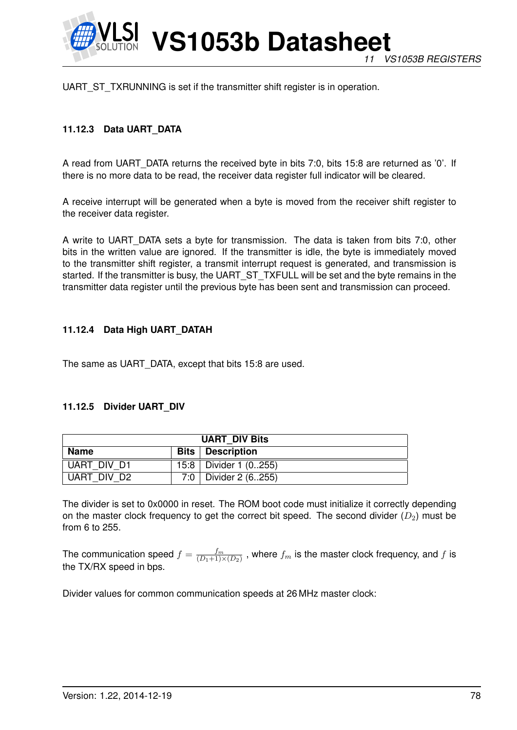UART_ST_TXRUNNING is set if the transmitter shift register is in operation.

### 11.12.3 Data UART_DATA

A read from UART_DATA returns the received byte in bits 7:0, bits 15:8 are returned as '0'. If there is no more data to be read, the receiver data register full indicator will be cleared.

A receive interrupt will be generated when a byte is moved from the receiver shift register to the receiver data register.

A write to UART_DATA sets a byte for transmission. The data is taken from bits 7:0, other bits in the written value are ignored. If the transmitter is idle, the byte is immediately moved to the transmitter shift register, a transmit interrupt request is generated, and transmission is started. If the transmitter is busy, the UART_ST_TXFULL will be set and the byte remains in the transmitter data register until the previous byte has been sent and transmission can proceed.

### 11.12.4 Data High UART_DATAH

The same as UART_DATA, except that bits 15:8 are used.

### 11.12.5 Divider UART_DIV

| UART_DIV Bits | | |
|---|---|---|
| **Name** | **Bits** | **Description** |
| UART_DIV_D1 | 15:8 | Divider 1 (0..255) |
| UART_DIV_D2 | 7:0 | Divider 2 (6..255) |

The divider is set to 0x0000 in reset. The ROM boot code must initialize it correctly depending on the master clock frequency to get the correct bit speed. The second divider ($D_2$) must be from 6 to 255.

The communication speed $f = \frac{f_m}{(D_1+1)\times(D_2)}$ , where $f_m$ is the master clock frequency, and $f$ is the TX/RX speed in bps.

Divider values for common communication speeds at 26 MHz master clock: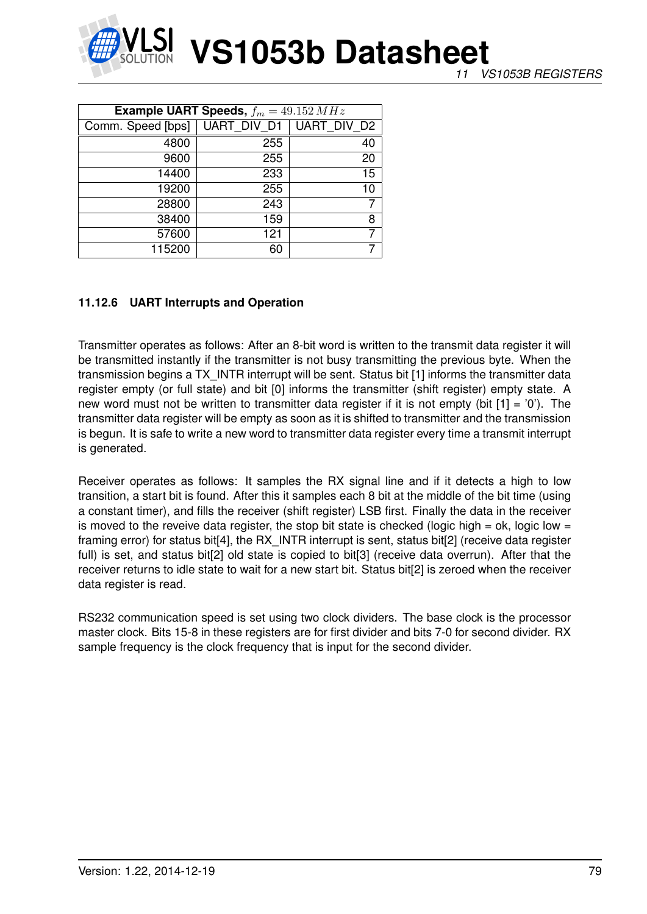| Example UART Speeds, $f_m = 49.152\,MHz$ | | |
|---|---|---|
| Comm. Speed [bps] | UART_DIV_D1 | UART_DIV_D2 |
| 4800 | 255 | 40 |
| 9600 | 255 | 20 |
| 14400 | 233 | 15 |
| 19200 | 255 | 10 |
| 28800 | 243 | 7 |
| 38400 | 159 | 8 |
| 57600 | 121 | 7 |
| 115200 | 60 | 7 |

### 11.12.6 UART Interrupts and Operation

Transmitter operates as follows: After an 8-bit word is written to the transmit data register it will be transmitted instantly if the transmitter is not busy transmitting the previous byte. When the transmission begins a TX_INTR interrupt will be sent. Status bit [1] informs the transmitter data register empty (or full state) and bit [0] informs the transmitter (shift register) empty state. A new word must not be written to transmitter data register if it is not empty (bit [1] = '0'). The transmitter data register will be empty as soon as it is shifted to transmitter and the transmission is begun. It is safe to write a new word to transmitter data register every time a transmit interrupt is generated.

Receiver operates as follows: It samples the RX signal line and if it detects a high to low transition, a start bit is found. After this it samples each 8 bit at the middle of the bit time (using a constant timer), and fills the receiver (shift register) LSB first. Finally the data in the receiver is moved to the reveive data register, the stop bit state is checked (logic high = ok, logic low = framing error) for status bit[4], the RX_INTR interrupt is sent, status bit[2] (receive data register full) is set, and status bit[2] old state is copied to bit[3] (receive data overrun). After that the receiver returns to idle state to wait for a new start bit. Status bit[2] is zeroed when the receiver data register is read.

RS232 communication speed is set using two clock dividers. The base clock is the processor master clock. Bits 15-8 in these registers are for first divider and bits 7-0 for second divider. RX sample frequency is the clock frequency that is input for the second divider.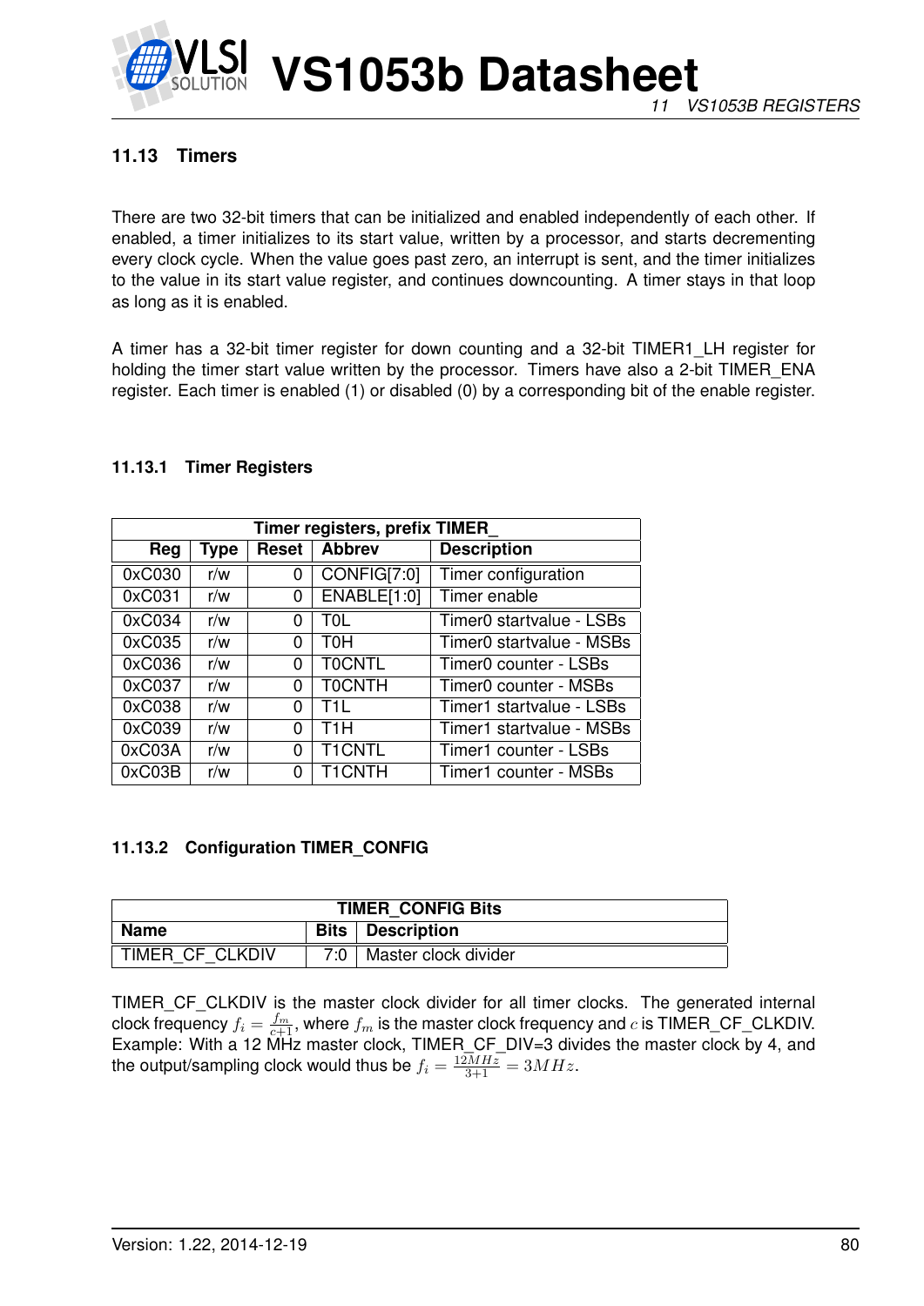## 11.13 Timers

There are two 32-bit timers that can be initialized and enabled independently of each other. If enabled, a timer initializes to its start value, written by a processor, and starts decrementing every clock cycle. When the value goes past zero, an interrupt is sent, and the timer initializes to the value in its start value register, and continues downcounting. A timer stays in that loop as long as it is enabled.

A timer has a 32-bit timer register for down counting and a 32-bit TIMER1_LH register for holding the timer start value written by the processor. Timers have also a 2-bit TIMER_ENA register. Each timer is enabled (1) or disabled (0) by a corresponding bit of the enable register.

### 11.13.1 Timer Registers

| Timer registers, prefix TIMER_ | | | | |
|---|---|---|---|---|
| **Reg** | **Type** | **Reset** | **Abbrev** | **Description** |
| 0xC030 | r/w | 0 | CONFIG[7:0] | Timer configuration |
| 0xC031 | r/w | 0 | ENABLE[1:0] | Timer enable |
| 0xC034 | r/w | 0 | T0L | Timer0 startvalue - LSBs |
| 0xC035 | r/w | 0 | T0H | Timer0 startvalue - MSBs |
| 0xC036 | r/w | 0 | T0CNTL | Timer0 counter - LSBs |
| 0xC037 | r/w | 0 | T0CNTH | Timer0 counter - MSBs |
| 0xC038 | r/w | 0 | T1L | Timer1 startvalue - LSBs |
| 0xC039 | r/w | 0 | T1H | Timer1 startvalue - MSBs |
| 0xC03A | r/w | 0 | T1CNTL | Timer1 counter - LSBs |
| 0xC03B | r/w | 0 | T1CNTH | Timer1 counter - MSBs |

### 11.13.2 Configuration TIMER_CONFIG

| TIMER_CONFIG Bits | | |
|---|---|---|
| **Name** | **Bits** | **Description** |
| TIMER_CF_CLKDIV | 7:0 | Master clock divider |

TIMER_CF_CLKDIV is the master clock divider for all timer clocks. The generated internal clock frequency $f_i = \frac{f_m}{c+1}$, where $f_m$ is the master clock frequency and $c$ is TIMER_CF_CLKDIV. Example: With a 12 MHz master clock, TIMER_CF_DIV=3 divides the master clock by 4, and the output/sampling clock would thus be $f_i = \frac{12MHz}{3+1} = 3MHz$.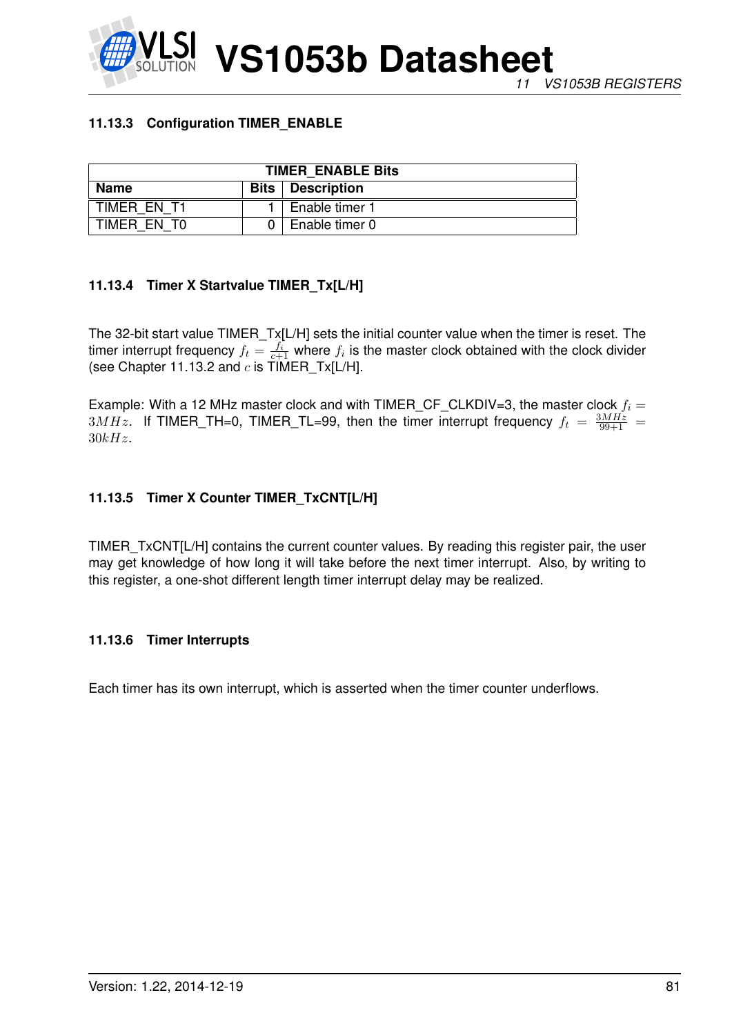### 11.13.3 Configuration TIMER_ENABLE

| TIMER_ENABLE Bits | | |
|---|---|---|
| **Name** | **Bits** | **Description** |
| TIMER_EN_T1 | 1 | Enable timer 1 |
| TIMER_EN_T0 | 0 | Enable timer 0 |

### 11.13.4 Timer X Startvalue TIMER_Tx[L/H]

The 32-bit start value TIMER_Tx[L/H] sets the initial counter value when the timer is reset. The timer interrupt frequency $f_t = \frac{f_i}{c+1}$ where $f_i$ is the master clock obtained with the clock divider (see Chapter 11.13.2 and $c$ is TIMER_Tx[L/H].

Example: With a 12 MHz master clock and with TIMER_CF_CLKDIV=3, the master clock $f_i = 3MHz$. If TIMER_TH=0, TIMER_TL=99, then the timer interrupt frequency $f_t = \frac{3MHz}{99+1} = 30kHz$.

### 11.13.5 Timer X Counter TIMER_TxCNT[L/H]

TIMER_TxCNT[L/H] contains the current counter values. By reading this register pair, the user may get knowledge of how long it will take before the next timer interrupt. Also, by writing to this register, a one-shot different length timer interrupt delay may be realized.

### 11.13.6 Timer Interrupts

Each timer has its own interrupt, which is asserted when the timer counter underflows.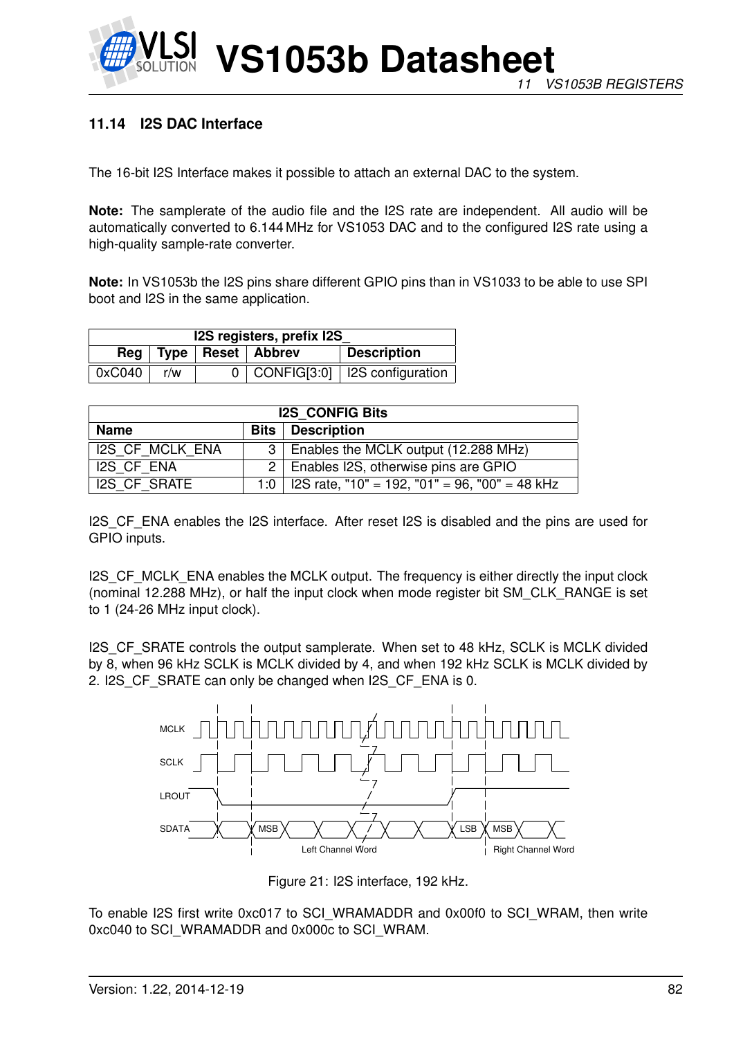### 11.14 I2S DAC Interface

The 16-bit I2S Interface makes it possible to attach an external DAC to the system.

**Note:** The samplerate of the audio file and the I2S rate are independent. All audio will be automatically converted to 6.144 MHz for VS1053 DAC and to the configured I2S rate using a high-quality sample-rate converter.

**Note:** In VS1053b the I2S pins share different GPIO pins than in VS1033 to be able to use SPI boot and I2S in the same application.

| I2S registers, prefix I2S_ | | | | |
|---|---|---|---|---|
| **Reg** | **Type** | **Reset** | **Abbrev** | **Description** |
| 0xC040 | r/w | 0 | CONFIG[3:0] | I2S configuration |

| I2S_CONFIG Bits | | |
|---|---|---|
| **Name** | **Bits** | **Description** |
| I2S_CF_MCLK_ENA | 3 | Enables the MCLK output (12.288 MHz) |
| I2S_CF_ENA | 2 | Enables I2S, otherwise pins are GPIO |
| I2S_CF_SRATE | 1:0 | I2S rate, "10" = 192, "01" = 96, "00" = 48 kHz |

I2S_CF_ENA enables the I2S interface. After reset I2S is disabled and the pins are used for GPIO inputs.

I2S_CF_MCLK_ENA enables the MCLK output. The frequency is either directly the input clock (nominal 12.288 MHz), or half the input clock when mode register bit SM_CLK_RANGE is set to 1 (24-26 MHz input clock).

I2S_CF_SRATE controls the output samplerate. When set to 48 kHz, SCLK is MCLK divided by 8, when 96 kHz SCLK is MCLK divided by 4, and when 192 kHz SCLK is MCLK divided by 2. I2S_CF_SRATE can only be changed when I2S_CF_ENA is 0.

Figure 21: I2S interface, 192 kHz.

To enable I2S first write 0xc017 to SCI_WRAMADDR and 0x00f0 to SCI_WRAM, then write 0xc040 to SCI_WRAMADDR and 0x000c to SCI_WRAM.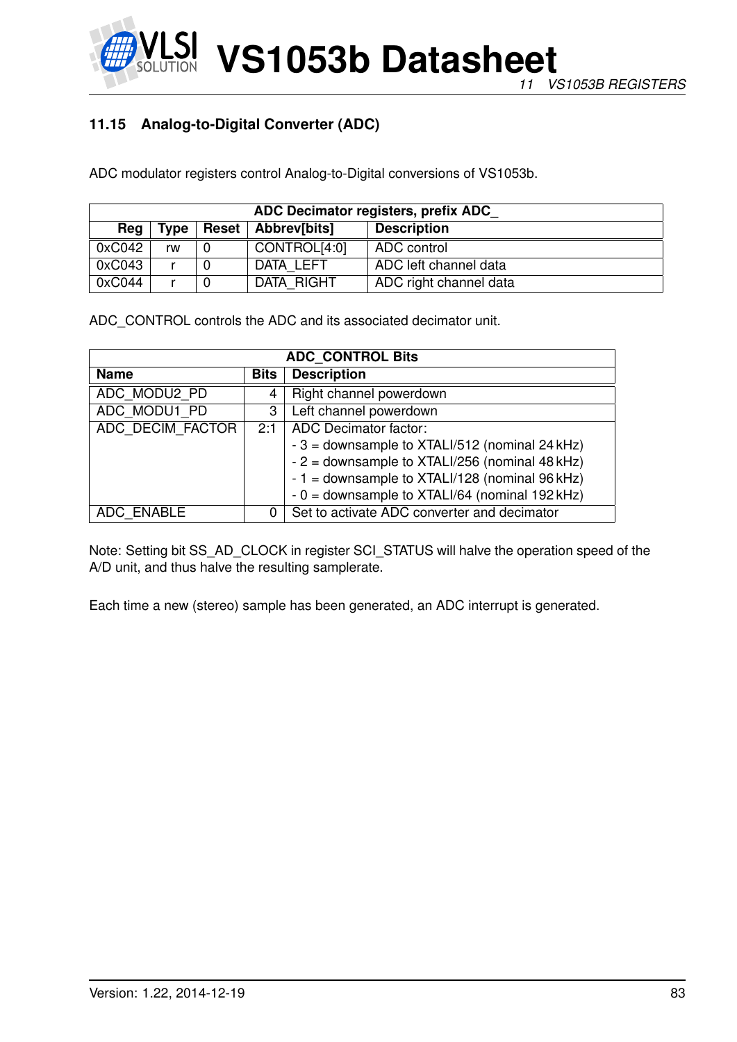### 11.15 Analog-to-Digital Converter (ADC)

ADC modulator registers control Analog-to-Digital conversions of VS1053b.

| ADC Decimator registers, prefix ADC_ | | | | |
|---|---|---|---|---|
| **Reg** | **Type** | **Reset** | **Abbrev[bits]** | **Description** |
| 0xC042 | rw | 0 | CONTROL[4:0] | ADC control |
| 0xC043 | r | 0 | DATA_LEFT | ADC left channel data |
| 0xC044 | r | 0 | DATA_RIGHT | ADC right channel data |

ADC_CONTROL controls the ADC and its associated decimator unit.

| ADC_CONTROL Bits | | |
|---|---|---|
| **Name** | **Bits** | **Description** |
| ADC_MODU2_PD | 4 | Right channel powerdown |
| ADC_MODU1_PD | 3 | Left channel powerdown |
| ADC_DECIM_FACTOR | 2:1 | ADC Decimator factor:<br>- 3 = downsample to XTALI/512 (nominal 24 kHz)<br>- 2 = downsample to XTALI/256 (nominal 48 kHz)<br>- 1 = downsample to XTALI/128 (nominal 96 kHz)<br>- 0 = downsample to XTALI/64 (nominal 192 kHz) |
| ADC_ENABLE | 0 | Set to activate ADC converter and decimator |

Note: Setting bit SS_AD_CLOCK in register SCI_STATUS will halve the operation speed of the A/D unit, and thus halve the resulting samplerate.

Each time a new (stereo) sample has been generated, an ADC interrupt is generated.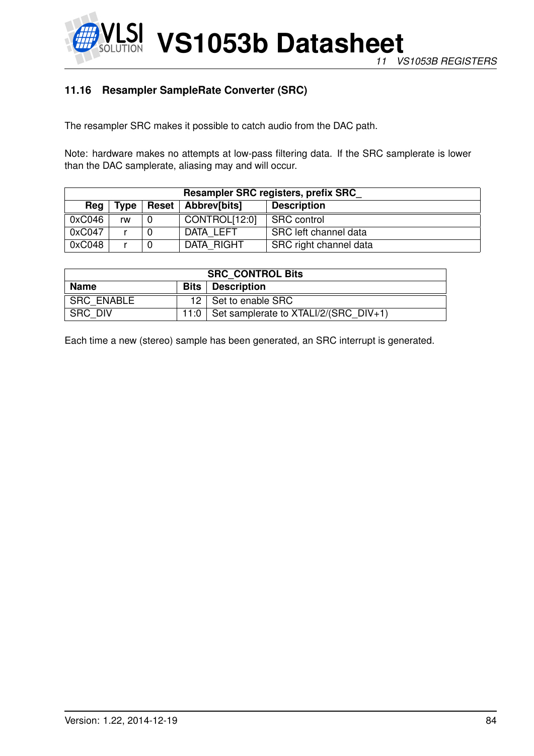### 11.16 Resampler SampleRate Converter (SRC)

The resampler SRC makes it possible to catch audio from the DAC path.

Note: hardware makes no attempts at low-pass filtering data. If the SRC samplerate is lower than the DAC samplerate, aliasing may and will occur.

| Resampler SRC registers, prefix SRC_ | | | | |
|---|---|---|---|---|
| **Reg** | **Type** | **Reset** | **Abbrev[bits]** | **Description** |
| 0xC046 | rw | 0 | CONTROL[12:0] | SRC control |
| 0xC047 | r | 0 | DATA_LEFT | SRC left channel data |
| 0xC048 | r | 0 | DATA_RIGHT | SRC right channel data |

| SRC_CONTROL Bits | | |
|---|---|---|
| **Name** | **Bits** | **Description** |
| SRC_ENABLE | 12 | Set to enable SRC |
| SRC_DIV | 11:0 | Set samplerate to XTALI/2/(SRC_DIV+1) |

Each time a new (stereo) sample has been generated, an SRC interrupt is generated.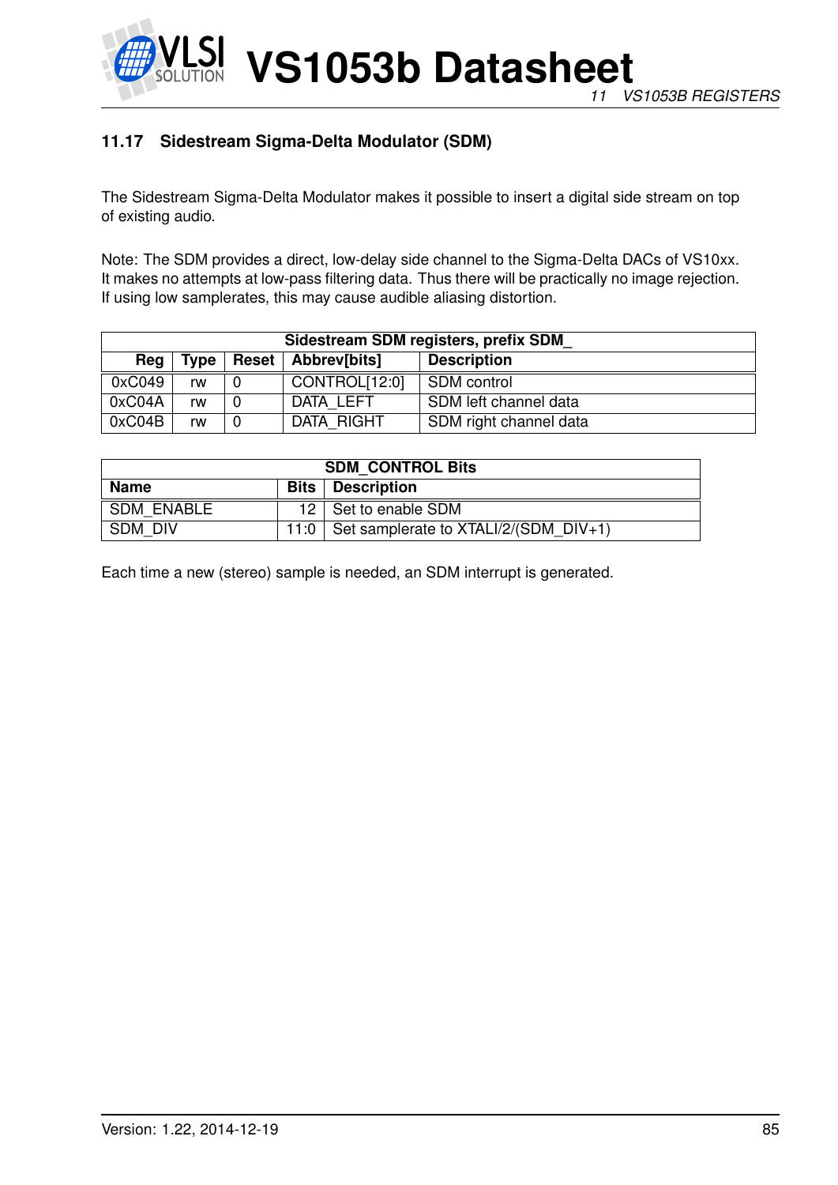### 11.17 Sidestream Sigma-Delta Modulator (SDM)

The Sidestream Sigma-Delta Modulator makes it possible to insert a digital side stream on top of existing audio.

Note: The SDM provides a direct, low-delay side channel to the Sigma-Delta DACs of VS10xx. It makes no attempts at low-pass filtering data. Thus there will be practically no image rejection. If using low samplerates, this may cause audible aliasing distortion.

| Sidestream SDM registers, prefix SDM_ | | | | |
|---|---|---|---|---|
| **Reg** | **Type** | **Reset** | **Abbrev[bits]** | **Description** |
| 0xC049 | rw | 0 | CONTROL[12:0] | SDM control |
| 0xC04A | rw | 0 | DATA_LEFT | SDM left channel data |
| 0xC04B | rw | 0 | DATA_RIGHT | SDM right channel data |

| SDM_CONTROL Bits | | |
|---|---|---|
| **Name** | **Bits** | **Description** |
| SDM_ENABLE | 12 | Set to enable SDM |
| SDM_DIV | 11:0 | Set samplerate to XTALI/2/(SDM_DIV+1) |

Each time a new (stereo) sample is needed, an SDM interrupt is generated.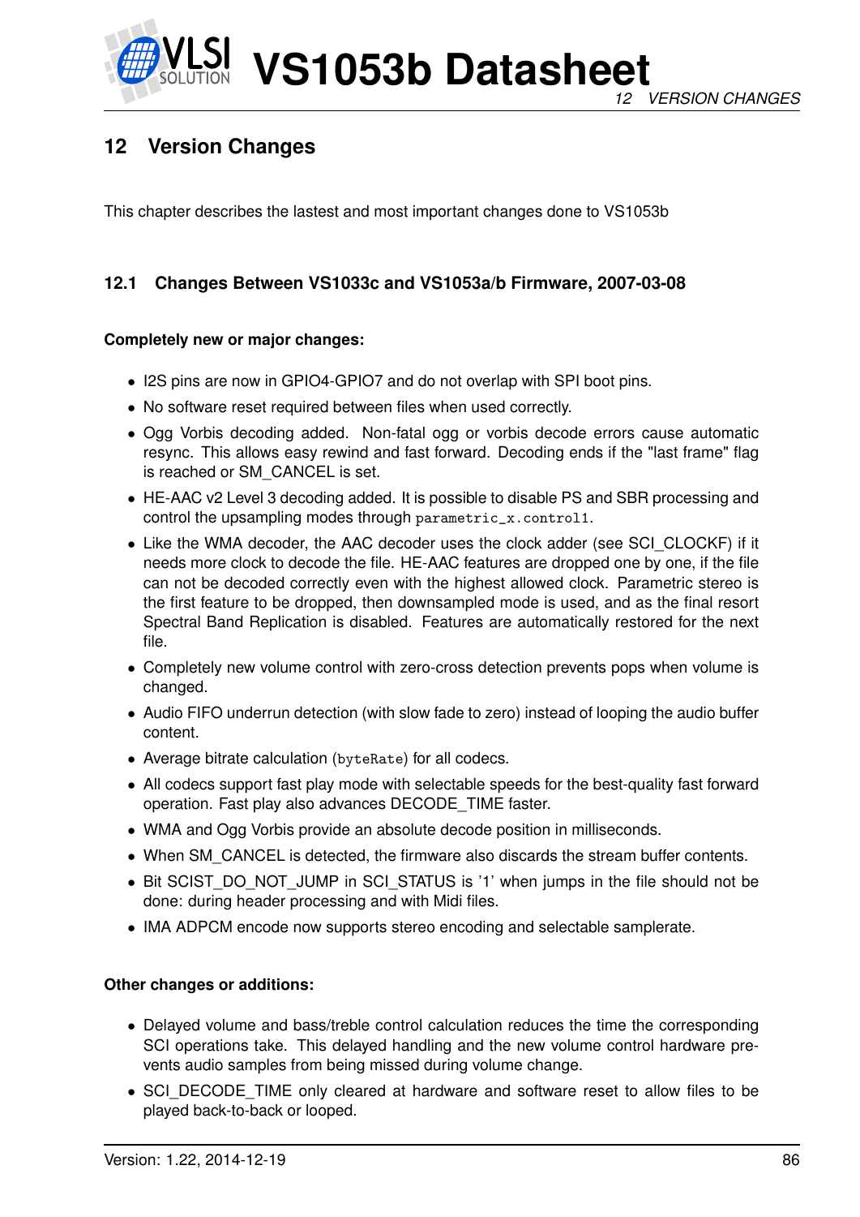# 12 Version Changes

This chapter describes the lastest and most important changes done to VS1053b

## 12.1 Changes Between VS1033c and VS1053a/b Firmware, 2007-03-08

**Completely new or major changes:**

- I2S pins are now in GPIO4-GPIO7 and do not overlap with SPI boot pins.
- No software reset required between files when used correctly.
- Ogg Vorbis decoding added. Non-fatal ogg or vorbis decode errors cause automatic resync. This allows easy rewind and fast forward. Decoding ends if the "last frame" flag is reached or SM_CANCEL is set.
- HE-AAC v2 Level 3 decoding added. It is possible to disable PS and SBR processing and control the upsampling modes through `parametric_x.control1`.
- Like the WMA decoder, the AAC decoder uses the clock adder (see SCI_CLOCKF) if it needs more clock to decode the file. HE-AAC features are dropped one by one, if the file can not be decoded correctly even with the highest allowed clock. Parametric stereo is the first feature to be dropped, then downsampled mode is used, and as the final resort Spectral Band Replication is disabled. Features are automatically restored for the next file.
- Completely new volume control with zero-cross detection prevents pops when volume is changed.
- Audio FIFO underrun detection (with slow fade to zero) instead of looping the audio buffer content.
- Average bitrate calculation (`byteRate`) for all codecs.
- All codecs support fast play mode with selectable speeds for the best-quality fast forward operation. Fast play also advances DECODE_TIME faster.
- WMA and Ogg Vorbis provide an absolute decode position in milliseconds.
- When SM_CANCEL is detected, the firmware also discards the stream buffer contents.
- Bit SCIST_DO_NOT_JUMP in SCI_STATUS is '1' when jumps in the file should not be done: during header processing and with Midi files.
- IMA ADPCM encode now supports stereo encoding and selectable samplerate.

**Other changes or additions:**

- Delayed volume and bass/treble control calculation reduces the time the corresponding SCI operations take. This delayed handling and the new volume control hardware prevents audio samples from being missed during volume change.
- SCI_DECODE_TIME only cleared at hardware and software reset to allow files to be played back-to-back or looped.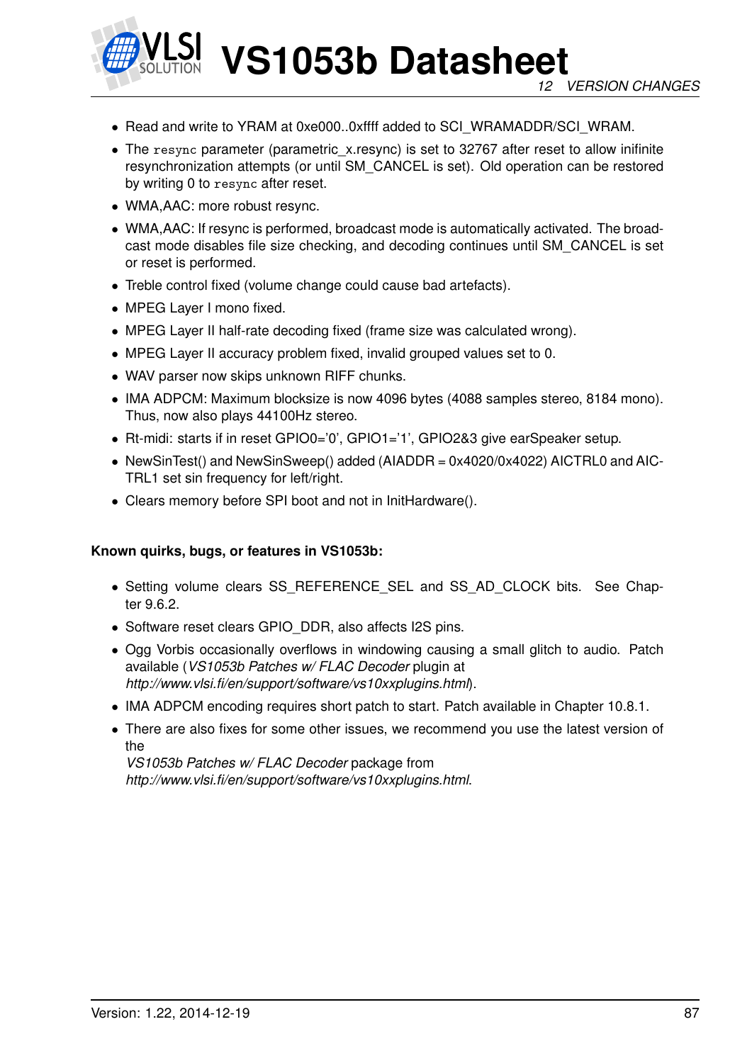- Read and write to YRAM at 0xe000..0xffff added to SCI_WRAMADDR/SCI_WRAM.
- The `resync` parameter (parametric_x.resync) is set to 32767 after reset to allow inifinite resynchronization attempts (or until SM_CANCEL is set). Old operation can be restored by writing 0 to `resync` after reset.
- WMA,AAC: more robust resync.
- WMA,AAC: If resync is performed, broadcast mode is automatically activated. The broadcast mode disables file size checking, and decoding continues until SM_CANCEL is set or reset is performed.
- Treble control fixed (volume change could cause bad artefacts).
- MPEG Layer I mono fixed.
- MPEG Layer II half-rate decoding fixed (frame size was calculated wrong).
- MPEG Layer II accuracy problem fixed, invalid grouped values set to 0.
- WAV parser now skips unknown RIFF chunks.
- IMA ADPCM: Maximum blocksize is now 4096 bytes (4088 samples stereo, 8184 mono). Thus, now also plays 44100Hz stereo.
- Rt-midi: starts if in reset GPIO0='0', GPIO1='1', GPIO2&3 give earSpeaker setup.
- NewSinTest() and NewSinSweep() added (AIADDR = 0x4020/0x4022) AICTRL0 and AICTRL1 set sin frequency for left/right.
- Clears memory before SPI boot and not in InitHardware().

**Known quirks, bugs, or features in VS1053b:**

- Setting volume clears SS_REFERENCE_SEL and SS_AD_CLOCK bits. See Chapter 9.6.2.
- Software reset clears GPIO_DDR, also affects I2S pins.
- Ogg Vorbis occasionally overflows in windowing causing a small glitch to audio. Patch available (*VS1053b Patches w/ FLAC Decoder* plugin at *http://www.vlsi.fi/en/support/software/vs10xxplugins.html*).
- IMA ADPCM encoding requires short patch to start. Patch available in Chapter 10.8.1.
- There are also fixes for some other issues, we recommend you use the latest version of the *VS1053b Patches w/ FLAC Decoder* package from *http://www.vlsi.fi/en/support/software/vs10xxplugins.html*.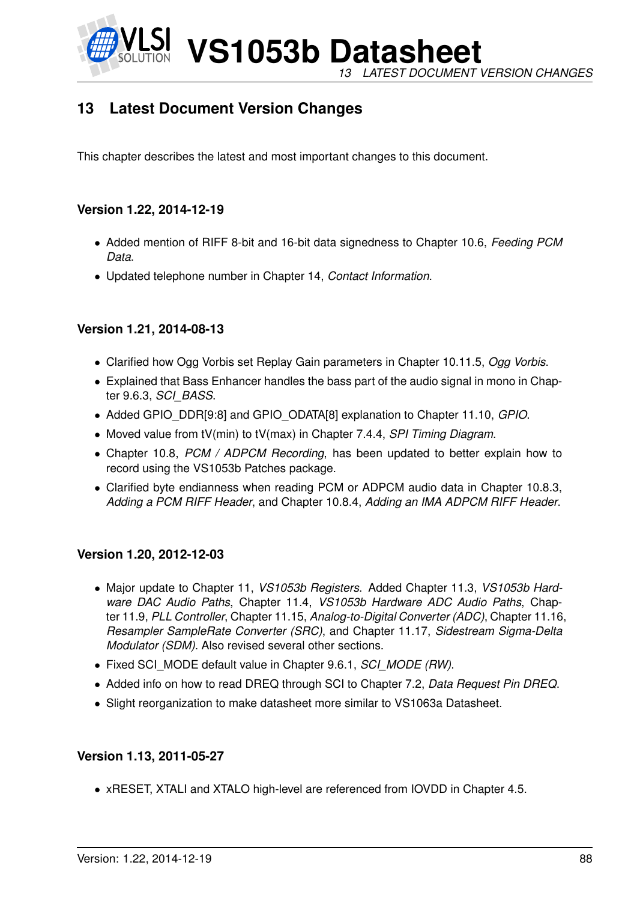# 13 Latest Document Version Changes

This chapter describes the latest and most important changes to this document.

### Version 1.22, 2014-12-19

- Added mention of RIFF 8-bit and 16-bit data signedness to Chapter 10.6, *Feeding PCM Data*.
- Updated telephone number in Chapter 14, *Contact Information*.

### Version 1.21, 2014-08-13

- Clarified how Ogg Vorbis set Replay Gain parameters in Chapter 10.11.5, *Ogg Vorbis*.
- Explained that Bass Enhancer handles the bass part of the audio signal in mono in Chapter 9.6.3, *SCI_BASS*.
- Added GPIO_DDR[9:8] and GPIO_ODATA[8] explanation to Chapter 11.10, *GPIO*.
- Moved value from tV(min) to tV(max) in Chapter 7.4.4, *SPI Timing Diagram*.
- Chapter 10.8, *PCM / ADPCM Recording*, has been updated to better explain how to record using the VS1053b Patches package.
- Clarified byte endianness when reading PCM or ADPCM audio data in Chapter 10.8.3, *Adding a PCM RIFF Header*, and Chapter 10.8.4, *Adding an IMA ADPCM RIFF Header*.

### Version 1.20, 2012-12-03

- Major update to Chapter 11, *VS1053b Registers*. Added Chapter 11.3, *VS1053b Hardware DAC Audio Paths*, Chapter 11.4, *VS1053b Hardware ADC Audio Paths*, Chapter 11.9, *PLL Controller*, Chapter 11.15, *Analog-to-Digital Converter (ADC)*, Chapter 11.16, *Resampler SampleRate Converter (SRC)*, and Chapter 11.17, *Sidestream Sigma-Delta Modulator (SDM)*. Also revised several other sections.
- Fixed SCI_MODE default value in Chapter 9.6.1, *SCI_MODE (RW)*.
- Added info on how to read DREQ through SCI to Chapter 7.2, *Data Request Pin DREQ*.
- Slight reorganization to make datasheet more similar to VS1063a Datasheet.

### Version 1.13, 2011-05-27

- xRESET, XTALI and XTALO high-level are referenced from IOVDD in Chapter 4.5.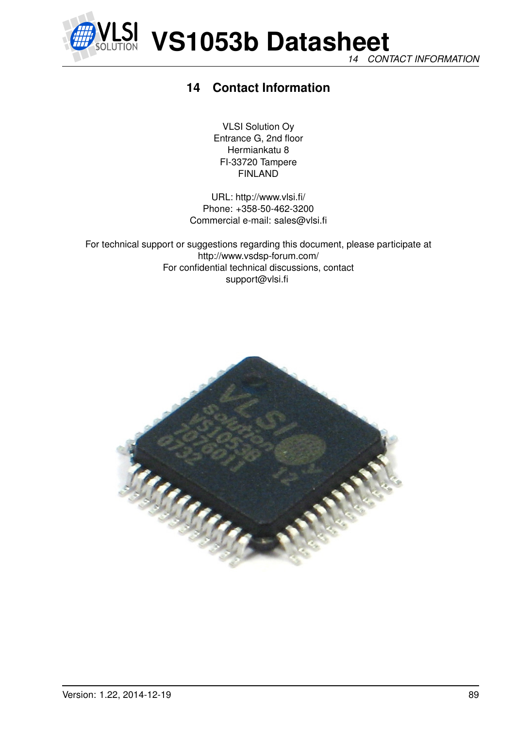# 14 Contact Information

VLSI Solution Oy
Entrance G, 2nd floor
Hermiankatu 8
FI-33720 Tampere
FINLAND

URL: http://www.vlsi.fi/
Phone: +358-50-462-3200
Commercial e-mail: sales@vlsi.fi

For technical support or suggestions regarding this document, please participate at
http://www.vsdsp-forum.com/
For confidential technical discussions, contact
support@vlsi.fi